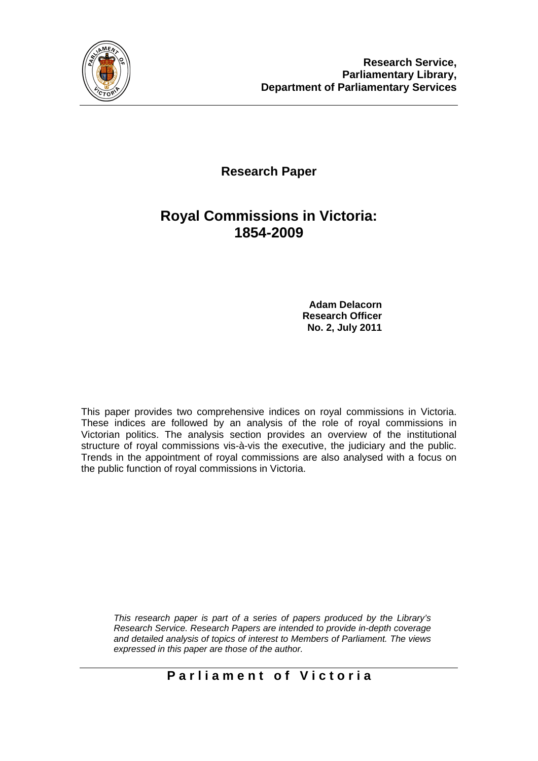**Research Service,**
**Parliamentary Library,**
**Department of Parliamentary Services**

**Research Paper**

# Royal Commissions in Victoria: 1854-2009

**Adam Delacorn**
**Research Officer**
**No. 2, July 2011**

This paper provides two comprehensive indices on royal commissions in Victoria. These indices are followed by an analysis of the role of royal commissions in Victorian politics. The analysis section provides an overview of the institutional structure of royal commissions vis-à-vis the executive, the judiciary and the public. Trends in the appointment of royal commissions are also analysed with a focus on the public function of royal commissions in Victoria.

*This research paper is part of a series of papers produced by the Library's Research Service. Research Papers are intended to provide in-depth coverage and detailed analysis of topics of interest to Members of Parliament. The views expressed in this paper are those of the author.*

**Parliament of Victoria**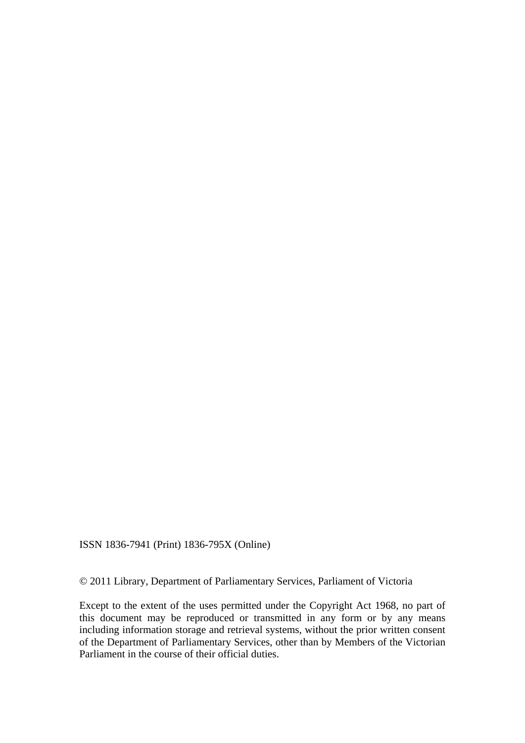ISSN 1836-7941 (Print) 1836-795X (Online)

© 2011 Library, Department of Parliamentary Services, Parliament of Victoria

Except to the extent of the uses permitted under the Copyright Act 1968, no part of this document may be reproduced or transmitted in any form or by any means including information storage and retrieval systems, without the prior written consent of the Department of Parliamentary Services, other than by Members of the Victorian Parliament in the course of their official duties.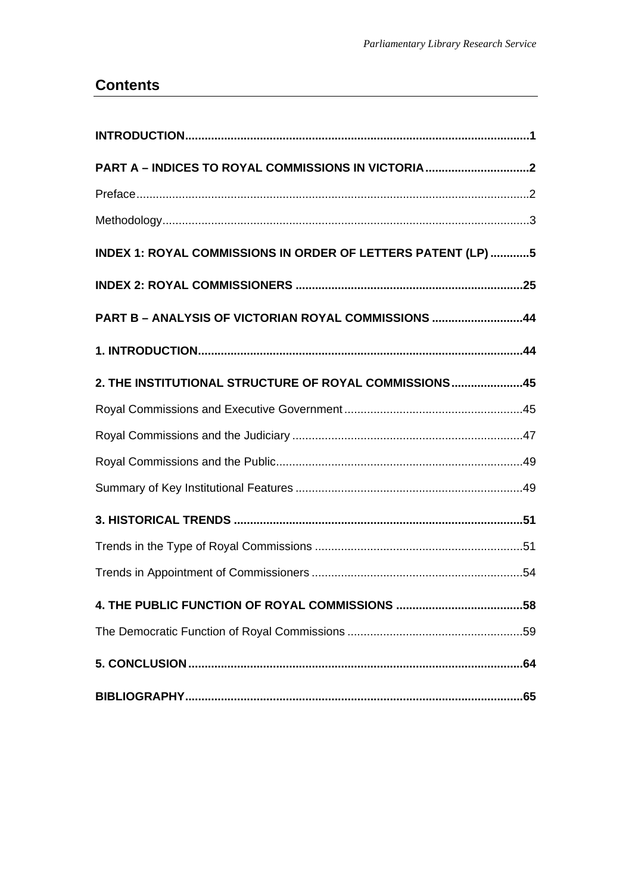## Contents

**INTRODUCTION**......................................................................................................**1**

**PART A – INDICES TO ROYAL COMMISSIONS IN VICTORIA**.................................**2**

Preface........................................................................................................................2

Methodology................................................................................................................3

**INDEX 1: ROYAL COMMISSIONS IN ORDER OF LETTERS PATENT (LP)**............**5**

**INDEX 2: ROYAL COMMISSIONERS**.....................................................................**25**

**PART B – ANALYSIS OF VICTORIAN ROYAL COMMISSIONS**............................**44**

**1. INTRODUCTION**..................................................................................................**44**

**2. THE INSTITUTIONAL STRUCTURE OF ROYAL COMMISSIONS**......................**45**

Royal Commissions and Executive Government......................................................45

Royal Commissions and the Judiciary......................................................................47

Royal Commissions and the Public...........................................................................49

Summary of Key Institutional Features.....................................................................49

**3. HISTORICAL TRENDS**........................................................................................**51**

Trends in the Type of Royal Commissions...............................................................51

Trends in Appointment of Commissioners................................................................54

**4. THE PUBLIC FUNCTION OF ROYAL COMMISSIONS**.......................................**58**

The Democratic Function of Royal Commissions.....................................................59

**5. CONCLUSION**......................................................................................................**64**

**BIBLIOGRAPHY**.......................................................................................................**65**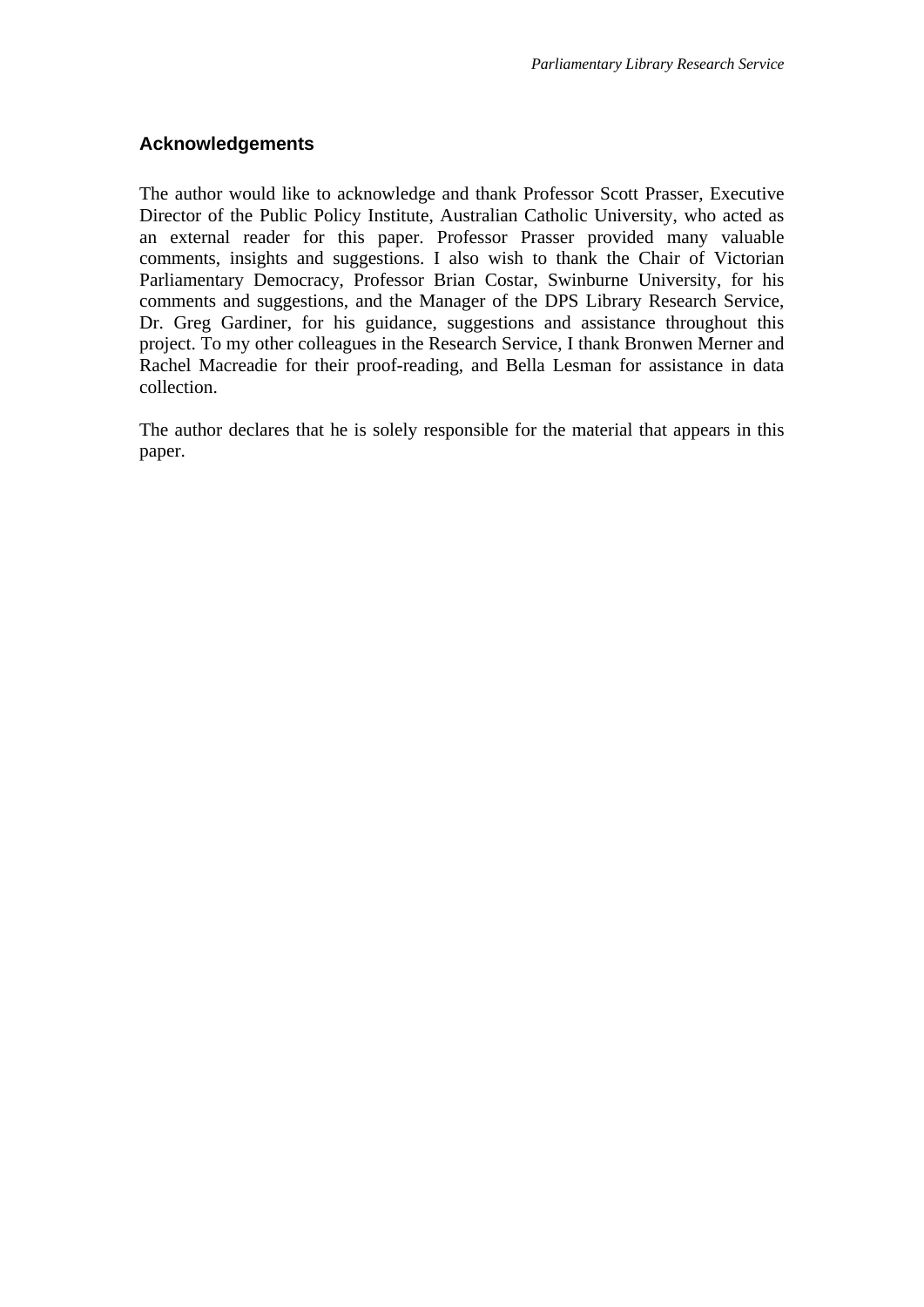## Acknowledgements

The author would like to acknowledge and thank Professor Scott Prasser, Executive Director of the Public Policy Institute, Australian Catholic University, who acted as an external reader for this paper. Professor Prasser provided many valuable comments, insights and suggestions. I also wish to thank the Chair of Victorian Parliamentary Democracy, Professor Brian Costar, Swinburne University, for his comments and suggestions, and the Manager of the DPS Library Research Service, Dr. Greg Gardiner, for his guidance, suggestions and assistance throughout this project. To my other colleagues in the Research Service, I thank Bronwen Merner and Rachel Macreadie for their proof-reading, and Bella Lesman for assistance in data collection.

The author declares that he is solely responsible for the material that appears in this paper.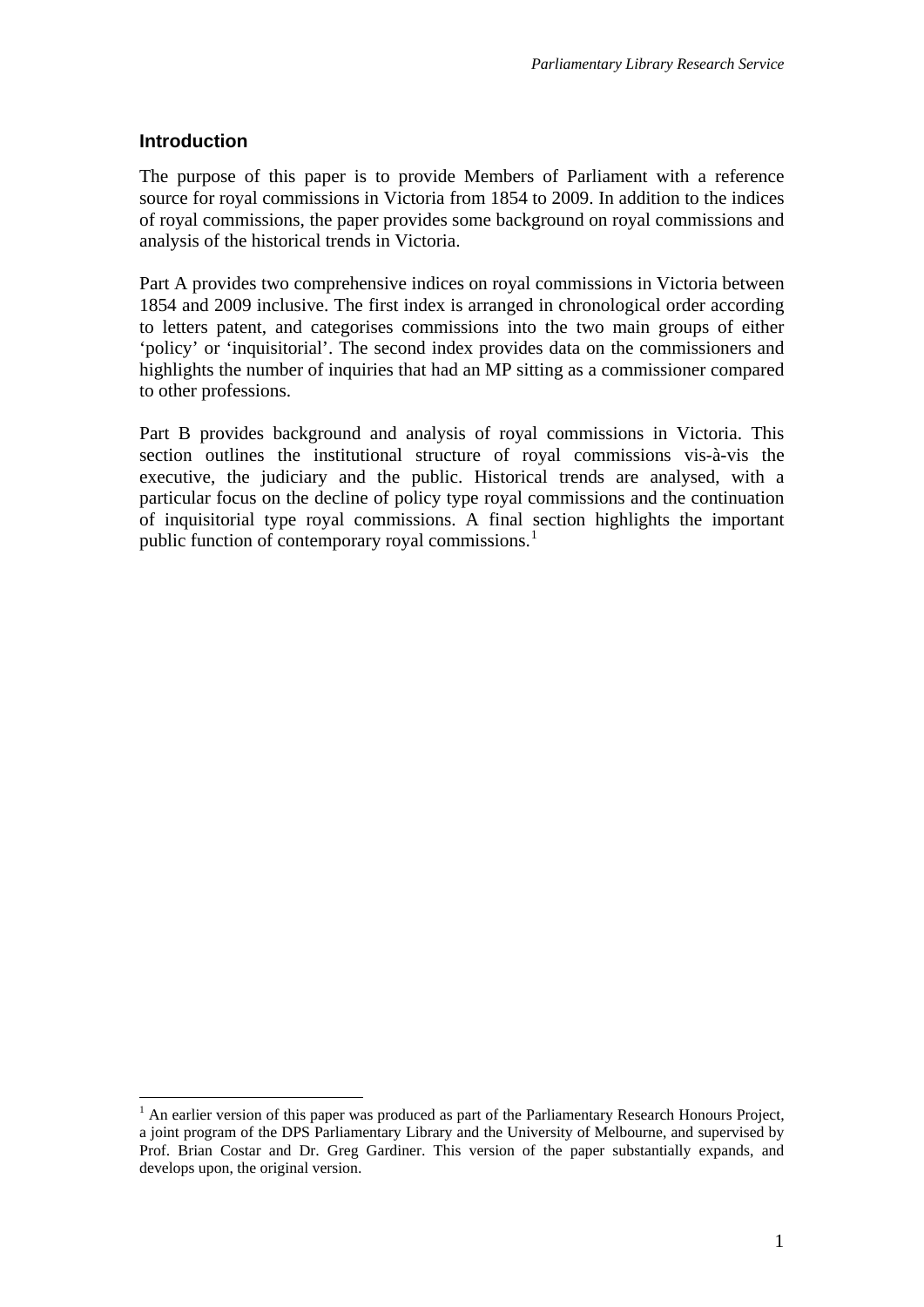## Introduction

The purpose of this paper is to provide Members of Parliament with a reference source for royal commissions in Victoria from 1854 to 2009. In addition to the indices of royal commissions, the paper provides some background on royal commissions and analysis of the historical trends in Victoria.

Part A provides two comprehensive indices on royal commissions in Victoria between 1854 and 2009 inclusive. The first index is arranged in chronological order according to letters patent, and categorises commissions into the two main groups of either 'policy' or 'inquisitorial'. The second index provides data on the commissioners and highlights the number of inquiries that had an MP sitting as a commissioner compared to other professions.

Part B provides background and analysis of royal commissions in Victoria. This section outlines the institutional structure of royal commissions vis-à-vis the executive, the judiciary and the public. Historical trends are analysed, with a particular focus on the decline of policy type royal commissions and the continuation of inquisitorial type royal commissions. A final section highlights the important public function of contemporary royal commissions.[1]

[1] An earlier version of this paper was produced as part of the Parliamentary Research Honours Project, a joint program of the DPS Parliamentary Library and the University of Melbourne, and supervised by Prof. Brian Costar and Dr. Greg Gardiner. This version of the paper substantially expands, and develops upon, the original version.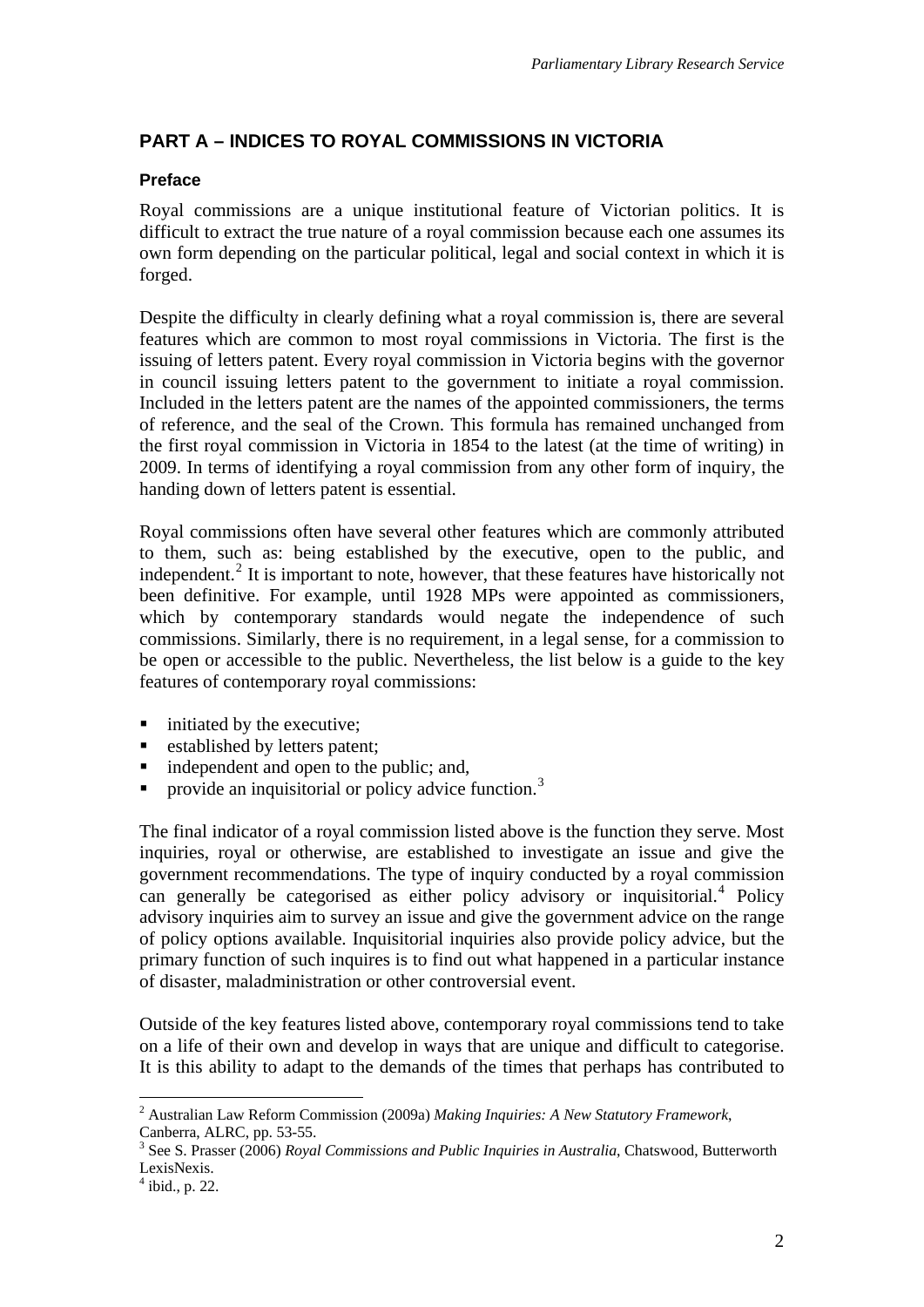## PART A – INDICES TO ROYAL COMMISSIONS IN VICTORIA

### Preface

Royal commissions are a unique institutional feature of Victorian politics. It is difficult to extract the true nature of a royal commission because each one assumes its own form depending on the particular political, legal and social context in which it is forged.

Despite the difficulty in clearly defining what a royal commission is, there are several features which are common to most royal commissions in Victoria. The first is the issuing of letters patent. Every royal commission in Victoria begins with the governor in council issuing letters patent to the government to initiate a royal commission. Included in the letters patent are the names of the appointed commissioners, the terms of reference, and the seal of the Crown. This formula has remained unchanged from the first royal commission in Victoria in 1854 to the latest (at the time of writing) in 2009. In terms of identifying a royal commission from any other form of inquiry, the handing down of letters patent is essential.

Royal commissions often have several other features which are commonly attributed to them, such as: being established by the executive, open to the public, and independent.[2] It is important to note, however, that these features have historically not been definitive. For example, until 1928 MPs were appointed as commissioners, which by contemporary standards would negate the independence of such commissions. Similarly, there is no requirement, in a legal sense, for a commission to be open or accessible to the public. Nevertheless, the list below is a guide to the key features of contemporary royal commissions:

- initiated by the executive;
- established by letters patent;
- independent and open to the public; and,
- provide an inquisitorial or policy advice function.[3]

The final indicator of a royal commission listed above is the function they serve. Most inquiries, royal or otherwise, are established to investigate an issue and give the government recommendations. The type of inquiry conducted by a royal commission can generally be categorised as either policy advisory or inquisitorial.[4] Policy advisory inquiries aim to survey an issue and give the government advice on the range of policy options available. Inquisitorial inquiries also provide policy advice, but the primary function of such inquires is to find out what happened in a particular instance of disaster, maladministration or other controversial event.

Outside of the key features listed above, contemporary royal commissions tend to take on a life of their own and develop in ways that are unique and difficult to categorise. It is this ability to adapt to the demands of the times that perhaps has contributed to

---

[2] Australian Law Reform Commission (2009a) *Making Inquiries: A New Statutory Framework*, Canberra, ALRC, pp. 53-55.

[3] See S. Prasser (2006) *Royal Commissions and Public Inquiries in Australia*, Chatswood, Butterworth LexisNexis.

[4] ibid., p. 22.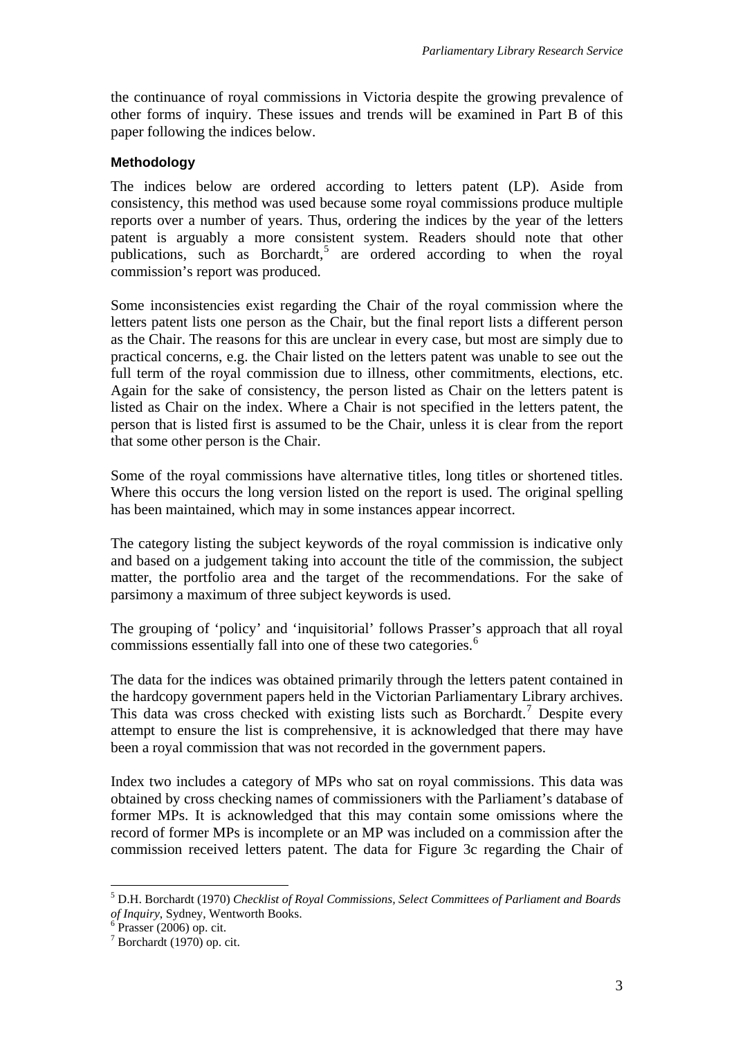the continuance of royal commissions in Victoria despite the growing prevalence of other forms of inquiry. These issues and trends will be examined in Part B of this paper following the indices below.

#### Methodology

The indices below are ordered according to letters patent (LP). Aside from consistency, this method was used because some royal commissions produce multiple reports over a number of years. Thus, ordering the indices by the year of the letters patent is arguably a more consistent system. Readers should note that other publications, such as Borchardt,[5] are ordered according to when the royal commission's report was produced.

Some inconsistencies exist regarding the Chair of the royal commission where the letters patent lists one person as the Chair, but the final report lists a different person as the Chair. The reasons for this are unclear in every case, but most are simply due to practical concerns, e.g. the Chair listed on the letters patent was unable to see out the full term of the royal commission due to illness, other commitments, elections, etc. Again for the sake of consistency, the person listed as Chair on the letters patent is listed as Chair on the index. Where a Chair is not specified in the letters patent, the person that is listed first is assumed to be the Chair, unless it is clear from the report that some other person is the Chair.

Some of the royal commissions have alternative titles, long titles or shortened titles. Where this occurs the long version listed on the report is used. The original spelling has been maintained, which may in some instances appear incorrect.

The category listing the subject keywords of the royal commission is indicative only and based on a judgement taking into account the title of the commission, the subject matter, the portfolio area and the target of the recommendations. For the sake of parsimony a maximum of three subject keywords is used.

The grouping of 'policy' and 'inquisitorial' follows Prasser's approach that all royal commissions essentially fall into one of these two categories.[6]

The data for the indices was obtained primarily through the letters patent contained in the hardcopy government papers held in the Victorian Parliamentary Library archives. This data was cross checked with existing lists such as Borchardt.[7] Despite every attempt to ensure the list is comprehensive, it is acknowledged that there may have been a royal commission that was not recorded in the government papers.

Index two includes a category of MPs who sat on royal commissions. This data was obtained by cross checking names of commissioners with the Parliament's database of former MPs. It is acknowledged that this may contain some omissions where the record of former MPs is incomplete or an MP was included on a commission after the commission received letters patent. The data for Figure 3c regarding the Chair of

---

[5] D.H. Borchardt (1970) *Checklist of Royal Commissions, Select Committees of Parliament and Boards of Inquiry*, Sydney, Wentworth Books.

[6] Prasser (2006) op. cit.

[7] Borchardt (1970) op. cit.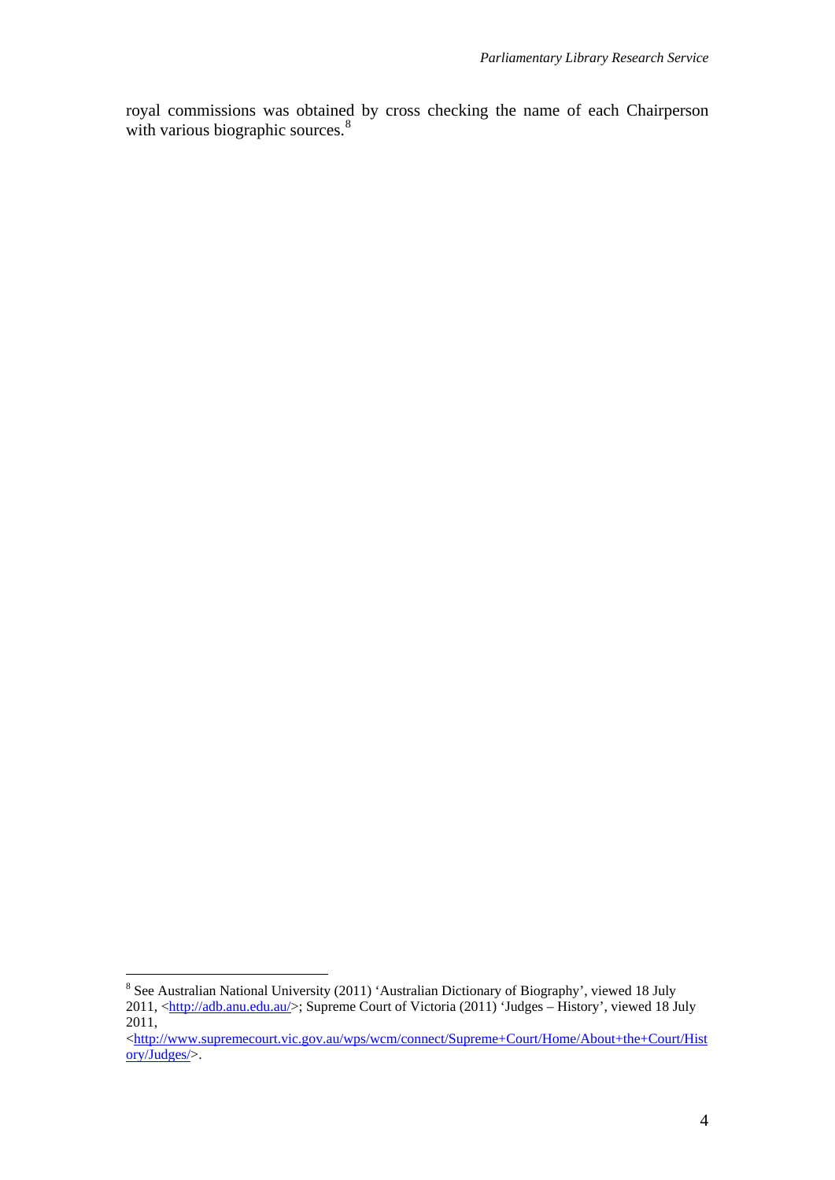royal commissions was obtained by cross checking the name of each Chairperson with various biographic sources.[8]

---

[8] See Australian National University (2011) 'Australian Dictionary of Biography', viewed 18 July 2011, <http://adb.anu.edu.au/>; Supreme Court of Victoria (2011) 'Judges – History', viewed 18 July 2011, <http://www.supremecourt.vic.gov.au/wps/wcm/connect/Supreme+Court/Home/About+the+Court/History/Judges/>.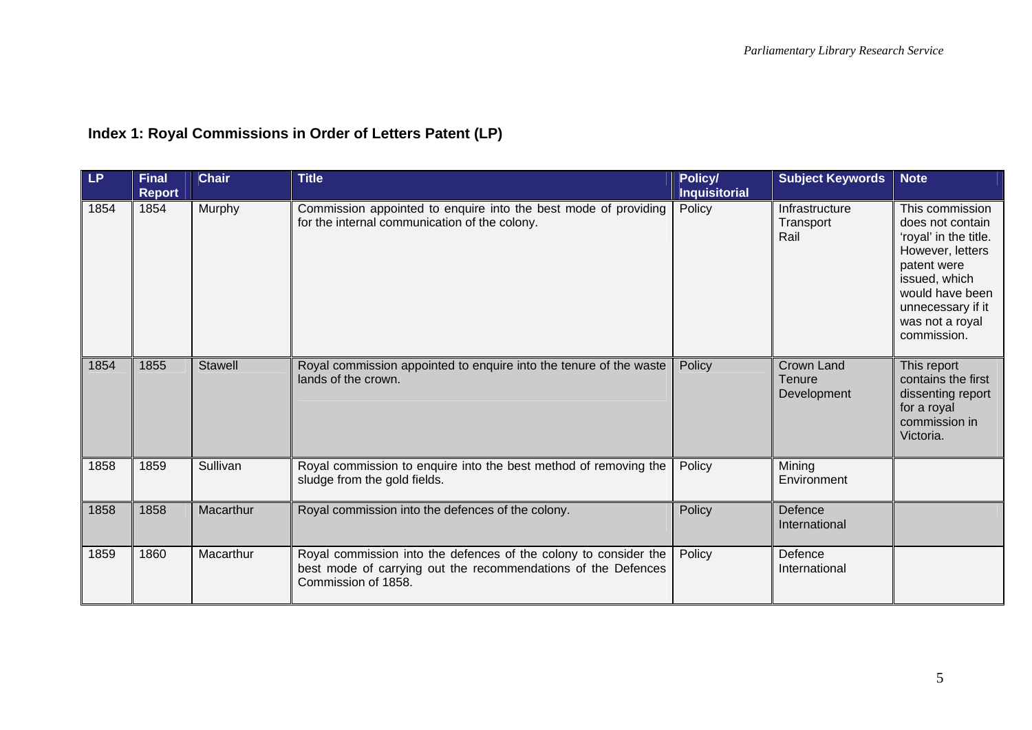## Index 1: Royal Commissions in Order of Letters Patent (LP)

| LP | Final Report | Chair | Title | Policy/ Inquisitorial | Subject Keywords | Note |
|---|---|---|---|---|---|---|
| 1854 | 1854 | Murphy | Commission appointed to enquire into the best mode of providing for the internal communication of the colony. | Policy | Infrastructure Transport Rail | This commission does not contain 'royal' in the title. However, letters patent were issued, which would have been unnecessary if it was not a royal commission. |
| 1854 | 1855 | Stawell | Royal commission appointed to enquire into the tenure of the waste lands of the crown. | Policy | Crown Land Tenure Development | This report contains the first dissenting report for a royal commission in Victoria. |
| 1858 | 1859 | Sullivan | Royal commission to enquire into the best method of removing the sludge from the gold fields. | Policy | Mining Environment | |
| 1858 | 1858 | Macarthur | Royal commission into the defences of the colony. | Policy | Defence International | |
| 1859 | 1860 | Macarthur | Royal commission into the defences of the colony to consider the best mode of carrying out the recommendations of the Defences Commission of 1858. | Policy | Defence International | |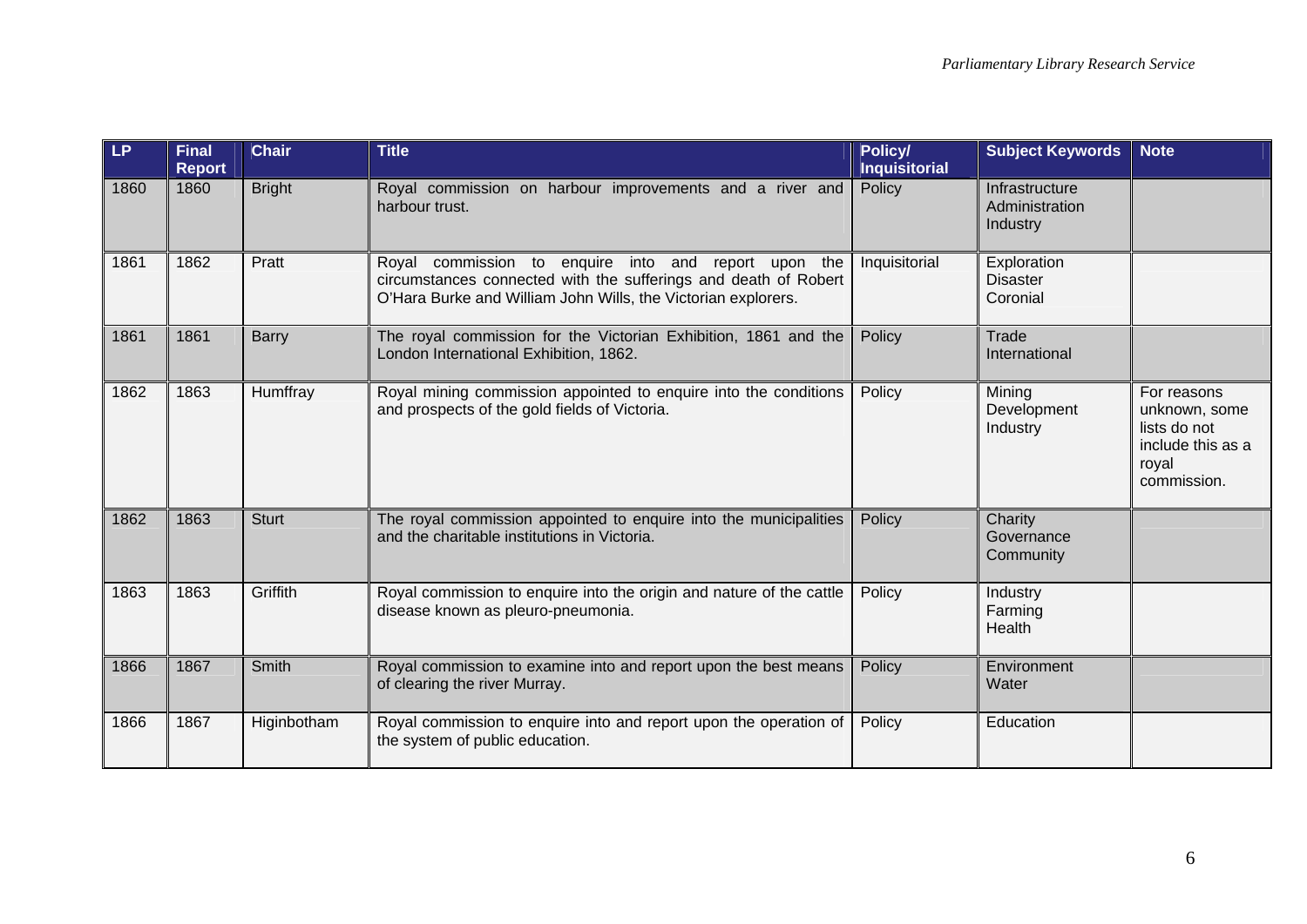| LP | Final Report | Chair | Title | Policy/ Inquisitorial | Subject Keywords | Note |
|---|---|---|---|---|---|---|
| 1860 | 1860 | Bright | Royal commission on harbour improvements and a river and harbour trust. | Policy | Infrastructure Administration Industry | |
| 1861 | 1862 | Pratt | Royal commission to enquire into and report upon the circumstances connected with the sufferings and death of Robert O'Hara Burke and William John Wills, the Victorian explorers. | Inquisitorial | Exploration Disaster Coronial | |
| 1861 | 1861 | Barry | The royal commission for the Victorian Exhibition, 1861 and the London International Exhibition, 1862. | Policy | Trade International | |
| 1862 | 1863 | Humffray | Royal mining commission appointed to enquire into the conditions and prospects of the gold fields of Victoria. | Policy | Mining Development Industry | For reasons unknown, some lists do not include this as a royal commission. |
| 1862 | 1863 | Sturt | The royal commission appointed to enquire into the municipalities and the charitable institutions in Victoria. | Policy | Charity Governance Community | |
| 1863 | 1863 | Griffith | Royal commission to enquire into the origin and nature of the cattle disease known as pleuro-pneumonia. | Policy | Industry Farming Health | |
| 1866 | 1867 | Smith | Royal commission to examine into and report upon the best means of clearing the river Murray. | Policy | Environment Water | |
| 1866 | 1867 | Higinbotham | Royal commission to enquire into and report upon the operation of the system of public education. | Policy | Education | |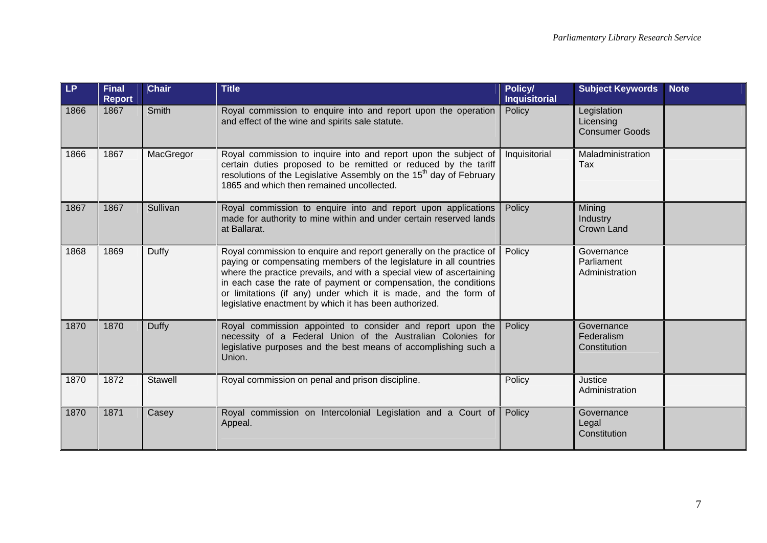| LP | Final Report | Chair | Title | Policy/ Inquisitorial | Subject Keywords | Note |
|---|---|---|---|---|---|---|
| 1866 | 1867 | Smith | Royal commission to enquire into and report upon the operation and effect of the wine and spirits sale statute. | Policy | Legislation Licensing Consumer Goods | |
| 1866 | 1867 | MacGregor | Royal commission to inquire into and report upon the subject of certain duties proposed to be remitted or reduced by the tariff resolutions of the Legislative Assembly on the 15th day of February 1865 and which then remained uncollected. | Inquisitorial | Maladministration Tax | |
| 1867 | 1867 | Sullivan | Royal commission to enquire into and report upon applications made for authority to mine within and under certain reserved lands at Ballarat. | Policy | Mining Industry Crown Land | |
| 1868 | 1869 | Duffy | Royal commission to enquire and report generally on the practice of paying or compensating members of the legislature in all countries where the practice prevails, and with a special view of ascertaining in each case the rate of payment or compensation, the conditions or limitations (if any) under which it is made, and the form of legislative enactment by which it has been authorized. | Policy | Governance Parliament Administration | |
| 1870 | 1870 | Duffy | Royal commission appointed to consider and report upon the necessity of a Federal Union of the Australian Colonies for legislative purposes and the best means of accomplishing such a Union. | Policy | Governance Federalism Constitution | |
| 1870 | 1872 | Stawell | Royal commission on penal and prison discipline. | Policy | Justice Administration | |
| 1870 | 1871 | Casey | Royal commission on Intercolonial Legislation and a Court of Appeal. | Policy | Governance Legal Constitution | |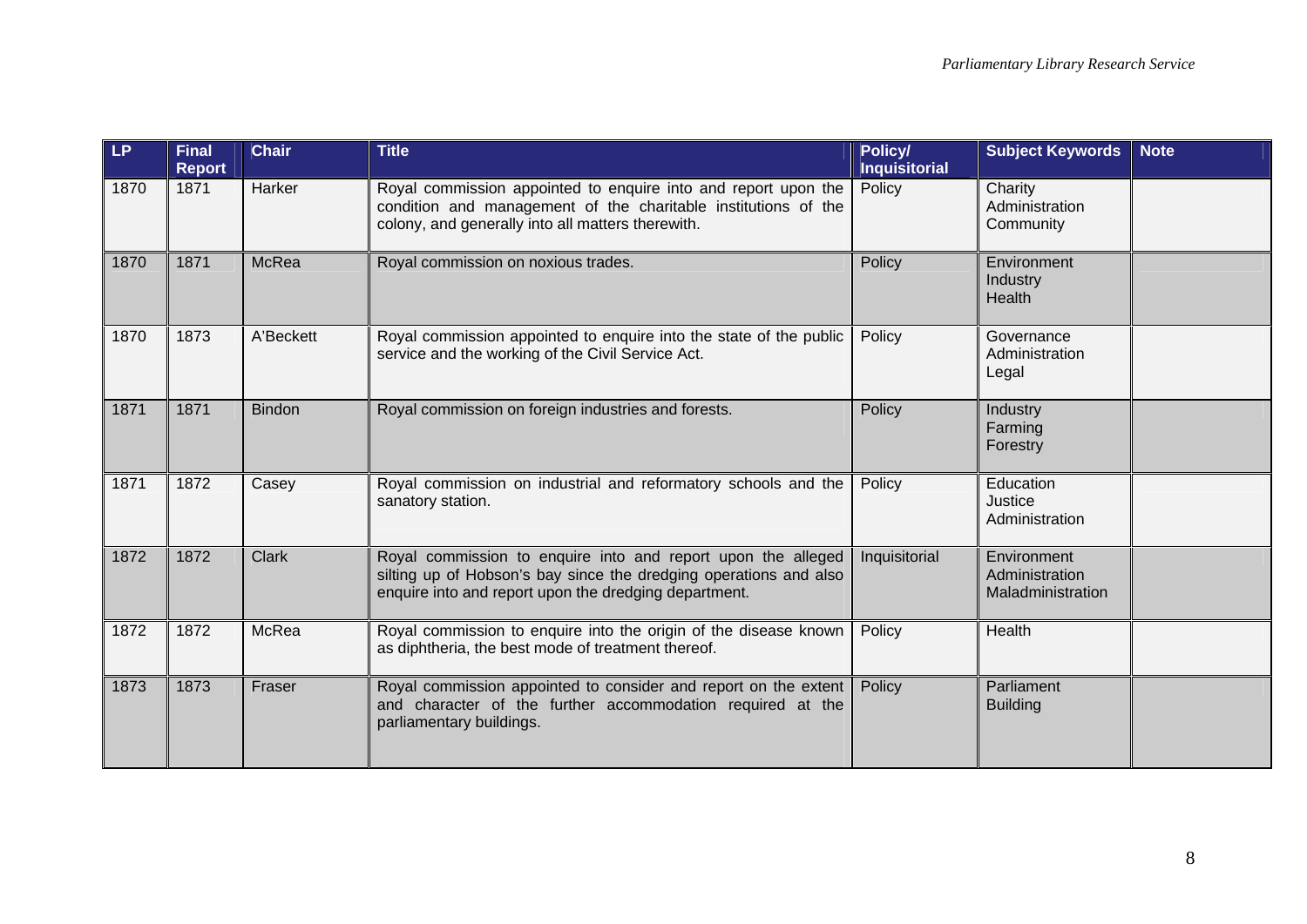| LP | Final Report | Chair | Title | Policy/ Inquisitorial | Subject Keywords | Note |
|---|---|---|---|---|---|---|
| 1870 | 1871 | Harker | Royal commission appointed to enquire into and report upon the condition and management of the charitable institutions of the colony, and generally into all matters therewith. | Policy | Charity<br>Administration<br>Community | |
| 1870 | 1871 | McRea | Royal commission on noxious trades. | Policy | Environment<br>Industry<br>Health | |
| 1870 | 1873 | A'Beckett | Royal commission appointed to enquire into the state of the public service and the working of the Civil Service Act. | Policy | Governance<br>Administration<br>Legal | |
| 1871 | 1871 | Bindon | Royal commission on foreign industries and forests. | Policy | Industry<br>Farming<br>Forestry | |
| 1871 | 1872 | Casey | Royal commission on industrial and reformatory schools and the sanatory station. | Policy | Education<br>Justice<br>Administration | |
| 1872 | 1872 | Clark | Royal commission to enquire into and report upon the alleged silting up of Hobson's bay since the dredging operations and also enquire into and report upon the dredging department. | Inquisitorial | Environment<br>Administration<br>Maladministration | |
| 1872 | 1872 | McRea | Royal commission to enquire into the origin of the disease known as diphtheria, the best mode of treatment thereof. | Policy | Health | |
| 1873 | 1873 | Fraser | Royal commission appointed to consider and report on the extent and character of the further accommodation required at the parliamentary buildings. | Policy | Parliament<br>Building | |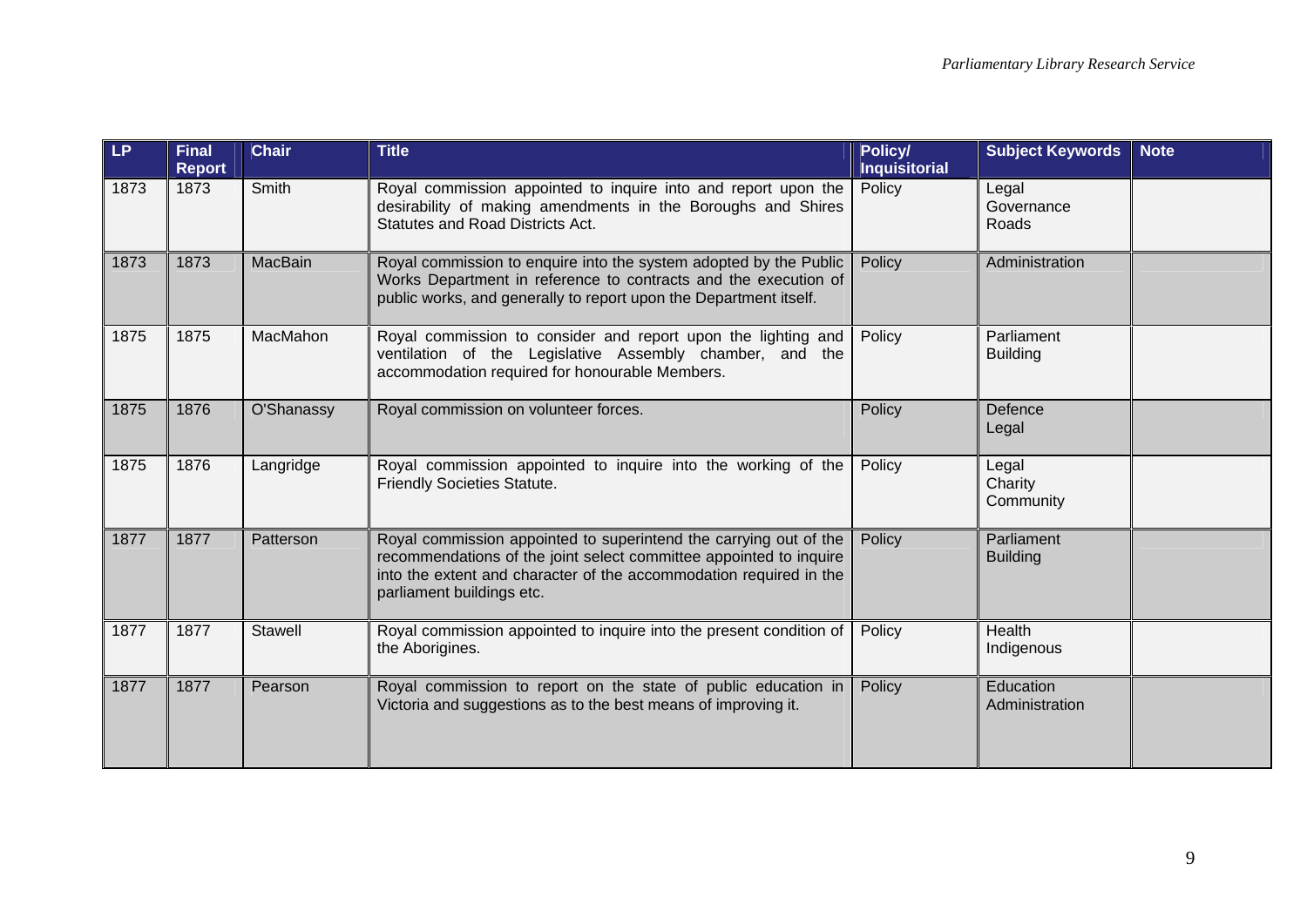| LP | Final Report | Chair | Title | Policy/ Inquisitorial | Subject Keywords | Note |
|---|---|---|---|---|---|---|
| 1873 | 1873 | Smith | Royal commission appointed to inquire into and report upon the desirability of making amendments in the Boroughs and Shires Statutes and Road Districts Act. | Policy | Legal<br>Governance<br>Roads | |
| 1873 | 1873 | MacBain | Royal commission to enquire into the system adopted by the Public Works Department in reference to contracts and the execution of public works, and generally to report upon the Department itself. | Policy | Administration | |
| 1875 | 1875 | MacMahon | Royal commission to consider and report upon the lighting and ventilation of the Legislative Assembly chamber, and the accommodation required for honourable Members. | Policy | Parliament<br>Building | |
| 1875 | 1876 | O'Shanassy | Royal commission on volunteer forces. | Policy | Defence<br>Legal | |
| 1875 | 1876 | Langridge | Royal commission appointed to inquire into the working of the Friendly Societies Statute. | Policy | Legal<br>Charity<br>Community | |
| 1877 | 1877 | Patterson | Royal commission appointed to superintend the carrying out of the recommendations of the joint select committee appointed to inquire into the extent and character of the accommodation required in the parliament buildings etc. | Policy | Parliament<br>Building | |
| 1877 | 1877 | Stawell | Royal commission appointed to inquire into the present condition of the Aborigines. | Policy | Health<br>Indigenous | |
| 1877 | 1877 | Pearson | Royal commission to report on the state of public education in Victoria and suggestions as to the best means of improving it. | Policy | Education<br>Administration | |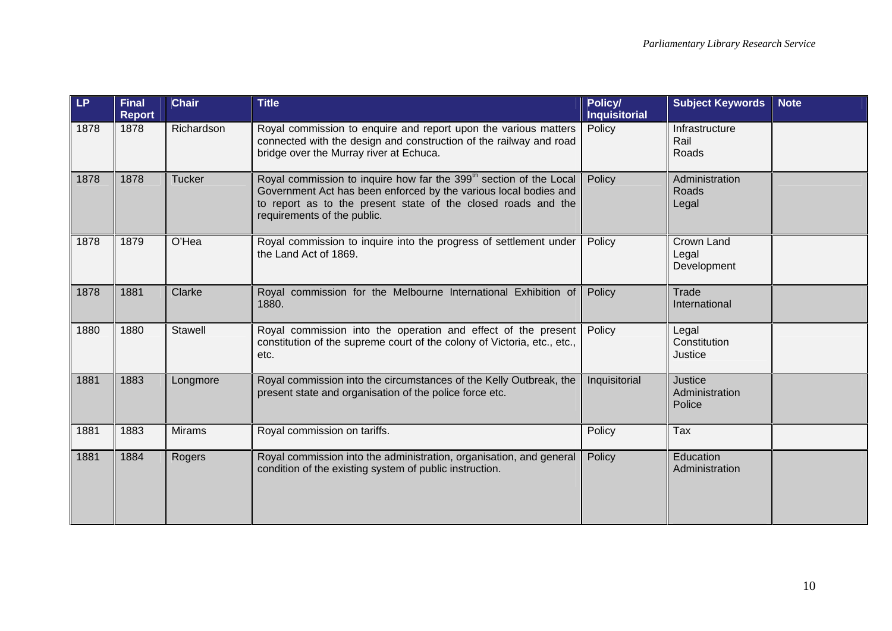| LP | Final Report | Chair | Title | Policy/ Inquisitorial | Subject Keywords | Note |
|---|---|---|---|---|---|---|
| 1878 | 1878 | Richardson | Royal commission to enquire and report upon the various matters connected with the design and construction of the railway and road bridge over the Murray river at Echuca. | Policy | Infrastructure Rail Roads | |
| 1878 | 1878 | Tucker | Royal commission to inquire how far the 399th section of the Local Government Act has been enforced by the various local bodies and to report as to the present state of the closed roads and the requirements of the public. | Policy | Administration Roads Legal | |
| 1878 | 1879 | O'Hea | Royal commission to inquire into the progress of settlement under the Land Act of 1869. | Policy | Crown Land Legal Development | |
| 1878 | 1881 | Clarke | Royal commission for the Melbourne International Exhibition of 1880. | Policy | Trade International | |
| 1880 | 1880 | Stawell | Royal commission into the operation and effect of the present constitution of the supreme court of the colony of Victoria, etc., etc., etc. | Policy | Legal Constitution Justice | |
| 1881 | 1883 | Longmore | Royal commission into the circumstances of the Kelly Outbreak, the present state and organisation of the police force etc. | Inquisitorial | Justice Administration Police | |
| 1881 | 1883 | Mirams | Royal commission on tariffs. | Policy | Tax | |
| 1881 | 1884 | Rogers | Royal commission into the administration, organisation, and general condition of the existing system of public instruction. | Policy | Education Administration | |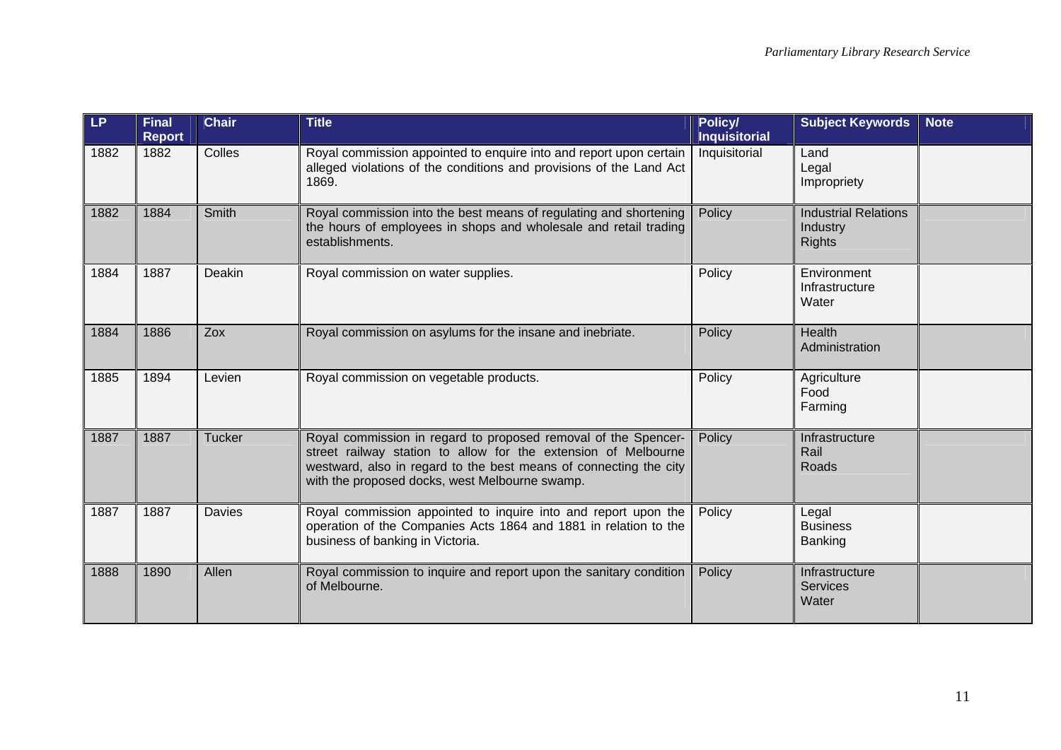| LP | Final Report | Chair | Title | Policy/ Inquisitorial | Subject Keywords | Note |
|---|---|---|---|---|---|---|
| 1882 | 1882 | Colles | Royal commission appointed to enquire into and report upon certain alleged violations of the conditions and provisions of the Land Act 1869. | Inquisitorial | Land<br>Legal<br>Impropriety | |
| 1882 | 1884 | Smith | Royal commission into the best means of regulating and shortening the hours of employees in shops and wholesale and retail trading establishments. | Policy | Industrial Relations<br>Industry<br>Rights | |
| 1884 | 1887 | Deakin | Royal commission on water supplies. | Policy | Environment<br>Infrastructure<br>Water | |
| 1884 | 1886 | Zox | Royal commission on asylums for the insane and inebriate. | Policy | Health<br>Administration | |
| 1885 | 1894 | Levien | Royal commission on vegetable products. | Policy | Agriculture<br>Food<br>Farming | |
| 1887 | 1887 | Tucker | Royal commission in regard to proposed removal of the Spencer-street railway station to allow for the extension of Melbourne westward, also in regard to the best means of connecting the city with the proposed docks, west Melbourne swamp. | Policy | Infrastructure<br>Rail<br>Roads | |
| 1887 | 1887 | Davies | Royal commission appointed to inquire into and report upon the operation of the Companies Acts 1864 and 1881 in relation to the business of banking in Victoria. | Policy | Legal<br>Business<br>Banking | |
| 1888 | 1890 | Allen | Royal commission to inquire and report upon the sanitary condition of Melbourne. | Policy | Infrastructure<br>Services<br>Water | |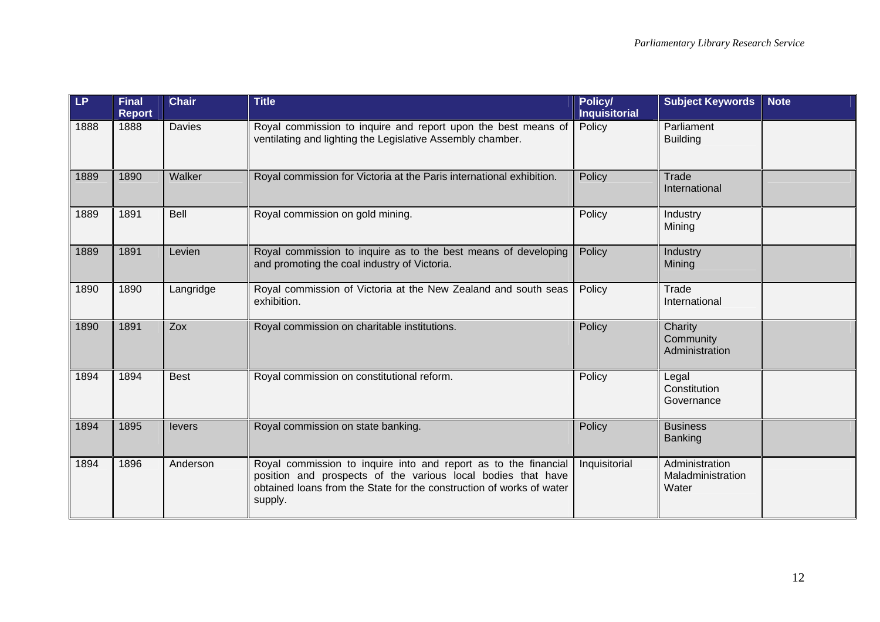| LP | Final Report | Chair | Title | Policy/ Inquisitorial | Subject Keywords | Note |
|---|---|---|---|---|---|---|
| 1888 | 1888 | Davies | Royal commission to inquire and report upon the best means of ventilating and lighting the Legislative Assembly chamber. | Policy | Parliament Building | |
| 1889 | 1890 | Walker | Royal commission for Victoria at the Paris international exhibition. | Policy | Trade International | |
| 1889 | 1891 | Bell | Royal commission on gold mining. | Policy | Industry Mining | |
| 1889 | 1891 | Levien | Royal commission to inquire as to the best means of developing and promoting the coal industry of Victoria. | Policy | Industry Mining | |
| 1890 | 1890 | Langridge | Royal commission of Victoria at the New Zealand and south seas exhibition. | Policy | Trade International | |
| 1890 | 1891 | Zox | Royal commission on charitable institutions. | Policy | Charity Community Administration | |
| 1894 | 1894 | Best | Royal commission on constitutional reform. | Policy | Legal Constitution Governance | |
| 1894 | 1895 | Ievers | Royal commission on state banking. | Policy | Business Banking | |
| 1894 | 1896 | Anderson | Royal commission to inquire into and report as to the financial position and prospects of the various local bodies that have obtained loans from the State for the construction of works of water supply. | Inquisitorial | Administration Maladministration Water | |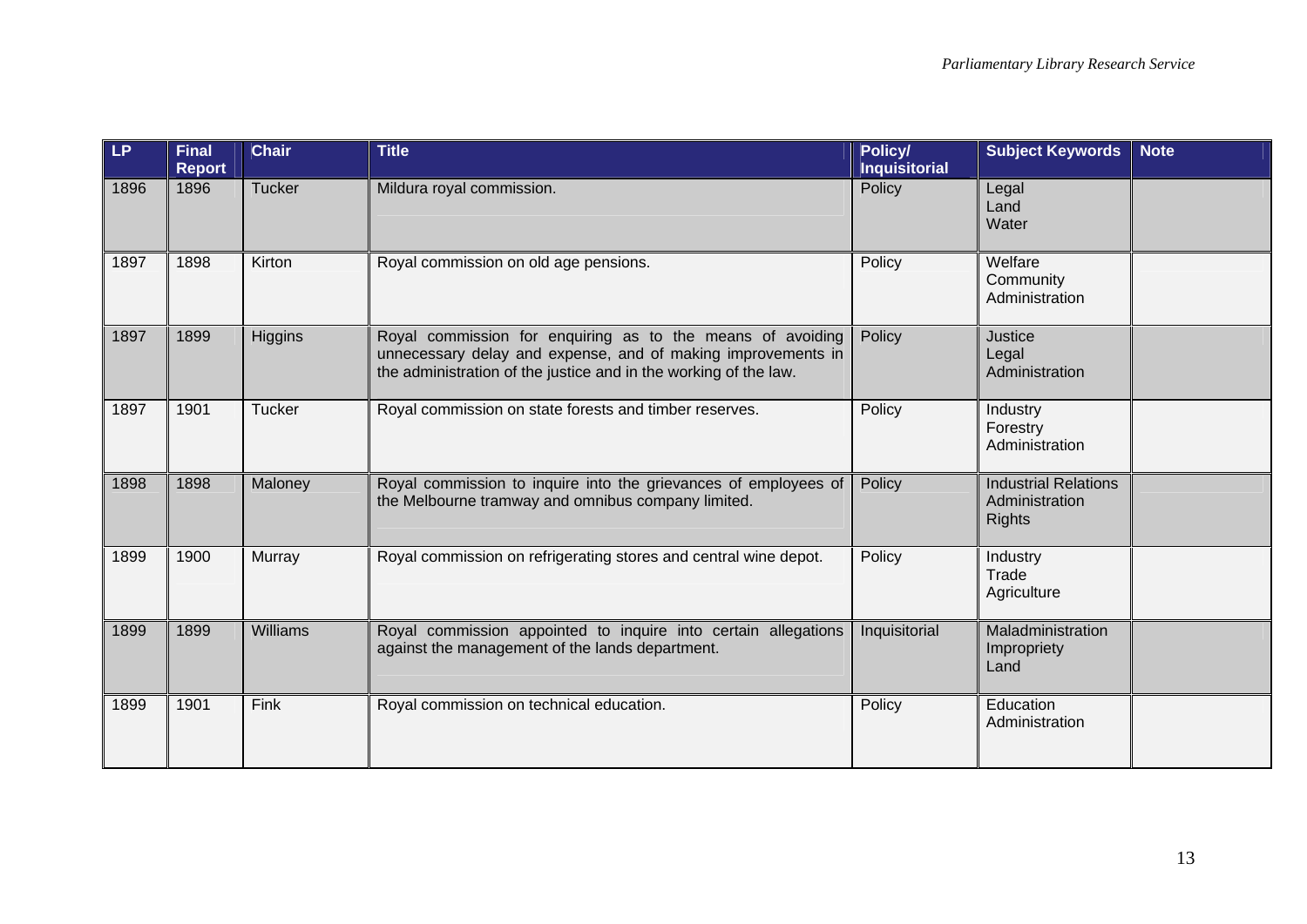| LP | Final Report | Chair | Title | Policy/ Inquisitorial | Subject Keywords | Note |
|---|---|---|---|---|---|---|
| 1896 | 1896 | Tucker | Mildura royal commission. | Policy | Legal<br>Land<br>Water | |
| 1897 | 1898 | Kirton | Royal commission on old age pensions. | Policy | Welfare<br>Community<br>Administration | |
| 1897 | 1899 | Higgins | Royal commission for enquiring as to the means of avoiding unnecessary delay and expense, and of making improvements in the administration of the justice and in the working of the law. | Policy | Justice<br>Legal<br>Administration | |
| 1897 | 1901 | Tucker | Royal commission on state forests and timber reserves. | Policy | Industry<br>Forestry<br>Administration | |
| 1898 | 1898 | Maloney | Royal commission to inquire into the grievances of employees of the Melbourne tramway and omnibus company limited. | Policy | Industrial Relations<br>Administration<br>Rights | |
| 1899 | 1900 | Murray | Royal commission on refrigerating stores and central wine depot. | Policy | Industry<br>Trade<br>Agriculture | |
| 1899 | 1899 | Williams | Royal commission appointed to inquire into certain allegations against the management of the lands department. | Inquisitorial | Maladministration<br>Impropriety<br>Land | |
| 1899 | 1901 | Fink | Royal commission on technical education. | Policy | Education<br>Administration | |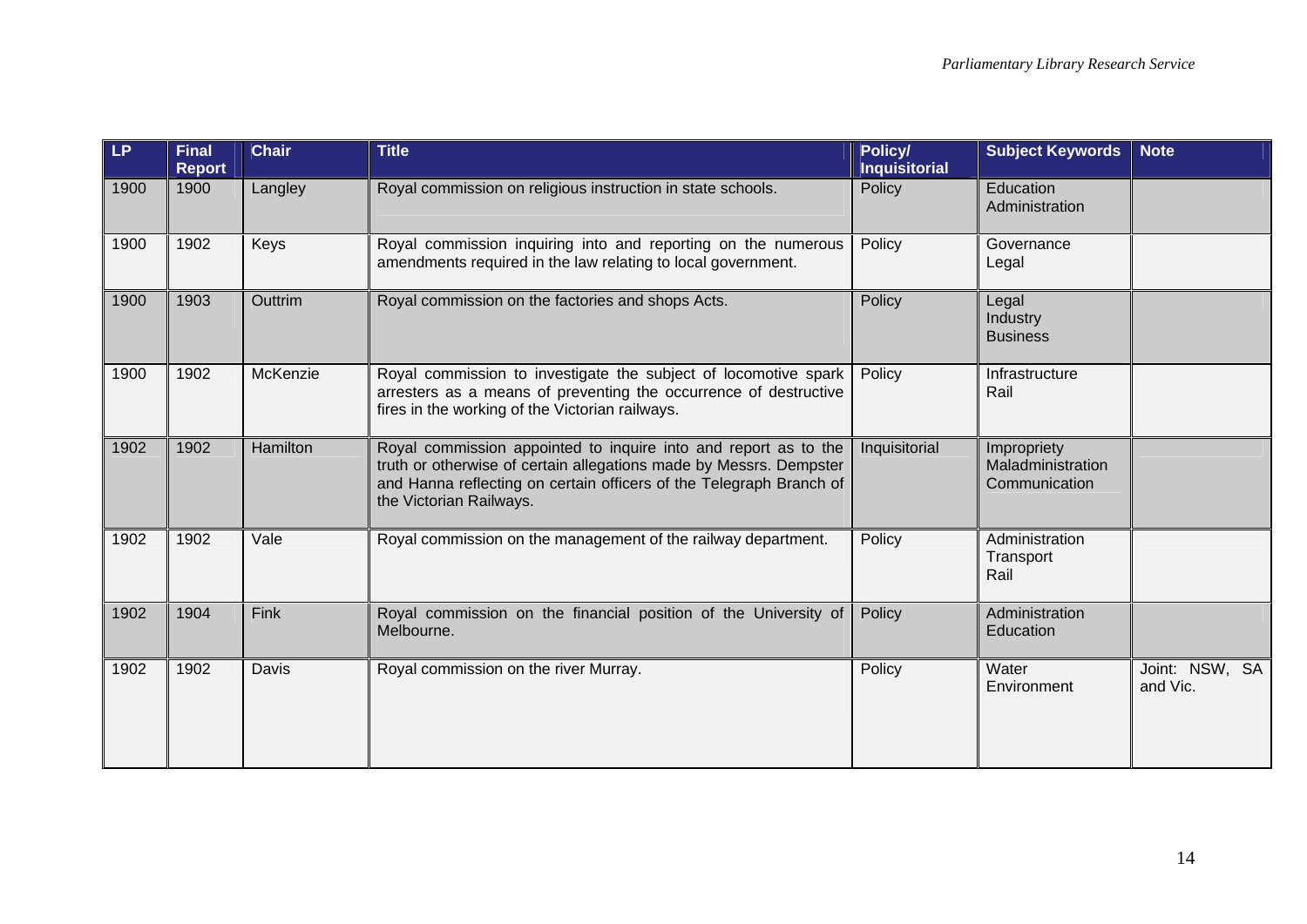| LP | Final Report | Chair | Title | Policy/ Inquisitorial | Subject Keywords | Note |
|---|---|---|---|---|---|---|
| 1900 | 1900 | Langley | Royal commission on religious instruction in state schools. | Policy | Education Administration | |
| 1900 | 1902 | Keys | Royal commission inquiring into and reporting on the numerous amendments required in the law relating to local government. | Policy | Governance Legal | |
| 1900 | 1903 | Outtrim | Royal commission on the factories and shops Acts. | Policy | Legal Industry Business | |
| 1900 | 1902 | McKenzie | Royal commission to investigate the subject of locomotive spark arresters as a means of preventing the occurrence of destructive fires in the working of the Victorian railways. | Policy | Infrastructure Rail | |
| 1902 | 1902 | Hamilton | Royal commission appointed to inquire into and report as to the truth or otherwise of certain allegations made by Messrs. Dempster and Hanna reflecting on certain officers of the Telegraph Branch of the Victorian Railways. | Inquisitorial | Impropriety Maladministration Communication | |
| 1902 | 1902 | Vale | Royal commission on the management of the railway department. | Policy | Administration Transport Rail | |
| 1902 | 1904 | Fink | Royal commission on the financial position of the University of Melbourne. | Policy | Administration Education | |
| 1902 | 1902 | Davis | Royal commission on the river Murray. | Policy | Water Environment | Joint: NSW, SA and Vic. |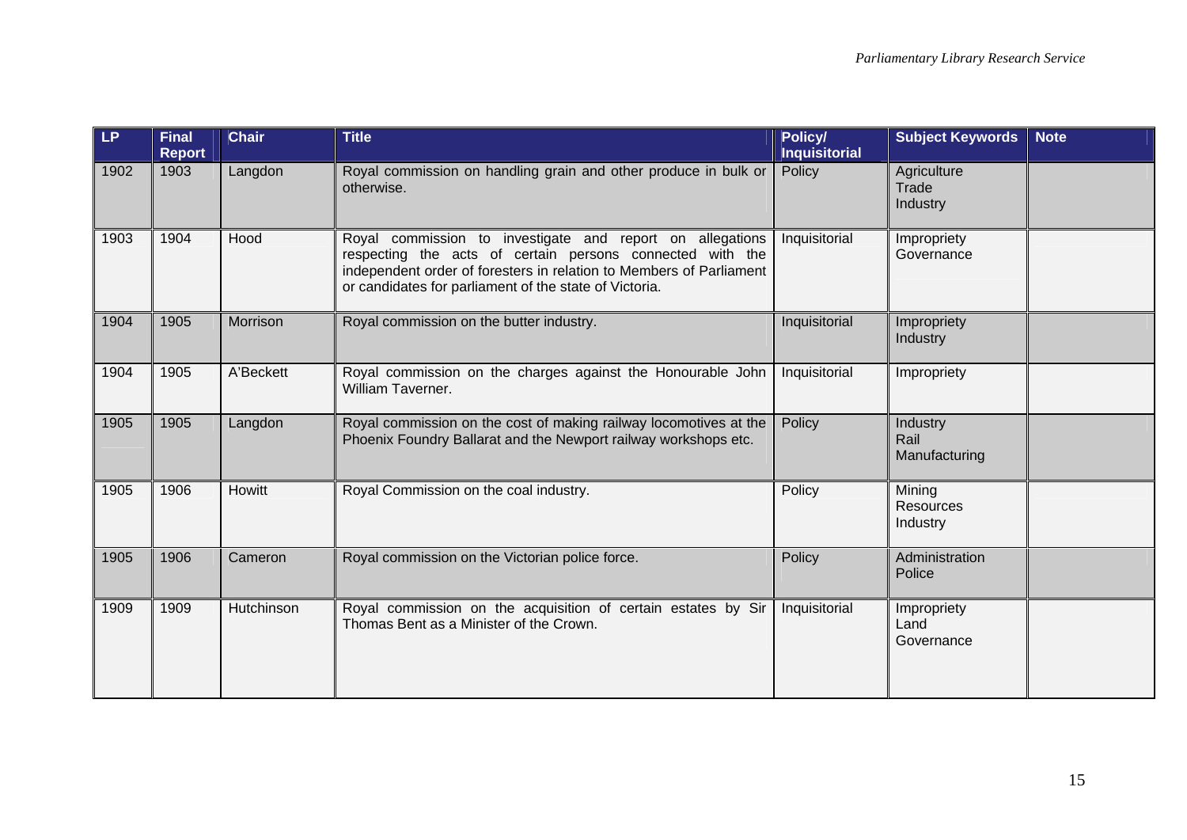| LP | Final Report | Chair | Title | Policy/ Inquisitorial | Subject Keywords | Note |
|---|---|---|---|---|---|---|
| 1902 | 1903 | Langdon | Royal commission on handling grain and other produce in bulk or otherwise. | Policy | Agriculture<br>Trade<br>Industry | |
| 1903 | 1904 | Hood | Royal commission to investigate and report on allegations respecting the acts of certain persons connected with the independent order of foresters in relation to Members of Parliament or candidates for parliament of the state of Victoria. | Inquisitorial | Impropriety<br>Governance | |
| 1904 | 1905 | Morrison | Royal commission on the butter industry. | Inquisitorial | Impropriety<br>Industry | |
| 1904 | 1905 | A'Beckett | Royal commission on the charges against the Honourable John William Taverner. | Inquisitorial | Impropriety | |
| 1905 | 1905 | Langdon | Royal commission on the cost of making railway locomotives at the Phoenix Foundry Ballarat and the Newport railway workshops etc. | Policy | Industry<br>Rail<br>Manufacturing | |
| 1905 | 1906 | Howitt | Royal Commission on the coal industry. | Policy | Mining<br>Resources<br>Industry | |
| 1905 | 1906 | Cameron | Royal commission on the Victorian police force. | Policy | Administration<br>Police | |
| 1909 | 1909 | Hutchinson | Royal commission on the acquisition of certain estates by Sir Thomas Bent as a Minister of the Crown. | Inquisitorial | Impropriety<br>Land<br>Governance | |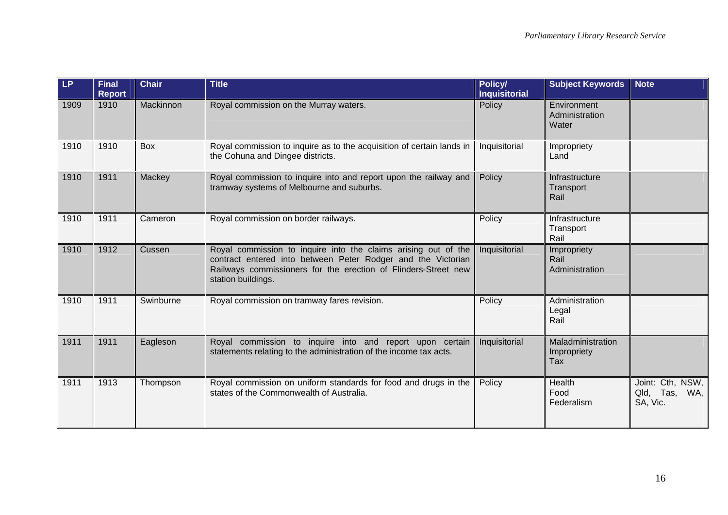| LP | Final Report | Chair | Title | Policy/ Inquisitorial | Subject Keywords | Note |
|---|---|---|---|---|---|---|
| 1909 | 1910 | Mackinnon | Royal commission on the Murray waters. | Policy | Environment<br>Administration<br>Water | |
| 1910 | 1910 | Box | Royal commission to inquire as to the acquisition of certain lands in the Cohuna and Dingee districts. | Inquisitorial | Impropriety<br>Land | |
| 1910 | 1911 | Mackey | Royal commission to inquire into and report upon the railway and tramway systems of Melbourne and suburbs. | Policy | Infrastructure<br>Transport<br>Rail | |
| 1910 | 1911 | Cameron | Royal commission on border railways. | Policy | Infrastructure<br>Transport<br>Rail | |
| 1910 | 1912 | Cussen | Royal commission to inquire into the claims arising out of the contract entered into between Peter Rodger and the Victorian Railways commissioners for the erection of Flinders-Street new station buildings. | Inquisitorial | Impropriety<br>Rail<br>Administration | |
| 1910 | 1911 | Swinburne | Royal commission on tramway fares revision. | Policy | Administration<br>Legal<br>Rail | |
| 1911 | 1911 | Eagleson | Royal commission to inquire into and report upon certain statements relating to the administration of the income tax acts. | Inquisitorial | Maladministration<br>Impropriety<br>Tax | |
| 1911 | 1913 | Thompson | Royal commission on uniform standards for food and drugs in the states of the Commonwealth of Australia. | Policy | Health<br>Food<br>Federalism | Joint: Cth, NSW, Qld, Tas, WA, SA, Vic. |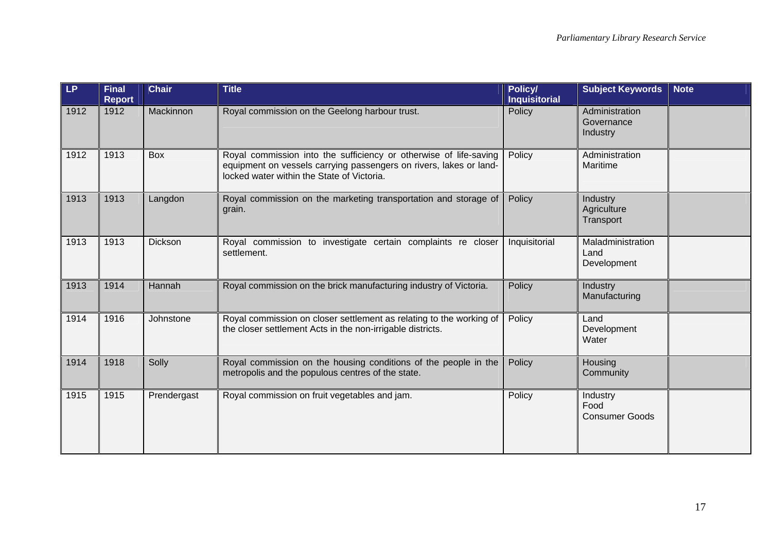| LP | Final Report | Chair | Title | Policy/ Inquisitorial | Subject Keywords | Note |
|---|---|---|---|---|---|---|
| 1912 | 1912 | Mackinnon | Royal commission on the Geelong harbour trust. | Policy | Administration Governance Industry | |
| 1912 | 1913 | Box | Royal commission into the sufficiency or otherwise of life-saving equipment on vessels carrying passengers on rivers, lakes or land-locked water within the State of Victoria. | Policy | Administration Maritime | |
| 1913 | 1913 | Langdon | Royal commission on the marketing transportation and storage of grain. | Policy | Industry Agriculture Transport | |
| 1913 | 1913 | Dickson | Royal commission to investigate certain complaints re closer settlement. | Inquisitorial | Maladministration Land Development | |
| 1913 | 1914 | Hannah | Royal commission on the brick manufacturing industry of Victoria. | Policy | Industry Manufacturing | |
| 1914 | 1916 | Johnstone | Royal commission on closer settlement as relating to the working of the closer settlement Acts in the non-irrigable districts. | Policy | Land Development Water | |
| 1914 | 1918 | Solly | Royal commission on the housing conditions of the people in the metropolis and the populous centres of the state. | Policy | Housing Community | |
| 1915 | 1915 | Prendergast | Royal commission on fruit vegetables and jam. | Policy | Industry Food Consumer Goods | |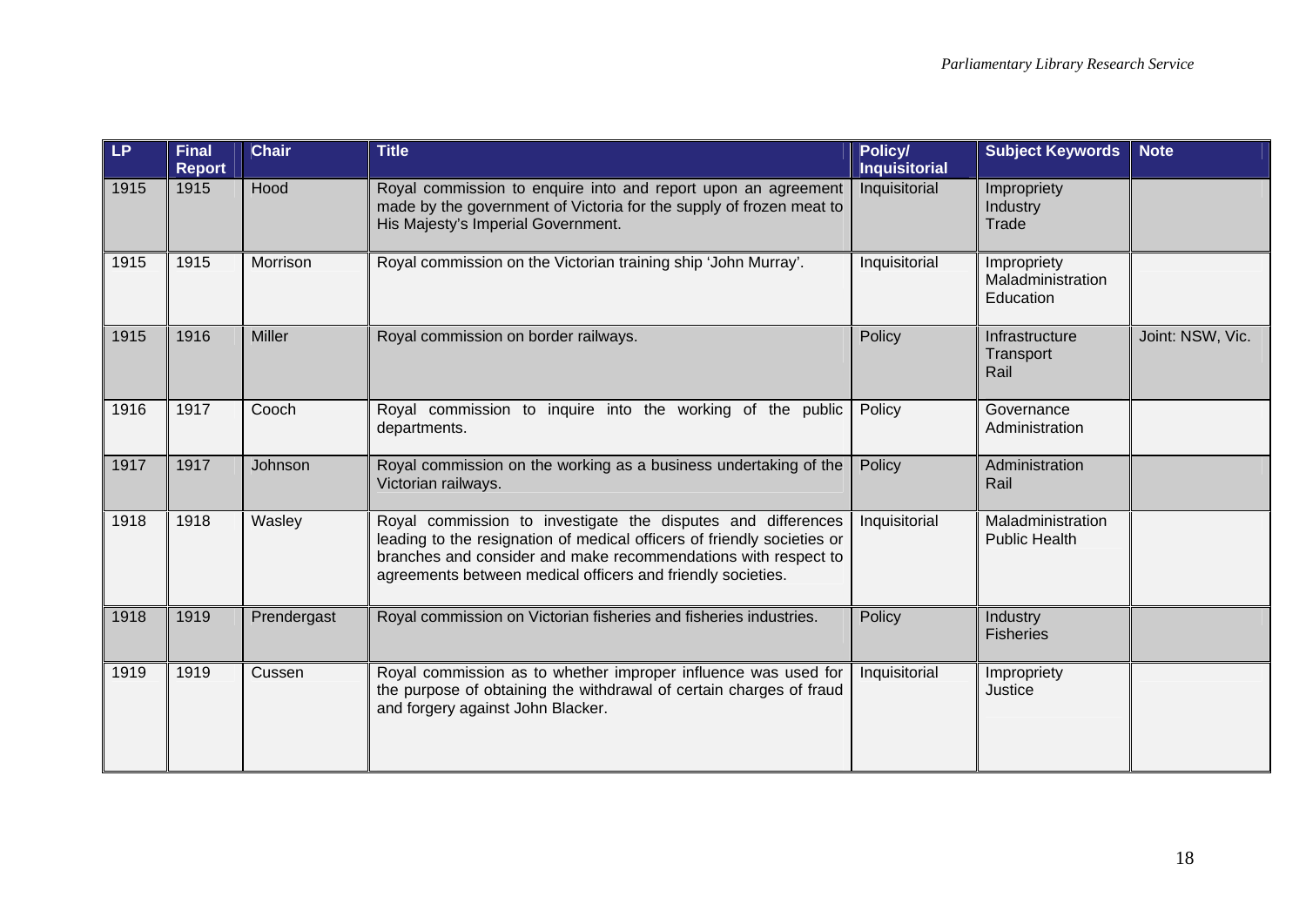| LP | Final Report | Chair | Title | Policy/ Inquisitorial | Subject Keywords | Note |
|---|---|---|---|---|---|---|
| 1915 | 1915 | Hood | Royal commission to enquire into and report upon an agreement made by the government of Victoria for the supply of frozen meat to His Majesty's Imperial Government. | Inquisitorial | Impropriety Industry Trade | |
| 1915 | 1915 | Morrison | Royal commission on the Victorian training ship 'John Murray'. | Inquisitorial | Impropriety Maladministration Education | |
| 1915 | 1916 | Miller | Royal commission on border railways. | Policy | Infrastructure Transport Rail | Joint: NSW, Vic. |
| 1916 | 1917 | Cooch | Royal commission to inquire into the working of the public departments. | Policy | Governance Administration | |
| 1917 | 1917 | Johnson | Royal commission on the working as a business undertaking of the Victorian railways. | Policy | Administration Rail | |
| 1918 | 1918 | Wasley | Royal commission to investigate the disputes and differences leading to the resignation of medical officers of friendly societies or branches and consider and make recommendations with respect to agreements between medical officers and friendly societies. | Inquisitorial | Maladministration Public Health | |
| 1918 | 1919 | Prendergast | Royal commission on Victorian fisheries and fisheries industries. | Policy | Industry Fisheries | |
| 1919 | 1919 | Cussen | Royal commission as to whether improper influence was used for the purpose of obtaining the withdrawal of certain charges of fraud and forgery against John Blacker. | Inquisitorial | Impropriety Justice | |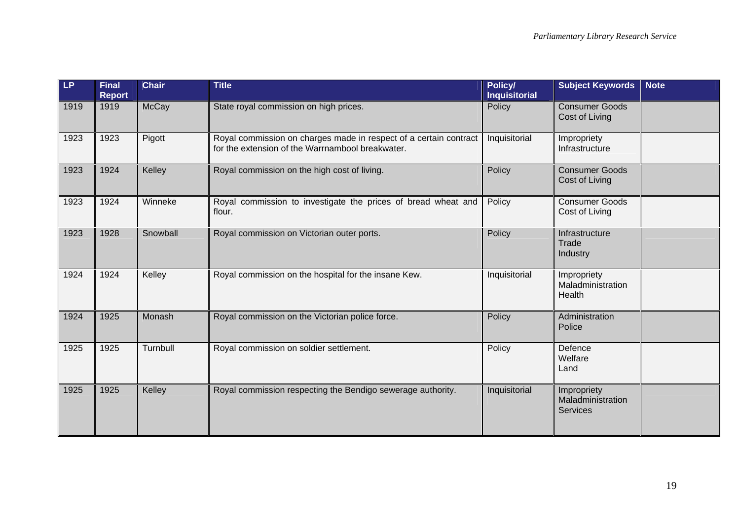| LP | Final Report | Chair | Title | Policy/ Inquisitorial | Subject Keywords | Note |
|---|---|---|---|---|---|---|
| 1919 | 1919 | McCay | State royal commission on high prices. | Policy | Consumer Goods Cost of Living | |
| 1923 | 1923 | Pigott | Royal commission on charges made in respect of a certain contract for the extension of the Warrnambool breakwater. | Inquisitorial | Impropriety Infrastructure | |
| 1923 | 1924 | Kelley | Royal commission on the high cost of living. | Policy | Consumer Goods Cost of Living | |
| 1923 | 1924 | Winneke | Royal commission to investigate the prices of bread wheat and flour. | Policy | Consumer Goods Cost of Living | |
| 1923 | 1928 | Snowball | Royal commission on Victorian outer ports. | Policy | Infrastructure Trade Industry | |
| 1924 | 1924 | Kelley | Royal commission on the hospital for the insane Kew. | Inquisitorial | Impropriety Maladministration Health | |
| 1924 | 1925 | Monash | Royal commission on the Victorian police force. | Policy | Administration Police | |
| 1925 | 1925 | Turnbull | Royal commission on soldier settlement. | Policy | Defence Welfare Land | |
| 1925 | 1925 | Kelley | Royal commission respecting the Bendigo sewerage authority. | Inquisitorial | Impropriety Maladministration Services | |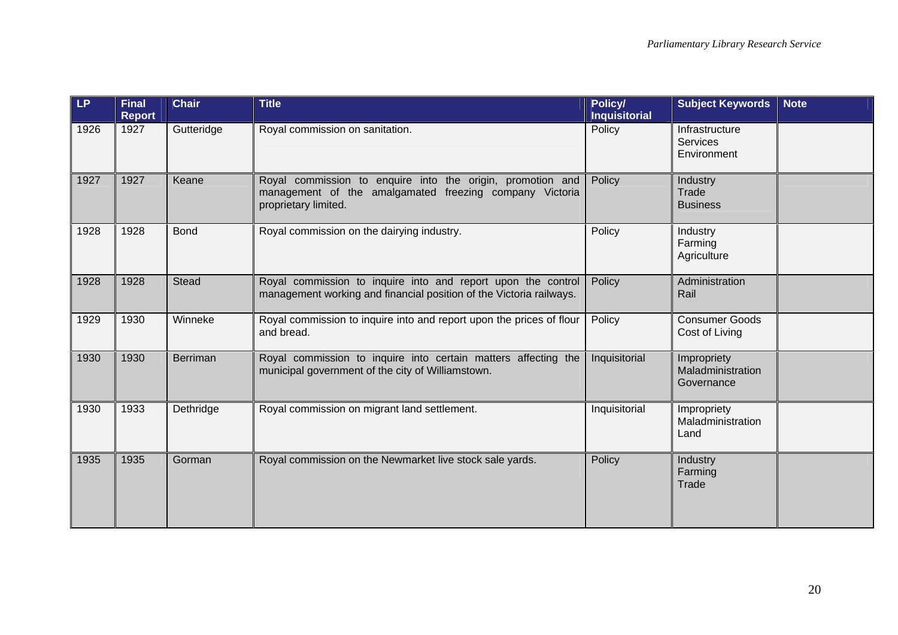| LP | Final Report | Chair | Title | Policy/ Inquisitorial | Subject Keywords | Note |
|---|---|---|---|---|---|---|
| 1926 | 1927 | Gutteridge | Royal commission on sanitation. | Policy | Infrastructure Services Environment | |
| 1927 | 1927 | Keane | Royal commission to enquire into the origin, promotion and management of the amalgamated freezing company Victoria proprietary limited. | Policy | Industry Trade Business | |
| 1928 | 1928 | Bond | Royal commission on the dairying industry. | Policy | Industry Farming Agriculture | |
| 1928 | 1928 | Stead | Royal commission to inquire into and report upon the control management working and financial position of the Victoria railways. | Policy | Administration Rail | |
| 1929 | 1930 | Winneke | Royal commission to inquire into and report upon the prices of flour and bread. | Policy | Consumer Goods Cost of Living | |
| 1930 | 1930 | Berriman | Royal commission to inquire into certain matters affecting the municipal government of the city of Williamstown. | Inquisitorial | Impropriety Maladministration Governance | |
| 1930 | 1933 | Dethridge | Royal commission on migrant land settlement. | Inquisitorial | Impropriety Maladministration Land | |
| 1935 | 1935 | Gorman | Royal commission on the Newmarket live stock sale yards. | Policy | Industry Farming Trade | |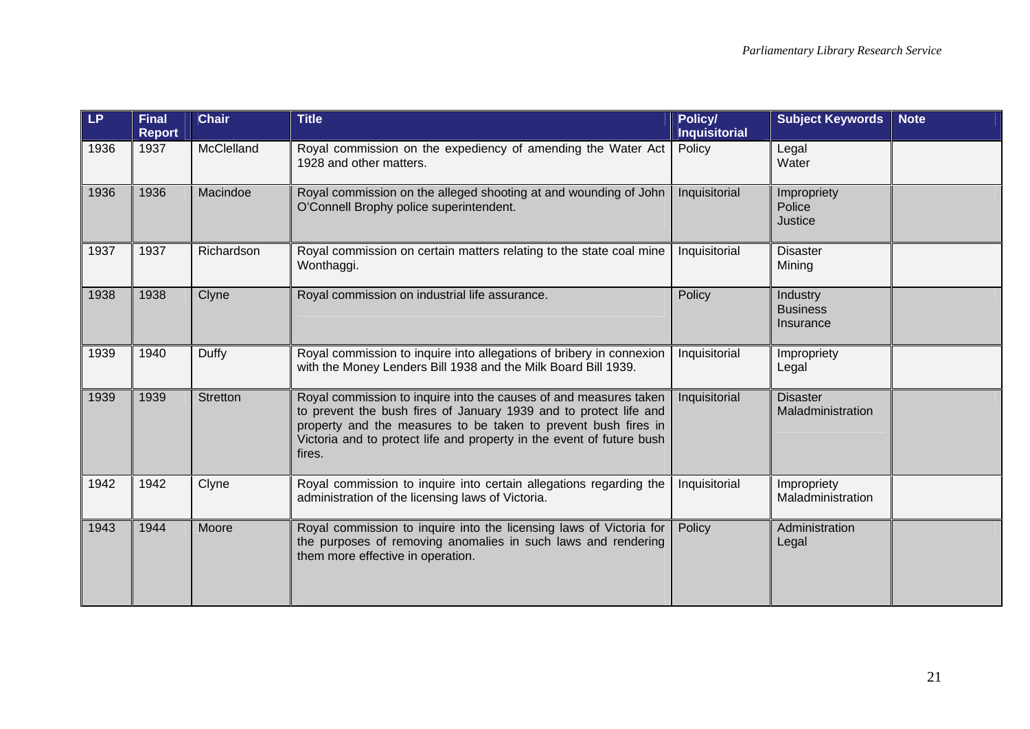| LP | Final Report | Chair | Title | Policy/ Inquisitorial | Subject Keywords | Note |
|---|---|---|---|---|---|---|
| 1936 | 1937 | McClelland | Royal commission on the expediency of amending the Water Act 1928 and other matters. | Policy | Legal<br>Water | |
| 1936 | 1936 | Macindoe | Royal commission on the alleged shooting at and wounding of John O'Connell Brophy police superintendent. | Inquisitorial | Impropriety<br>Police<br>Justice | |
| 1937 | 1937 | Richardson | Royal commission on certain matters relating to the state coal mine Wonthaggi. | Inquisitorial | Disaster<br>Mining | |
| 1938 | 1938 | Clyne | Royal commission on industrial life assurance. | Policy | Industry<br>Business<br>Insurance | |
| 1939 | 1940 | Duffy | Royal commission to inquire into allegations of bribery in connexion with the Money Lenders Bill 1938 and the Milk Board Bill 1939. | Inquisitorial | Impropriety<br>Legal | |
| 1939 | 1939 | Stretton | Royal commission to inquire into the causes of and measures taken to prevent the bush fires of January 1939 and to protect life and property and the measures to be taken to prevent bush fires in Victoria and to protect life and property in the event of future bush fires. | Inquisitorial | Disaster<br>Maladministration | |
| 1942 | 1942 | Clyne | Royal commission to inquire into certain allegations regarding the administration of the licensing laws of Victoria. | Inquisitorial | Impropriety<br>Maladministration | |
| 1943 | 1944 | Moore | Royal commission to inquire into the licensing laws of Victoria for the purposes of removing anomalies in such laws and rendering them more effective in operation. | Policy | Administration<br>Legal | |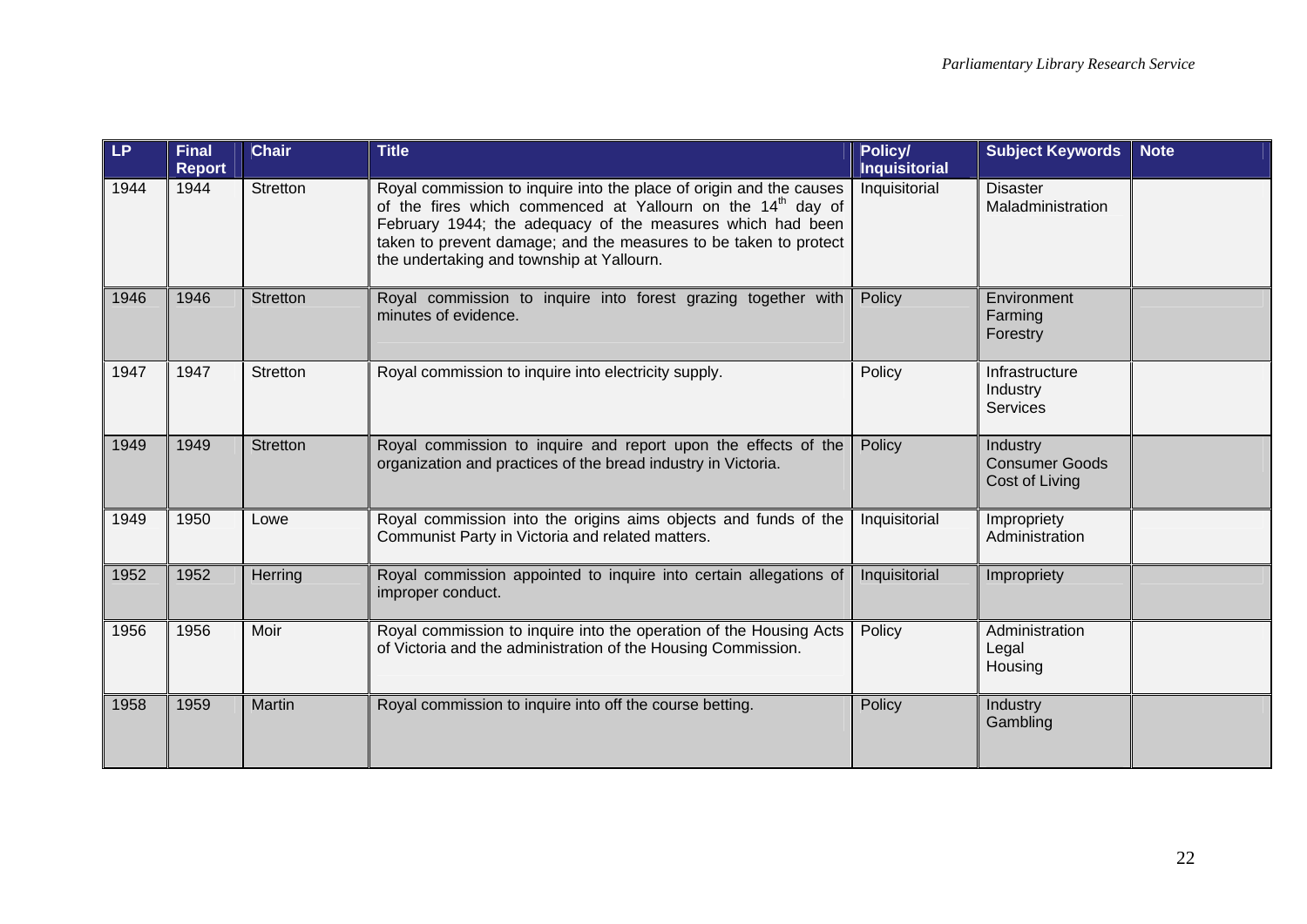| LP | Final Report | Chair | Title | Policy/ Inquisitorial | Subject Keywords | Note |
|---|---|---|---|---|---|---|
| 1944 | 1944 | Stretton | Royal commission to inquire into the place of origin and the causes of the fires which commenced at Yallourn on the 14th day of February 1944; the adequacy of the measures which had been taken to prevent damage; and the measures to be taken to protect the undertaking and township at Yallourn. | Inquisitorial | Disaster Maladministration | |
| 1946 | 1946 | Stretton | Royal commission to inquire into forest grazing together with minutes of evidence. | Policy | Environment Farming Forestry | |
| 1947 | 1947 | Stretton | Royal commission to inquire into electricity supply. | Policy | Infrastructure Industry Services | |
| 1949 | 1949 | Stretton | Royal commission to inquire and report upon the effects of the organization and practices of the bread industry in Victoria. | Policy | Industry Consumer Goods Cost of Living | |
| 1949 | 1950 | Lowe | Royal commission into the origins aims objects and funds of the Communist Party in Victoria and related matters. | Inquisitorial | Impropriety Administration | |
| 1952 | 1952 | Herring | Royal commission appointed to inquire into certain allegations of improper conduct. | Inquisitorial | Impropriety | |
| 1956 | 1956 | Moir | Royal commission to inquire into the operation of the Housing Acts of Victoria and the administration of the Housing Commission. | Policy | Administration Legal Housing | |
| 1958 | 1959 | Martin | Royal commission to inquire into off the course betting. | Policy | Industry Gambling | |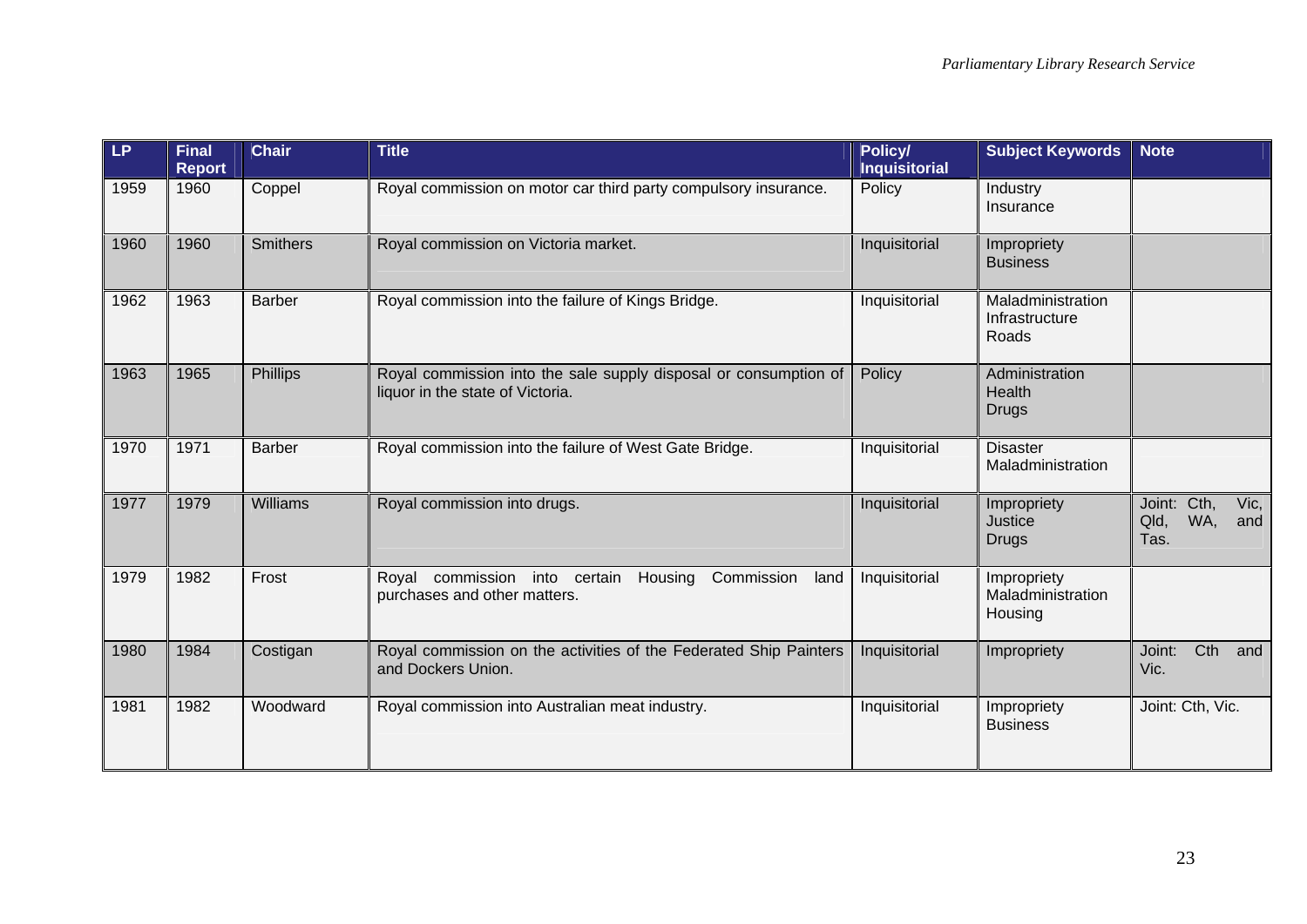| LP | Final Report | Chair | Title | Policy/ Inquisitorial | Subject Keywords | Note |
|---|---|---|---|---|---|---|
| 1959 | 1960 | Coppel | Royal commission on motor car third party compulsory insurance. | Policy | Industry Insurance | |
| 1960 | 1960 | Smithers | Royal commission on Victoria market. | Inquisitorial | Impropriety Business | |
| 1962 | 1963 | Barber | Royal commission into the failure of Kings Bridge. | Inquisitorial | Maladministration Infrastructure Roads | |
| 1963 | 1965 | Phillips | Royal commission into the sale supply disposal or consumption of liquor in the state of Victoria. | Policy | Administration Health Drugs | |
| 1970 | 1971 | Barber | Royal commission into the failure of West Gate Bridge. | Inquisitorial | Disaster Maladministration | |
| 1977 | 1979 | Williams | Royal commission into drugs. | Inquisitorial | Impropriety Justice Drugs | Joint: Cth, Vic, Qld, WA, and Tas. |
| 1979 | 1982 | Frost | Royal commission into certain Housing Commission land purchases and other matters. | Inquisitorial | Impropriety Maladministration Housing | |
| 1980 | 1984 | Costigan | Royal commission on the activities of the Federated Ship Painters and Dockers Union. | Inquisitorial | Impropriety | Joint: Cth and Vic. |
| 1981 | 1982 | Woodward | Royal commission into Australian meat industry. | Inquisitorial | Impropriety Business | Joint: Cth, Vic. |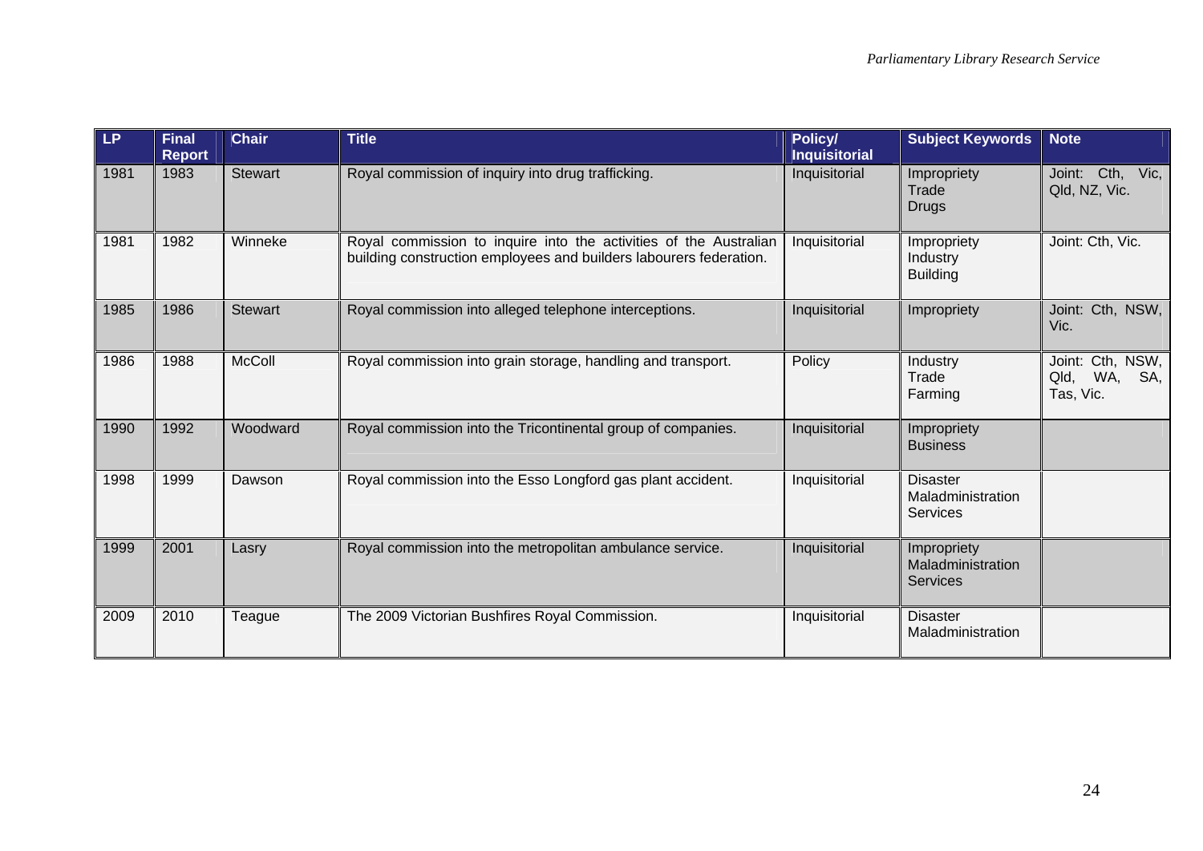| LP | Final Report | Chair | Title | Policy/ Inquisitorial | Subject Keywords | Note |
|---|---|---|---|---|---|---|
| 1981 | 1983 | Stewart | Royal commission of inquiry into drug trafficking. | Inquisitorial | Impropriety Trade Drugs | Joint: Cth, Vic, Qld, NZ, Vic. |
| 1981 | 1982 | Winneke | Royal commission to inquire into the activities of the Australian building construction employees and builders labourers federation. | Inquisitorial | Impropriety Industry Building | Joint: Cth, Vic. |
| 1985 | 1986 | Stewart | Royal commission into alleged telephone interceptions. | Inquisitorial | Impropriety | Joint: Cth, NSW, Vic. |
| 1986 | 1988 | McColl | Royal commission into grain storage, handling and transport. | Policy | Industry Trade Farming | Joint: Cth, NSW, Qld, WA, SA, Tas, Vic. |
| 1990 | 1992 | Woodward | Royal commission into the Tricontinental group of companies. | Inquisitorial | Impropriety Business | |
| 1998 | 1999 | Dawson | Royal commission into the Esso Longford gas plant accident. | Inquisitorial | Disaster Maladministration Services | |
| 1999 | 2001 | Lasry | Royal commission into the metropolitan ambulance service. | Inquisitorial | Impropriety Maladministration Services | |
| 2009 | 2010 | Teague | The 2009 Victorian Bushfires Royal Commission. | Inquisitorial | Disaster Maladministration | |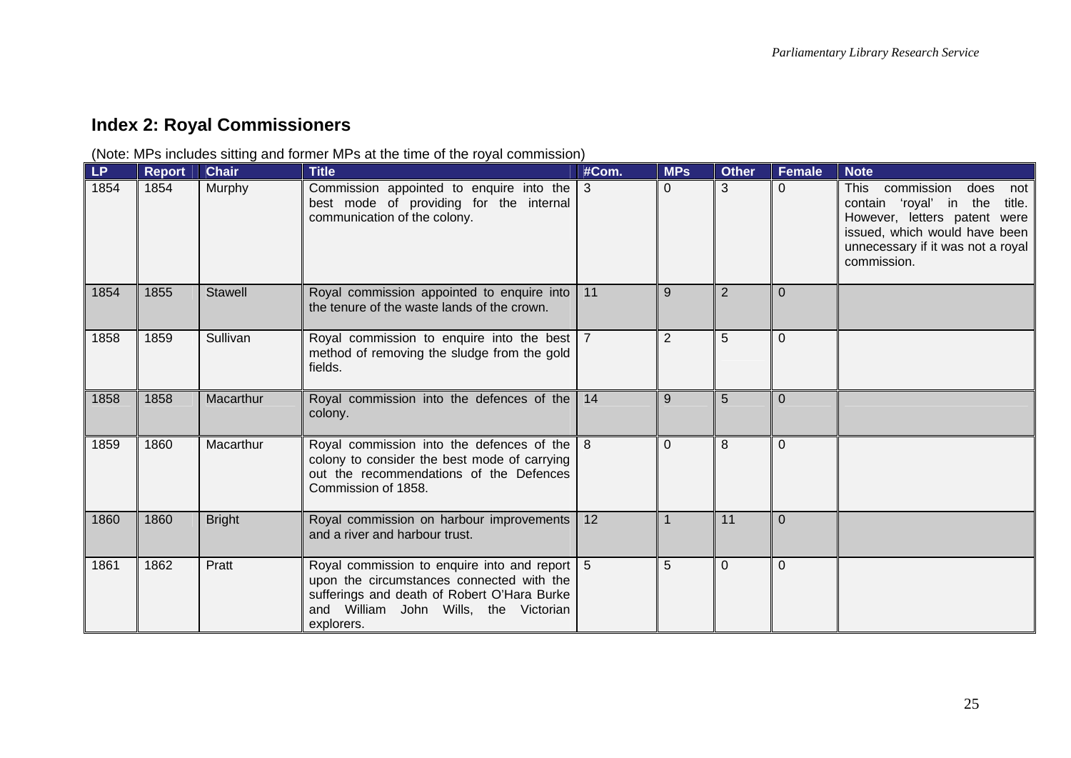## Index 2: Royal Commissioners

(Note: MPs includes sitting and former MPs at the time of the royal commission)

| LP | Report | Chair | Title | #Com. | MPs | Other | Female | Note |
|---|---|---|---|---|---|---|---|---|
| 1854 | 1854 | Murphy | Commission appointed to enquire into the best mode of providing for the internal communication of the colony. | 3 | 0 | 3 | 0 | This commission does not contain 'royal' in the title. However, letters patent were issued, which would have been unnecessary if it was not a royal commission. |
| 1854 | 1855 | Stawell | Royal commission appointed to enquire into the tenure of the waste lands of the crown. | 11 | 9 | 2 | 0 | |
| 1858 | 1859 | Sullivan | Royal commission to enquire into the best method of removing the sludge from the gold fields. | 7 | 2 | 5 | 0 | |
| 1858 | 1858 | Macarthur | Royal commission into the defences of the colony. | 14 | 9 | 5 | 0 | |
| 1859 | 1860 | Macarthur | Royal commission into the defences of the colony to consider the best mode of carrying out the recommendations of the Defences Commission of 1858. | 8 | 0 | 8 | 0 | |
| 1860 | 1860 | Bright | Royal commission on harbour improvements and a river and harbour trust. | 12 | 1 | 11 | 0 | |
| 1861 | 1862 | Pratt | Royal commission to enquire into and report upon the circumstances connected with the sufferings and death of Robert O'Hara Burke and William John Wills, the Victorian explorers. | 5 | 5 | 0 | 0 | |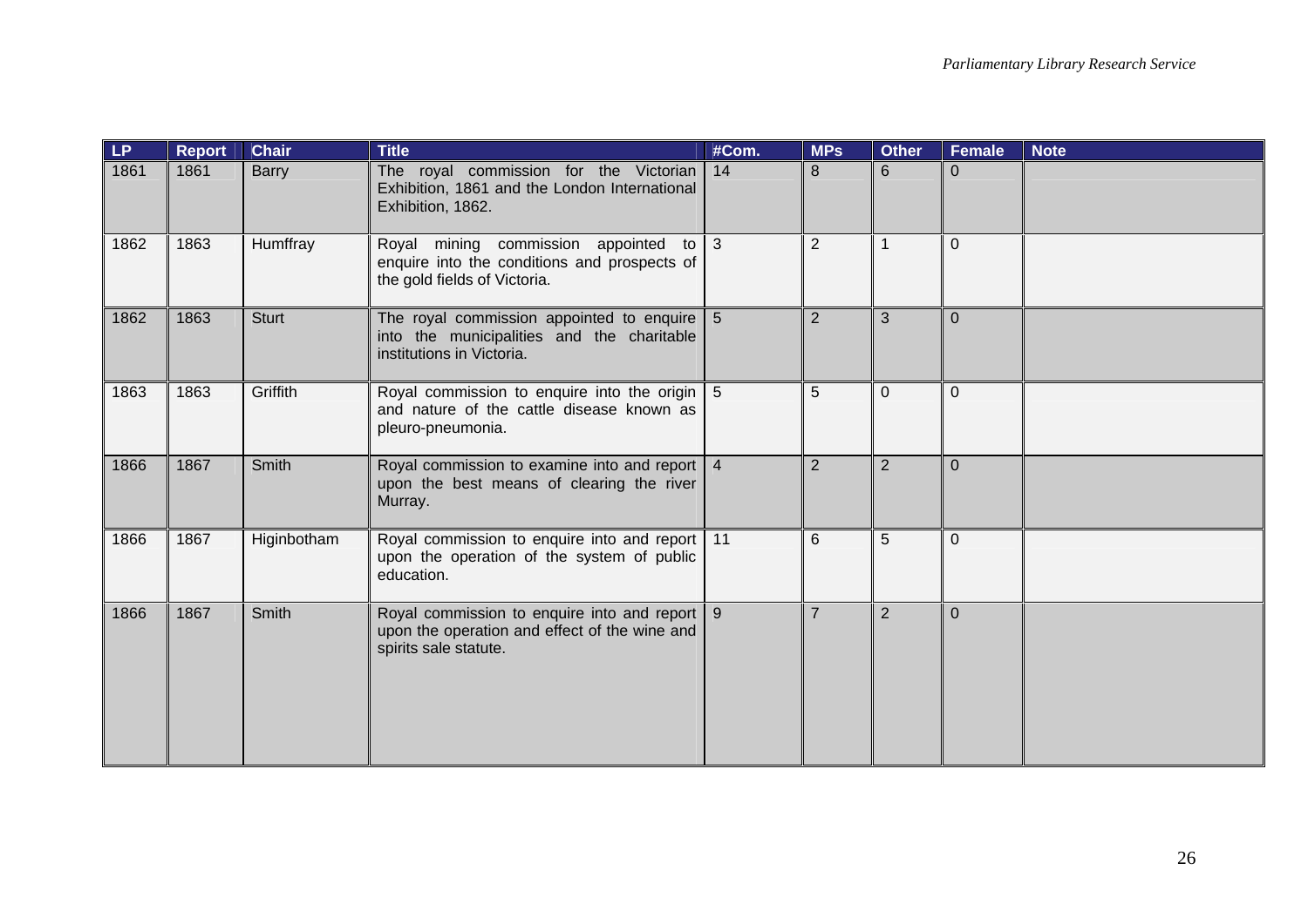| LP | Report | Chair | Title | #Com. | MPs | Other | Female | Note |
|---|---|---|---|---|---|---|---|---|
| 1861 | 1861 | Barry | The royal commission for the Victorian Exhibition, 1861 and the London International Exhibition, 1862. | 14 | 8 | 6 | 0 | |
| 1862 | 1863 | Humffray | Royal mining commission appointed to enquire into the conditions and prospects of the gold fields of Victoria. | 3 | 2 | 1 | 0 | |
| 1862 | 1863 | Sturt | The royal commission appointed to enquire into the municipalities and the charitable institutions in Victoria. | 5 | 2 | 3 | 0 | |
| 1863 | 1863 | Griffith | Royal commission to enquire into the origin and nature of the cattle disease known as pleuro-pneumonia. | 5 | 5 | 0 | 0 | |
| 1866 | 1867 | Smith | Royal commission to examine into and report upon the best means of clearing the river Murray. | 4 | 2 | 2 | 0 | |
| 1866 | 1867 | Higinbotham | Royal commission to enquire into and report upon the operation of the system of public education. | 11 | 6 | 5 | 0 | |
| 1866 | 1867 | Smith | Royal commission to enquire into and report upon the operation and effect of the wine and spirits sale statute. | 9 | 7 | 2 | 0 | |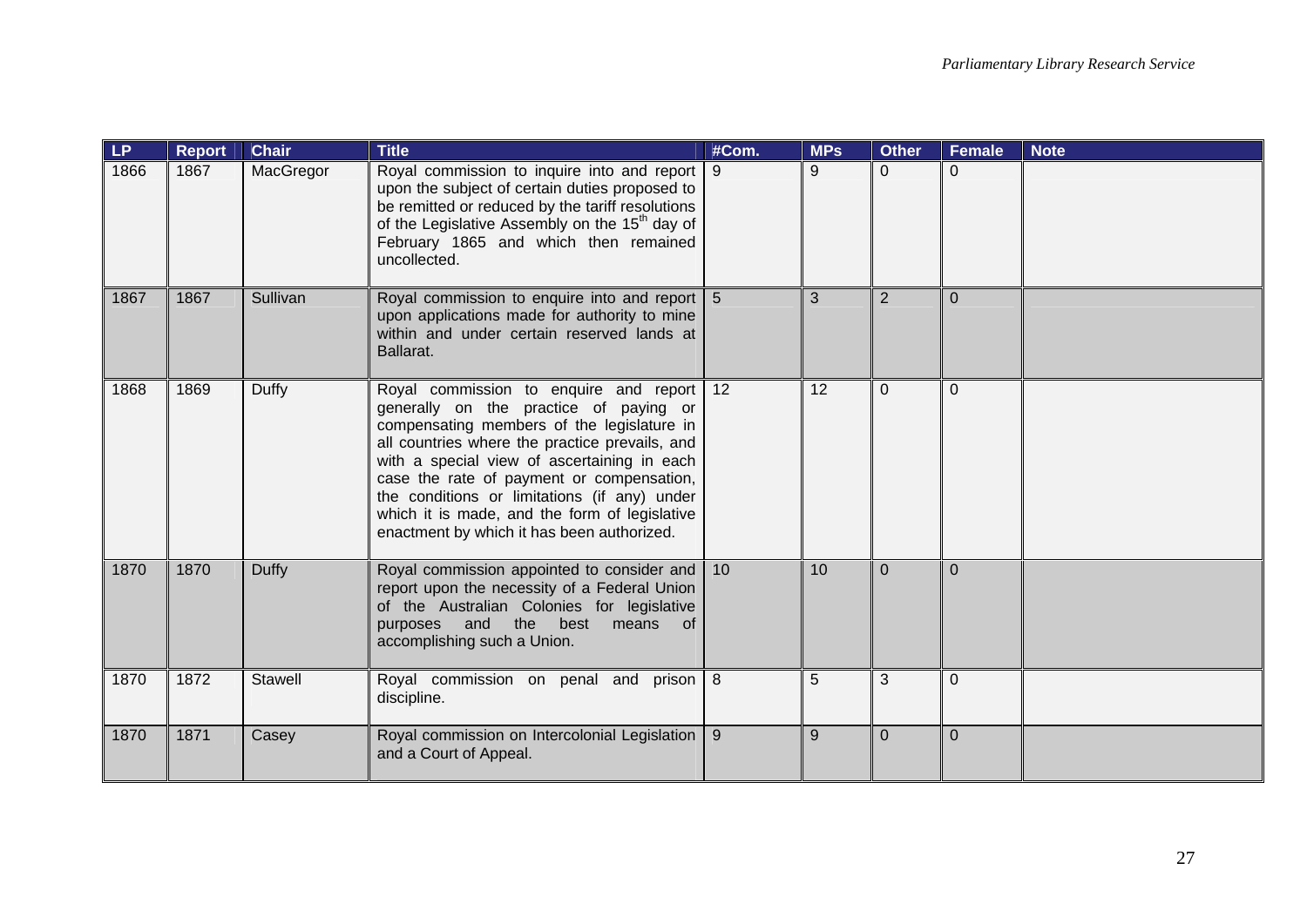| LP | Report | Chair | Title | #Com. | MPs | Other | Female | Note |
|---|---|---|---|---|---|---|---|---|
| 1866 | 1867 | MacGregor | Royal commission to inquire into and report upon the subject of certain duties proposed to be remitted or reduced by the tariff resolutions of the Legislative Assembly on the 15th day of February 1865 and which then remained uncollected. | 9 | 9 | 0 | 0 | |
| 1867 | 1867 | Sullivan | Royal commission to enquire into and report upon applications made for authority to mine within and under certain reserved lands at Ballarat. | 5 | 3 | 2 | 0 | |
| 1868 | 1869 | Duffy | Royal commission to enquire and report generally on the practice of paying or compensating members of the legislature in all countries where the practice prevails, and with a special view of ascertaining in each case the rate of payment or compensation, the conditions or limitations (if any) under which it is made, and the form of legislative enactment by which it has been authorized. | 12 | 12 | 0 | 0 | |
| 1870 | 1870 | Duffy | Royal commission appointed to consider and report upon the necessity of a Federal Union of the Australian Colonies for legislative purposes and the best means of accomplishing such a Union. | 10 | 10 | 0 | 0 | |
| 1870 | 1872 | Stawell | Royal commission on penal and prison discipline. | 8 | 5 | 3 | 0 | |
| 1870 | 1871 | Casey | Royal commission on Intercolonial Legislation and a Court of Appeal. | 9 | 9 | 0 | 0 | |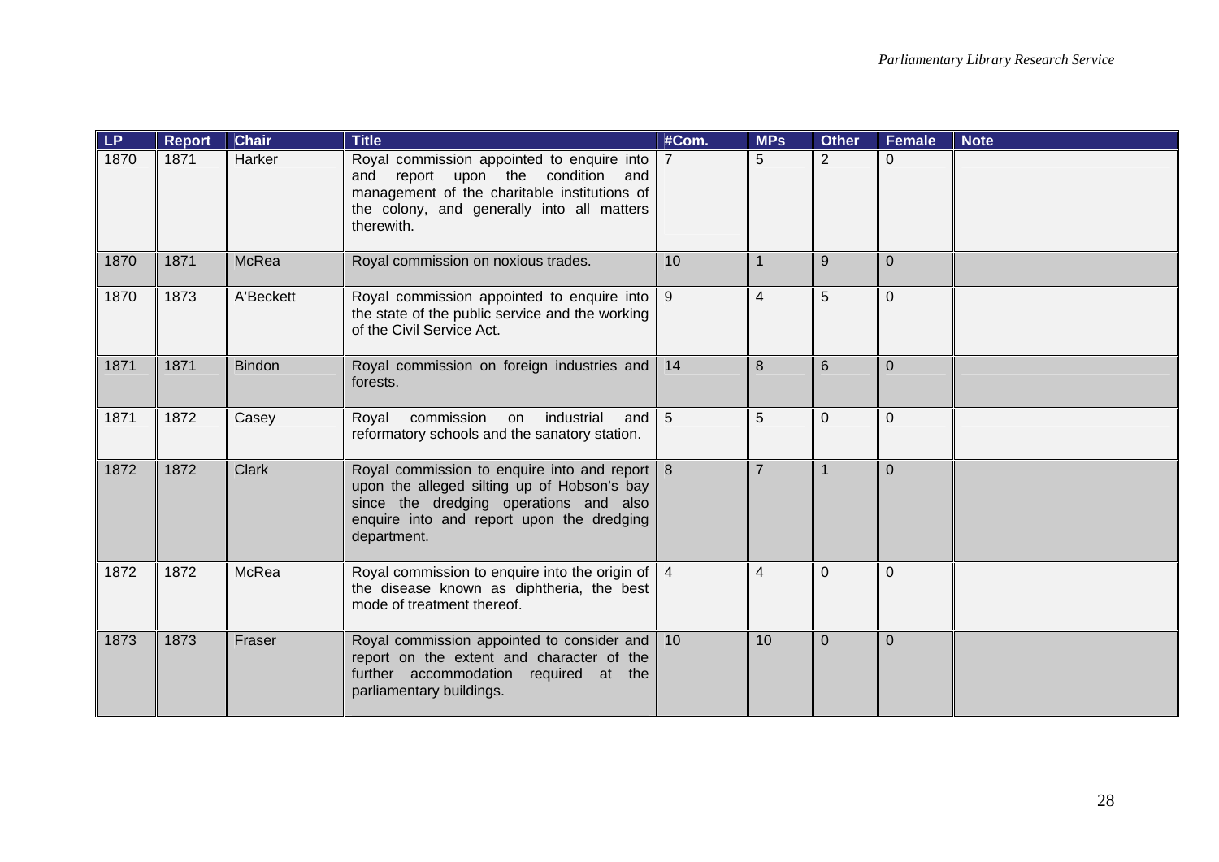| LP | Report | Chair | Title | #Com. | MPs | Other | Female | Note |
|---|---|---|---|---|---|---|---|---|
| 1870 | 1871 | Harker | Royal commission appointed to enquire into and report upon the condition and management of the charitable institutions of the colony, and generally into all matters therewith. | 7 | 5 | 2 | 0 | |
| 1870 | 1871 | McRea | Royal commission on noxious trades. | 10 | 1 | 9 | 0 | |
| 1870 | 1873 | A'Beckett | Royal commission appointed to enquire into the state of the public service and the working of the Civil Service Act. | 9 | 4 | 5 | 0 | |
| 1871 | 1871 | Bindon | Royal commission on foreign industries and forests. | 14 | 8 | 6 | 0 | |
| 1871 | 1872 | Casey | Royal commission on industrial and reformatory schools and the sanatory station. | 5 | 5 | 0 | 0 | |
| 1872 | 1872 | Clark | Royal commission to enquire into and report upon the alleged silting up of Hobson's bay since the dredging operations and also enquire into and report upon the dredging department. | 8 | 7 | 1 | 0 | |
| 1872 | 1872 | McRea | Royal commission to enquire into the origin of the disease known as diphtheria, the best mode of treatment thereof. | 4 | 4 | 0 | 0 | |
| 1873 | 1873 | Fraser | Royal commission appointed to consider and report on the extent and character of the further accommodation required at the parliamentary buildings. | 10 | 10 | 0 | 0 | |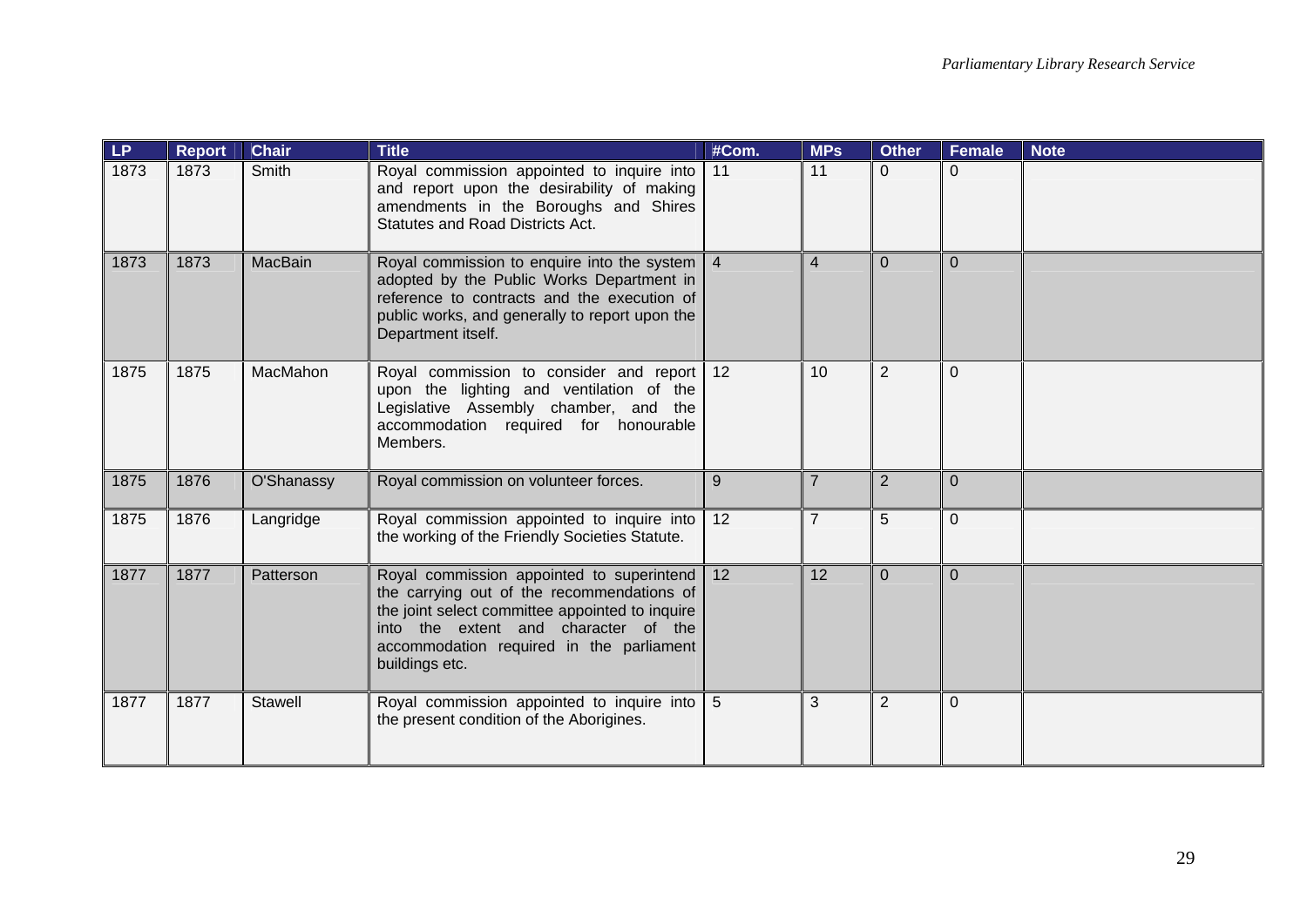| LP | Report | Chair | Title | #Com. | MPs | Other | Female | Note |
|---|---|---|---|---|---|---|---|---|
| 1873 | 1873 | Smith | Royal commission appointed to inquire into and report upon the desirability of making amendments in the Boroughs and Shires Statutes and Road Districts Act. | 11 | 11 | 0 | 0 | |
| 1873 | 1873 | MacBain | Royal commission to enquire into the system adopted by the Public Works Department in reference to contracts and the execution of public works, and generally to report upon the Department itself. | 4 | 4 | 0 | 0 | |
| 1875 | 1875 | MacMahon | Royal commission to consider and report upon the lighting and ventilation of the Legislative Assembly chamber, and the accommodation required for honourable Members. | 12 | 10 | 2 | 0 | |
| 1875 | 1876 | O'Shanassy | Royal commission on volunteer forces. | 9 | 7 | 2 | 0 | |
| 1875 | 1876 | Langridge | Royal commission appointed to inquire into the working of the Friendly Societies Statute. | 12 | 7 | 5 | 0 | |
| 1877 | 1877 | Patterson | Royal commission appointed to superintend the carrying out of the recommendations of the joint select committee appointed to inquire into the extent and character of the accommodation required in the parliament buildings etc. | 12 | 12 | 0 | 0 | |
| 1877 | 1877 | Stawell | Royal commission appointed to inquire into the present condition of the Aborigines. | 5 | 3 | 2 | 0 | |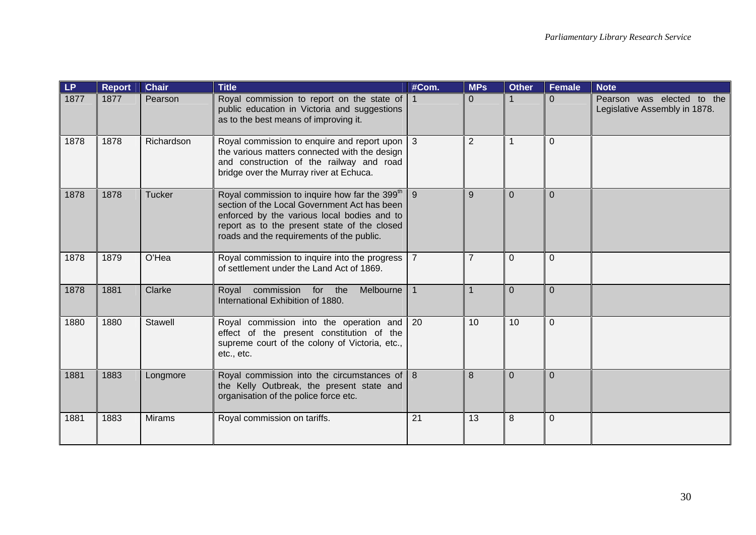| LP | Report | Chair | Title | #Com. | MPs | Other | Female | Note |
|---|---|---|---|---|---|---|---|---|
| 1877 | 1877 | Pearson | Royal commission to report on the state of public education in Victoria and suggestions as to the best means of improving it. | 1 | 0 | 1 | 0 | Pearson was elected to the Legislative Assembly in 1878. |
| 1878 | 1878 | Richardson | Royal commission to enquire and report upon the various matters connected with the design and construction of the railway and road bridge over the Murray river at Echuca. | 3 | 2 | 1 | 0 | |
| 1878 | 1878 | Tucker | Royal commission to inquire how far the 399th section of the Local Government Act has been enforced by the various local bodies and to report as to the present state of the closed roads and the requirements of the public. | 9 | 9 | 0 | 0 | |
| 1878 | 1879 | O'Hea | Royal commission to inquire into the progress of settlement under the Land Act of 1869. | 7 | 7 | 0 | 0 | |
| 1878 | 1881 | Clarke | Royal commission for the Melbourne International Exhibition of 1880. | 1 | 1 | 0 | 0 | |
| 1880 | 1880 | Stawell | Royal commission into the operation and effect of the present constitution of the supreme court of the colony of Victoria, etc., etc., etc. | 20 | 10 | 10 | 0 | |
| 1881 | 1883 | Longmore | Royal commission into the circumstances of the Kelly Outbreak, the present state and organisation of the police force etc. | 8 | 8 | 0 | 0 | |
| 1881 | 1883 | Mirams | Royal commission on tariffs. | 21 | 13 | 8 | 0 | |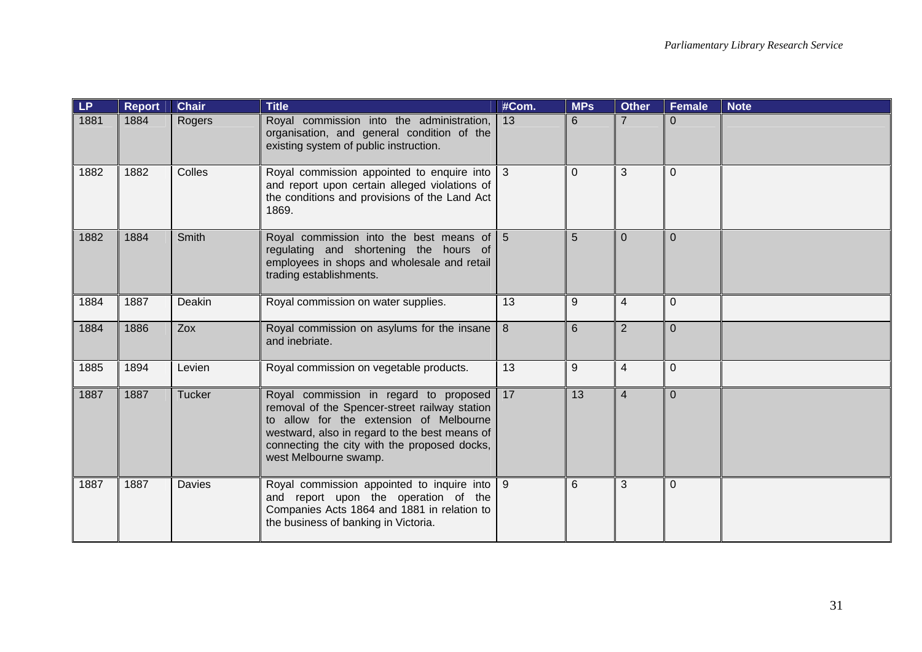| LP | Report | Chair | Title | #Com. | MPs | Other | Female | Note |
|---|---|---|---|---|---|---|---|---|
| 1881 | 1884 | Rogers | Royal commission into the administration, organisation, and general condition of the existing system of public instruction. | 13 | 6 | 7 | 0 | |
| 1882 | 1882 | Colles | Royal commission appointed to enquire into and report upon certain alleged violations of the conditions and provisions of the Land Act 1869. | 3 | 0 | 3 | 0 | |
| 1882 | 1884 | Smith | Royal commission into the best means of regulating and shortening the hours of employees in shops and wholesale and retail trading establishments. | 5 | 5 | 0 | 0 | |
| 1884 | 1887 | Deakin | Royal commission on water supplies. | 13 | 9 | 4 | 0 | |
| 1884 | 1886 | Zox | Royal commission on asylums for the insane and inebriate. | 8 | 6 | 2 | 0 | |
| 1885 | 1894 | Levien | Royal commission on vegetable products. | 13 | 9 | 4 | 0 | |
| 1887 | 1887 | Tucker | Royal commission in regard to proposed removal of the Spencer-street railway station to allow for the extension of Melbourne westward, also in regard to the best means of connecting the city with the proposed docks, west Melbourne swamp. | 17 | 13 | 4 | 0 | |
| 1887 | 1887 | Davies | Royal commission appointed to inquire into and report upon the operation of the Companies Acts 1864 and 1881 in relation to the business of banking in Victoria. | 9 | 6 | 3 | 0 | |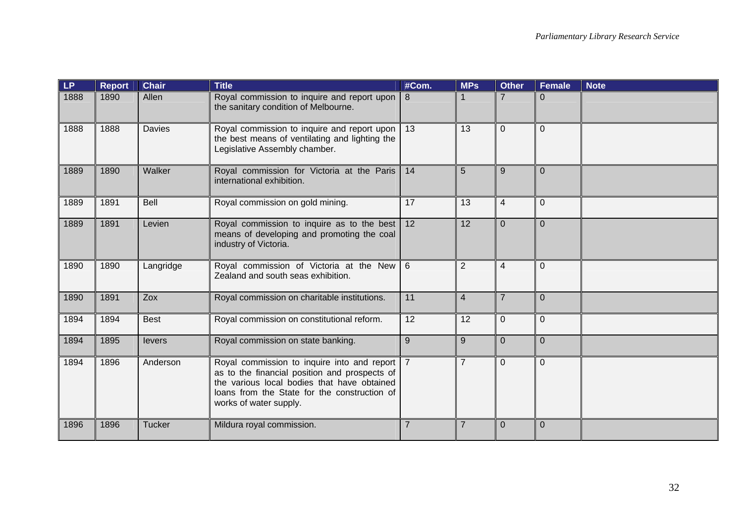| LP | Report | Chair | Title | #Com. | MPs | Other | Female | Note |
|---|---|---|---|---|---|---|---|---|
| 1888 | 1890 | Allen | Royal commission to inquire and report upon the sanitary condition of Melbourne. | 8 | 1 | 7 | 0 | |
| 1888 | 1888 | Davies | Royal commission to inquire and report upon the best means of ventilating and lighting the Legislative Assembly chamber. | 13 | 13 | 0 | 0 | |
| 1889 | 1890 | Walker | Royal commission for Victoria at the Paris international exhibition. | 14 | 5 | 9 | 0 | |
| 1889 | 1891 | Bell | Royal commission on gold mining. | 17 | 13 | 4 | 0 | |
| 1889 | 1891 | Levien | Royal commission to inquire as to the best means of developing and promoting the coal industry of Victoria. | 12 | 12 | 0 | 0 | |
| 1890 | 1890 | Langridge | Royal commission of Victoria at the New Zealand and south seas exhibition. | 6 | 2 | 4 | 0 | |
| 1890 | 1891 | Zox | Royal commission on charitable institutions. | 11 | 4 | 7 | 0 | |
| 1894 | 1894 | Best | Royal commission on constitutional reform. | 12 | 12 | 0 | 0 | |
| 1894 | 1895 | Ievers | Royal commission on state banking. | 9 | 9 | 0 | 0 | |
| 1894 | 1896 | Anderson | Royal commission to inquire into and report as to the financial position and prospects of the various local bodies that have obtained loans from the State for the construction of works of water supply. | 7 | 7 | 0 | 0 | |
| 1896 | 1896 | Tucker | Mildura royal commission. | 7 | 7 | 0 | 0 | |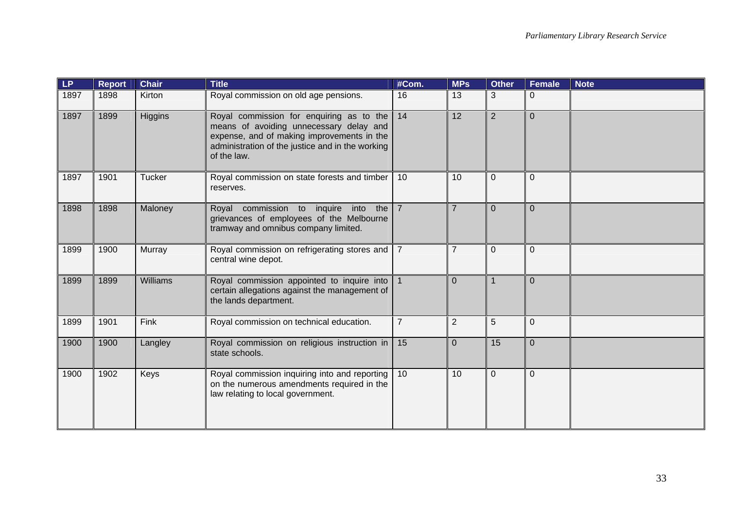| LP | Report | Chair | Title | #Com. | MPs | Other | Female | Note |
|---|---|---|---|---|---|---|---|---|
| 1897 | 1898 | Kirton | Royal commission on old age pensions. | 16 | 13 | 3 | 0 | |
| 1897 | 1899 | Higgins | Royal commission for enquiring as to the means of avoiding unnecessary delay and expense, and of making improvements in the administration of the justice and in the working of the law. | 14 | 12 | 2 | 0 | |
| 1897 | 1901 | Tucker | Royal commission on state forests and timber reserves. | 10 | 10 | 0 | 0 | |
| 1898 | 1898 | Maloney | Royal commission to inquire into the grievances of employees of the Melbourne tramway and omnibus company limited. | 7 | 7 | 0 | 0 | |
| 1899 | 1900 | Murray | Royal commission on refrigerating stores and central wine depot. | 7 | 7 | 0 | 0 | |
| 1899 | 1899 | Williams | Royal commission appointed to inquire into certain allegations against the management of the lands department. | 1 | 0 | 1 | 0 | |
| 1899 | 1901 | Fink | Royal commission on technical education. | 7 | 2 | 5 | 0 | |
| 1900 | 1900 | Langley | Royal commission on religious instruction in state schools. | 15 | 0 | 15 | 0 | |
| 1900 | 1902 | Keys | Royal commission inquiring into and reporting on the numerous amendments required in the law relating to local government. | 10 | 10 | 0 | 0 | |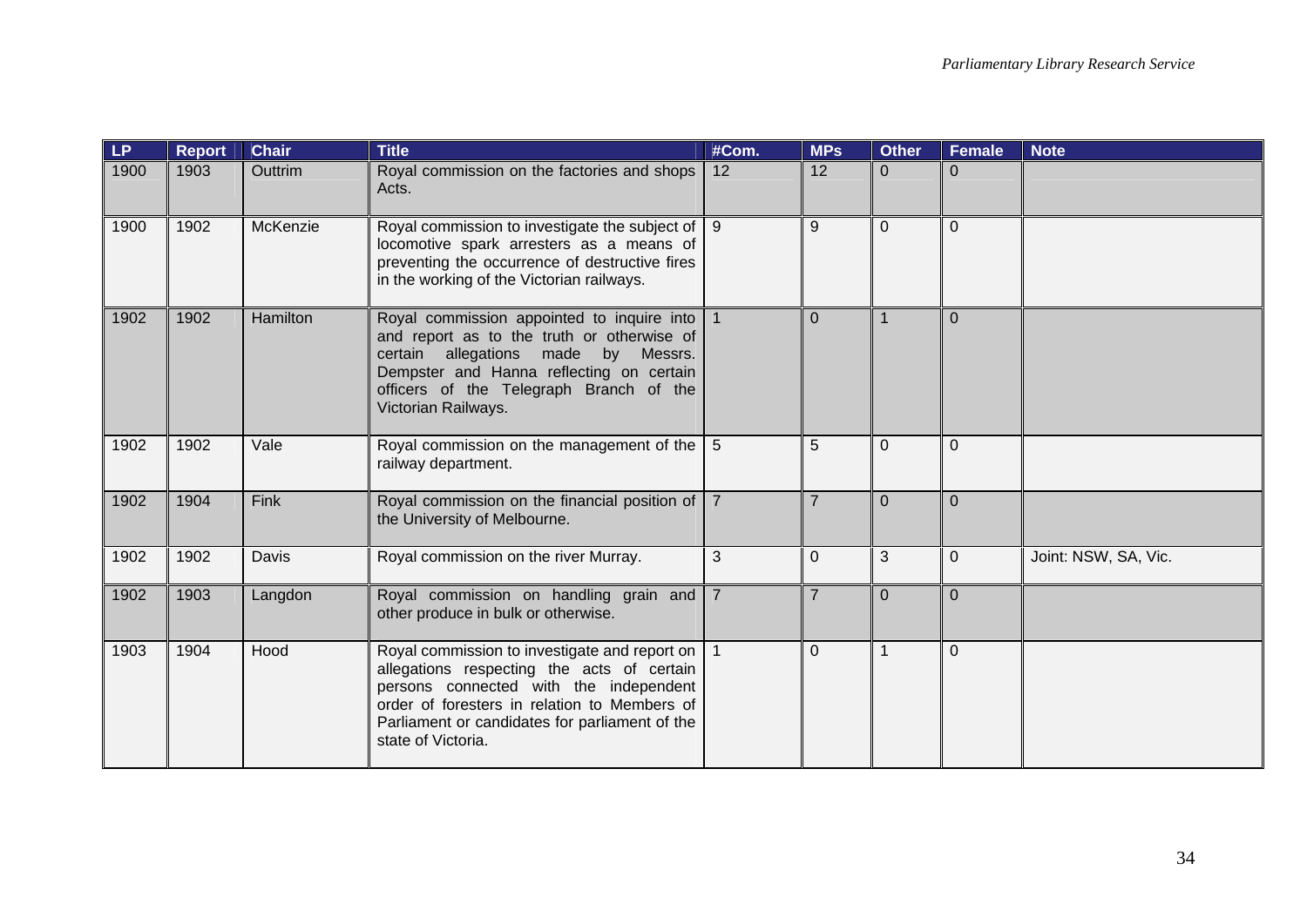| LP | Report | Chair | Title | #Com. | MPs | Other | Female | Note |
|---|---|---|---|---|---|---|---|---|
| 1900 | 1903 | Outtrim | Royal commission on the factories and shops Acts. | 12 | 12 | 0 | 0 | |
| 1900 | 1902 | McKenzie | Royal commission to investigate the subject of locomotive spark arresters as a means of preventing the occurrence of destructive fires in the working of the Victorian railways. | 9 | 9 | 0 | 0 | |
| 1902 | 1902 | Hamilton | Royal commission appointed to inquire into and report as to the truth or otherwise of certain allegations made by Messrs. Dempster and Hanna reflecting on certain officers of the Telegraph Branch of the Victorian Railways. | 1 | 0 | 1 | 0 | |
| 1902 | 1902 | Vale | Royal commission on the management of the railway department. | 5 | 5 | 0 | 0 | |
| 1902 | 1904 | Fink | Royal commission on the financial position of the University of Melbourne. | 7 | 7 | 0 | 0 | |
| 1902 | 1902 | Davis | Royal commission on the river Murray. | 3 | 0 | 3 | 0 | Joint: NSW, SA, Vic. |
| 1902 | 1903 | Langdon | Royal commission on handling grain and other produce in bulk or otherwise. | 7 | 7 | 0 | 0 | |
| 1903 | 1904 | Hood | Royal commission to investigate and report on allegations respecting the acts of certain persons connected with the independent order of foresters in relation to Members of Parliament or candidates for parliament of the state of Victoria. | 1 | 0 | 1 | 0 | |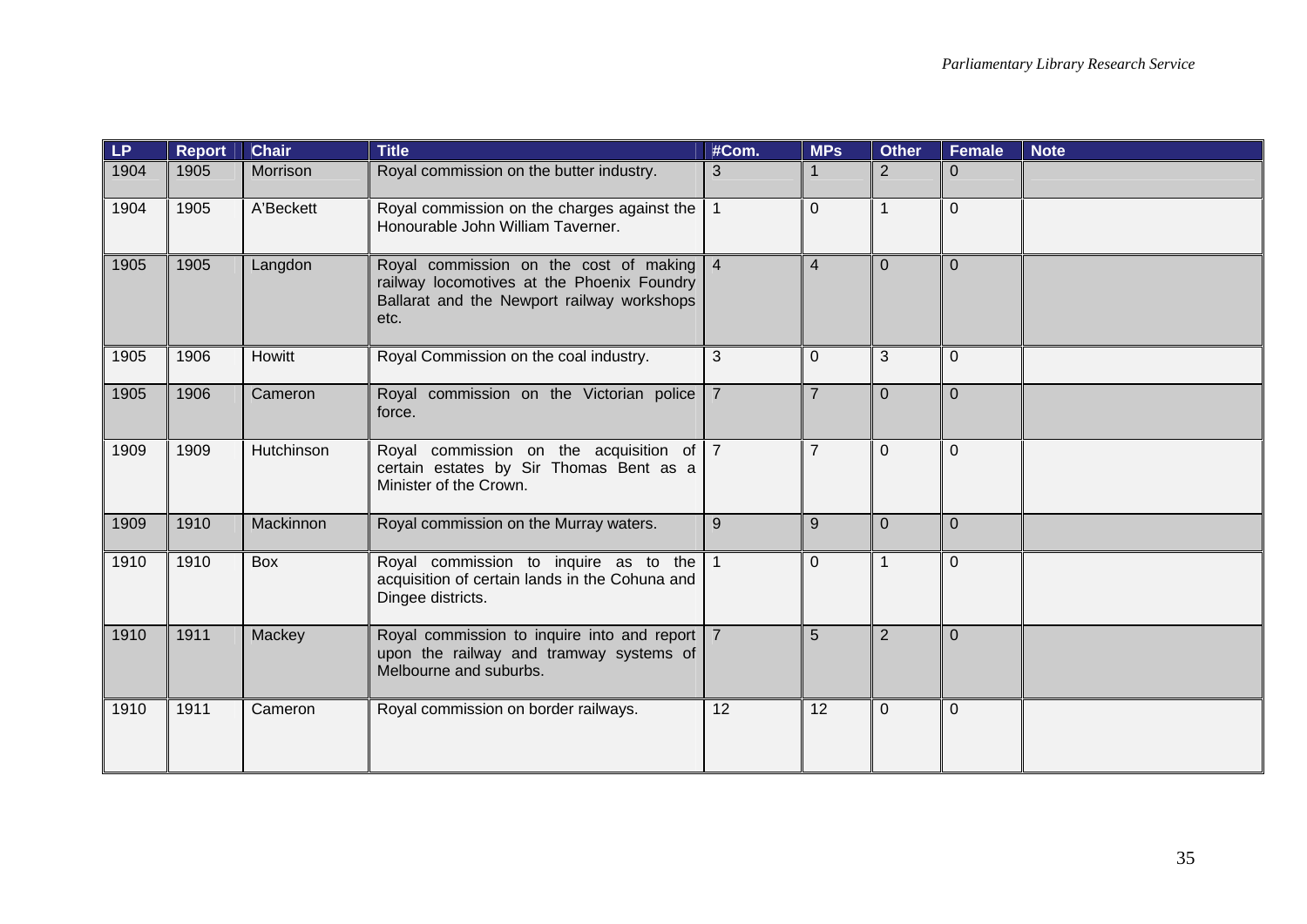| LP | Report | Chair | Title | #Com. | MPs | Other | Female | Note |
|---|---|---|---|---|---|---|---|---|
| 1904 | 1905 | Morrison | Royal commission on the butter industry. | 3 | 1 | 2 | 0 | |
| 1904 | 1905 | A'Beckett | Royal commission on the charges against the Honourable John William Taverner. | 1 | 0 | 1 | 0 | |
| 1905 | 1905 | Langdon | Royal commission on the cost of making railway locomotives at the Phoenix Foundry Ballarat and the Newport railway workshops etc. | 4 | 4 | 0 | 0 | |
| 1905 | 1906 | Howitt | Royal Commission on the coal industry. | 3 | 0 | 3 | 0 | |
| 1905 | 1906 | Cameron | Royal commission on the Victorian police force. | 7 | 7 | 0 | 0 | |
| 1909 | 1909 | Hutchinson | Royal commission on the acquisition of certain estates by Sir Thomas Bent as a Minister of the Crown. | 7 | 7 | 0 | 0 | |
| 1909 | 1910 | Mackinnon | Royal commission on the Murray waters. | 9 | 9 | 0 | 0 | |
| 1910 | 1910 | Box | Royal commission to inquire as to the acquisition of certain lands in the Cohuna and Dingee districts. | 1 | 0 | 1 | 0 | |
| 1910 | 1911 | Mackey | Royal commission to inquire into and report upon the railway and tramway systems of Melbourne and suburbs. | 7 | 5 | 2 | 0 | |
| 1910 | 1911 | Cameron | Royal commission on border railways. | 12 | 12 | 0 | 0 | |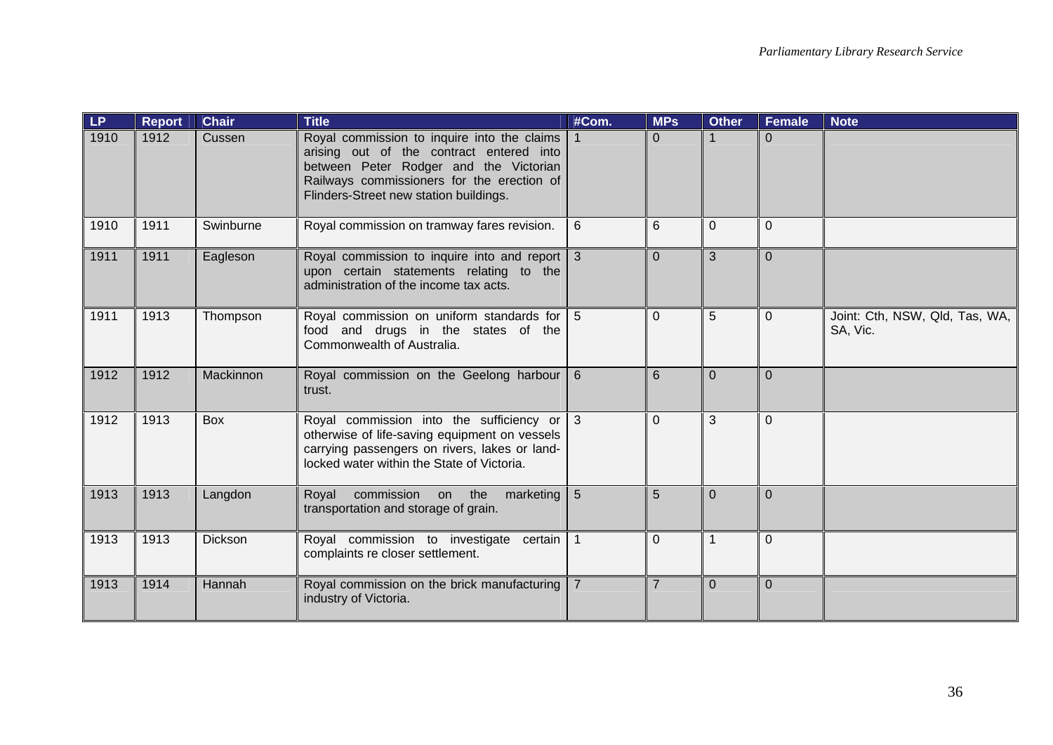| LP | Report | Chair | Title | #Com. | MPs | Other | Female | Note |
|---|---|---|---|---|---|---|---|---|
| 1910 | 1912 | Cussen | Royal commission to inquire into the claims arising out of the contract entered into between Peter Rodger and the Victorian Railways commissioners for the erection of Flinders-Street new station buildings. | 1 | 0 | 1 | 0 | |
| 1910 | 1911 | Swinburne | Royal commission on tramway fares revision. | 6 | 6 | 0 | 0 | |
| 1911 | 1911 | Eagleson | Royal commission to inquire into and report upon certain statements relating to the administration of the income tax acts. | 3 | 0 | 3 | 0 | |
| 1911 | 1913 | Thompson | Royal commission on uniform standards for food and drugs in the states of the Commonwealth of Australia. | 5 | 0 | 5 | 0 | Joint: Cth, NSW, Qld, Tas, WA, SA, Vic. |
| 1912 | 1912 | Mackinnon | Royal commission on the Geelong harbour trust. | 6 | 6 | 0 | 0 | |
| 1912 | 1913 | Box | Royal commission into the sufficiency or otherwise of life-saving equipment on vessels carrying passengers on rivers, lakes or land-locked water within the State of Victoria. | 3 | 0 | 3 | 0 | |
| 1913 | 1913 | Langdon | Royal commission on the marketing transportation and storage of grain. | 5 | 5 | 0 | 0 | |
| 1913 | 1913 | Dickson | Royal commission to investigate certain complaints re closer settlement. | 1 | 0 | 1 | 0 | |
| 1913 | 1914 | Hannah | Royal commission on the brick manufacturing industry of Victoria. | 7 | 7 | 0 | 0 | |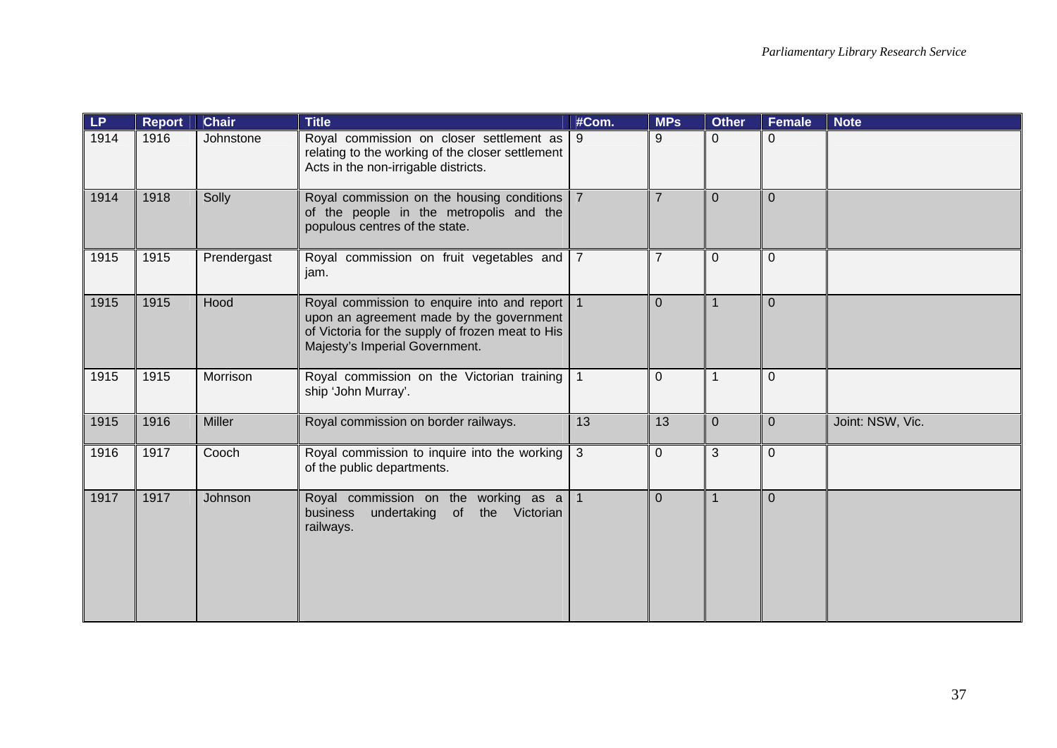| LP | Report | Chair | Title | #Com. | MPs | Other | Female | Note |
|---|---|---|---|---|---|---|---|---|
| 1914 | 1916 | Johnstone | Royal commission on closer settlement as relating to the working of the closer settlement Acts in the non-irrigable districts. | 9 | 9 | 0 | 0 | |
| 1914 | 1918 | Solly | Royal commission on the housing conditions of the people in the metropolis and the populous centres of the state. | 7 | 7 | 0 | 0 | |
| 1915 | 1915 | Prendergast | Royal commission on fruit vegetables and jam. | 7 | 7 | 0 | 0 | |
| 1915 | 1915 | Hood | Royal commission to enquire into and report upon an agreement made by the government of Victoria for the supply of frozen meat to His Majesty's Imperial Government. | 1 | 0 | 1 | 0 | |
| 1915 | 1915 | Morrison | Royal commission on the Victorian training ship 'John Murray'. | 1 | 0 | 1 | 0 | |
| 1915 | 1916 | Miller | Royal commission on border railways. | 13 | 13 | 0 | 0 | Joint: NSW, Vic. |
| 1916 | 1917 | Cooch | Royal commission to inquire into the working of the public departments. | 3 | 0 | 3 | 0 | |
| 1917 | 1917 | Johnson | Royal commission on the working as a business undertaking of the Victorian railways. | 1 | 0 | 1 | 0 | |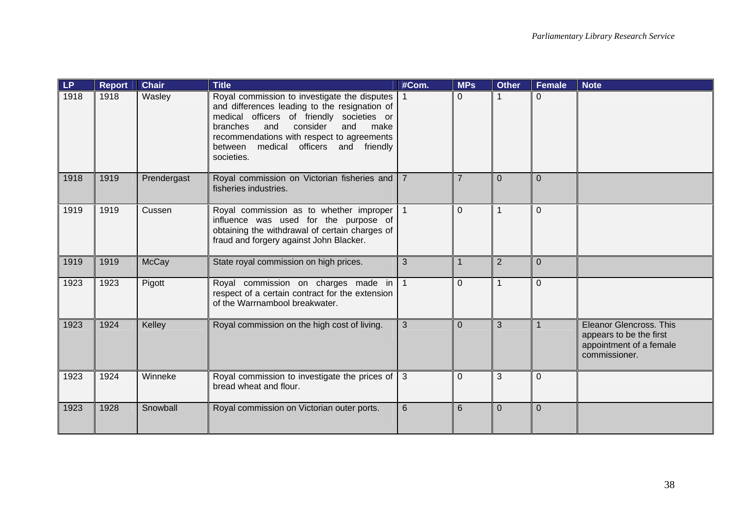| LP | Report | Chair | Title | #Com. | MPs | Other | Female | Note |
|---|---|---|---|---|---|---|---|---|
| 1918 | 1918 | Wasley | Royal commission to investigate the disputes and differences leading to the resignation of medical officers of friendly societies or branches and consider and make recommendations with respect to agreements between medical officers and friendly societies. | 1 | 0 | 1 | 0 | |
| 1918 | 1919 | Prendergast | Royal commission on Victorian fisheries and fisheries industries. | 7 | 7 | 0 | 0 | |
| 1919 | 1919 | Cussen | Royal commission as to whether improper influence was used for the purpose of obtaining the withdrawal of certain charges of fraud and forgery against John Blacker. | 1 | 0 | 1 | 0 | |
| 1919 | 1919 | McCay | State royal commission on high prices. | 3 | 1 | 2 | 0 | |
| 1923 | 1923 | Pigott | Royal commission on charges made in respect of a certain contract for the extension of the Warrnambool breakwater. | 1 | 0 | 1 | 0 | |
| 1923 | 1924 | Kelley | Royal commission on the high cost of living. | 3 | 0 | 3 | 1 | Eleanor Glencross. This appears to be the first appointment of a female commissioner. |
| 1923 | 1924 | Winneke | Royal commission to investigate the prices of bread wheat and flour. | 3 | 0 | 3 | 0 | |
| 1923 | 1928 | Snowball | Royal commission on Victorian outer ports. | 6 | 6 | 0 | 0 | |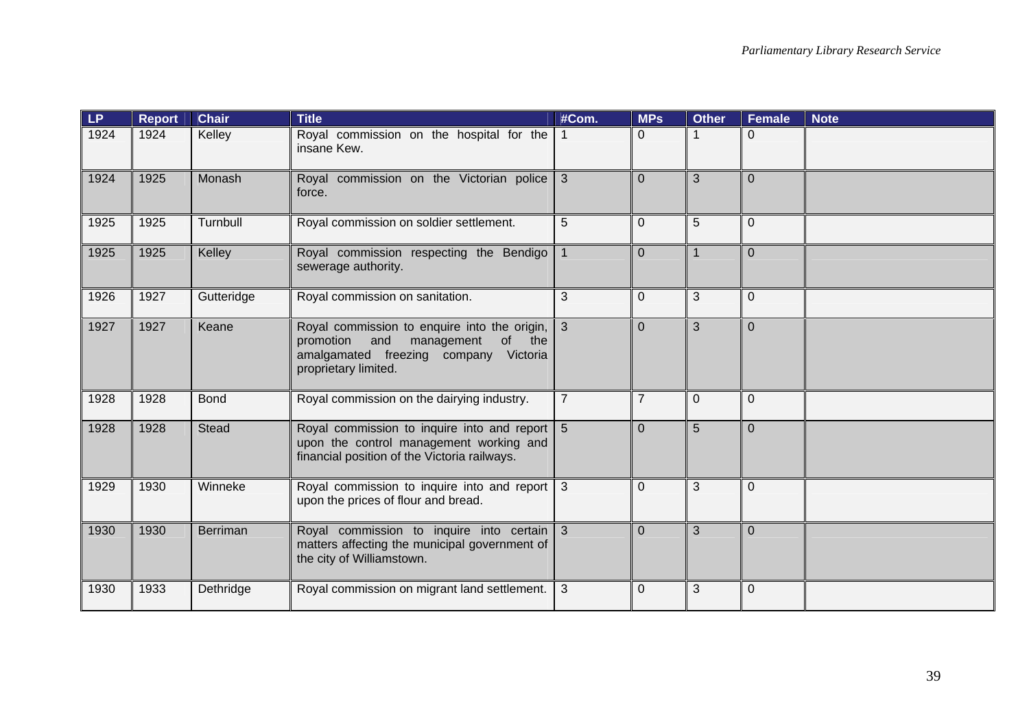| LP | Report | Chair | Title | #Com. | MPs | Other | Female | Note |
|---|---|---|---|---|---|---|---|---|
| 1924 | 1924 | Kelley | Royal commission on the hospital for the insane Kew. | 1 | 0 | 1 | 0 | |
| 1924 | 1925 | Monash | Royal commission on the Victorian police force. | 3 | 0 | 3 | 0 | |
| 1925 | 1925 | Turnbull | Royal commission on soldier settlement. | 5 | 0 | 5 | 0 | |
| 1925 | 1925 | Kelley | Royal commission respecting the Bendigo sewerage authority. | 1 | 0 | 1 | 0 | |
| 1926 | 1927 | Gutteridge | Royal commission on sanitation. | 3 | 0 | 3 | 0 | |
| 1927 | 1927 | Keane | Royal commission to enquire into the origin, promotion and management of the amalgamated freezing company Victoria proprietary limited. | 3 | 0 | 3 | 0 | |
| 1928 | 1928 | Bond | Royal commission on the dairying industry. | 7 | 7 | 0 | 0 | |
| 1928 | 1928 | Stead | Royal commission to inquire into and report upon the control management working and financial position of the Victoria railways. | 5 | 0 | 5 | 0 | |
| 1929 | 1930 | Winneke | Royal commission to inquire into and report upon the prices of flour and bread. | 3 | 0 | 3 | 0 | |
| 1930 | 1930 | Berriman | Royal commission to inquire into certain matters affecting the municipal government of the city of Williamstown. | 3 | 0 | 3 | 0 | |
| 1930 | 1933 | Dethridge | Royal commission on migrant land settlement. | 3 | 0 | 3 | 0 | |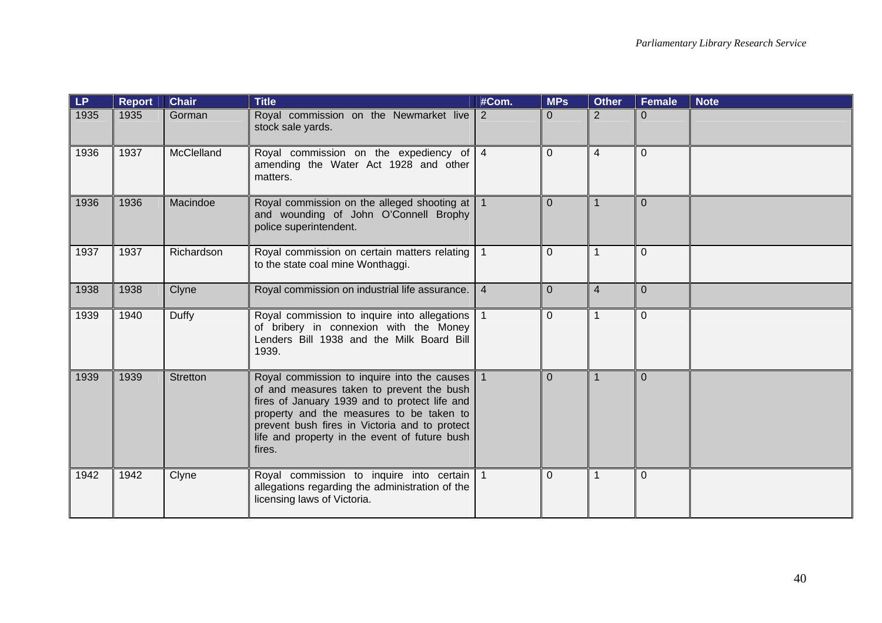| LP | Report | Chair | Title | #Com. | MPs | Other | Female | Note |
|---|---|---|---|---|---|---|---|---|
| 1935 | 1935 | Gorman | Royal commission on the Newmarket live stock sale yards. | 2 | 0 | 2 | 0 | |
| 1936 | 1937 | McClelland | Royal commission on the expediency of amending the Water Act 1928 and other matters. | 4 | 0 | 4 | 0 | |
| 1936 | 1936 | Macindoe | Royal commission on the alleged shooting at and wounding of John O'Connell Brophy police superintendent. | 1 | 0 | 1 | 0 | |
| 1937 | 1937 | Richardson | Royal commission on certain matters relating to the state coal mine Wonthaggi. | 1 | 0 | 1 | 0 | |
| 1938 | 1938 | Clyne | Royal commission on industrial life assurance. | 4 | 0 | 4 | 0 | |
| 1939 | 1940 | Duffy | Royal commission to inquire into allegations of bribery in connexion with the Money Lenders Bill 1938 and the Milk Board Bill 1939. | 1 | 0 | 1 | 0 | |
| 1939 | 1939 | Stretton | Royal commission to inquire into the causes of and measures taken to prevent the bush fires of January 1939 and to protect life and property and the measures to be taken to prevent bush fires in Victoria and to protect life and property in the event of future bush fires. | 1 | 0 | 1 | 0 | |
| 1942 | 1942 | Clyne | Royal commission to inquire into certain allegations regarding the administration of the licensing laws of Victoria. | 1 | 0 | 1 | 0 | |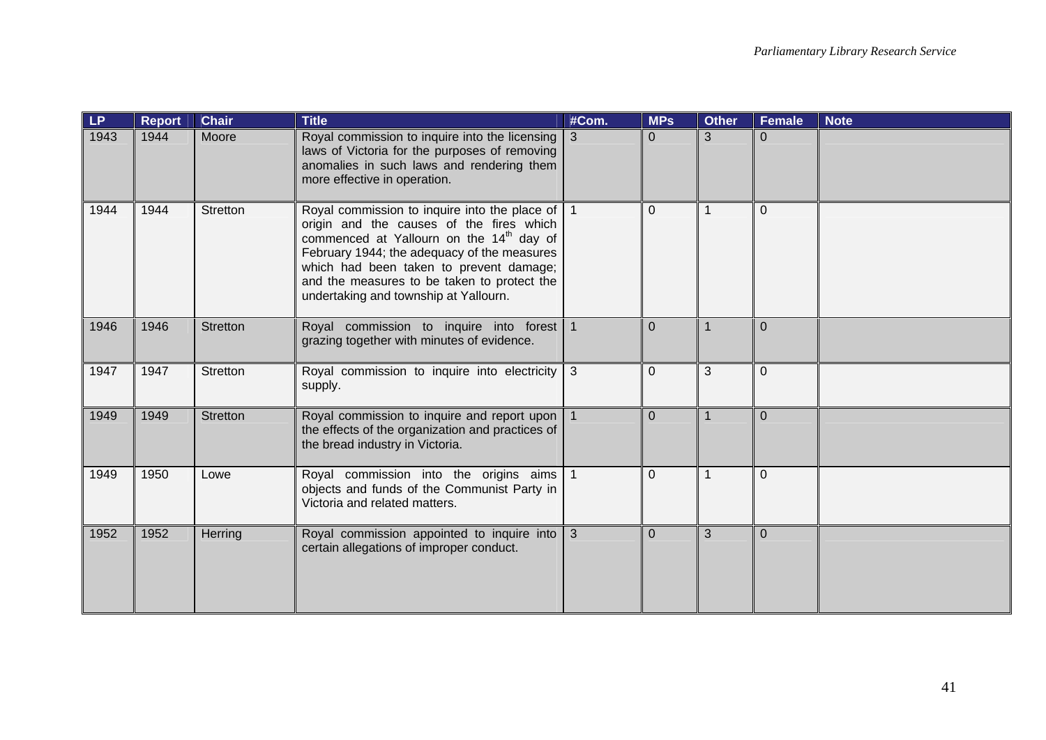| LP | Report | Chair | Title | #Com. | MPs | Other | Female | Note |
|---|---|---|---|---|---|---|---|---|
| 1943 | 1944 | Moore | Royal commission to inquire into the licensing laws of Victoria for the purposes of removing anomalies in such laws and rendering them more effective in operation. | 3 | 0 | 3 | 0 | |
| 1944 | 1944 | Stretton | Royal commission to inquire into the place of origin and the causes of the fires which commenced at Yallourn on the 14th day of February 1944; the adequacy of the measures which had been taken to prevent damage; and the measures to be taken to protect the undertaking and township at Yallourn. | 1 | 0 | 1 | 0 | |
| 1946 | 1946 | Stretton | Royal commission to inquire into forest grazing together with minutes of evidence. | 1 | 0 | 1 | 0 | |
| 1947 | 1947 | Stretton | Royal commission to inquire into electricity supply. | 3 | 0 | 3 | 0 | |
| 1949 | 1949 | Stretton | Royal commission to inquire and report upon the effects of the organization and practices of the bread industry in Victoria. | 1 | 0 | 1 | 0 | |
| 1949 | 1950 | Lowe | Royal commission into the origins aims objects and funds of the Communist Party in Victoria and related matters. | 1 | 0 | 1 | 0 | |
| 1952 | 1952 | Herring | Royal commission appointed to inquire into certain allegations of improper conduct. | 3 | 0 | 3 | 0 | |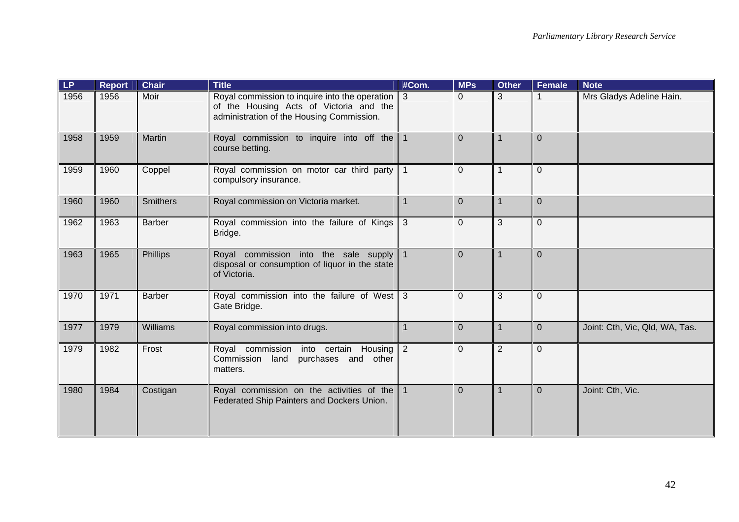| LP | Report | Chair | Title | #Com. | MPs | Other | Female | Note |
|---|---|---|---|---|---|---|---|---|
| 1956 | 1956 | Moir | Royal commission to inquire into the operation of the Housing Acts of Victoria and the administration of the Housing Commission. | 3 | 0 | 3 | 1 | Mrs Gladys Adeline Hain. |
| 1958 | 1959 | Martin | Royal commission to inquire into off the course betting. | 1 | 0 | 1 | 0 | |
| 1959 | 1960 | Coppel | Royal commission on motor car third party compulsory insurance. | 1 | 0 | 1 | 0 | |
| 1960 | 1960 | Smithers | Royal commission on Victoria market. | 1 | 0 | 1 | 0 | |
| 1962 | 1963 | Barber | Royal commission into the failure of Kings Bridge. | 3 | 0 | 3 | 0 | |
| 1963 | 1965 | Phillips | Royal commission into the sale supply disposal or consumption of liquor in the state of Victoria. | 1 | 0 | 1 | 0 | |
| 1970 | 1971 | Barber | Royal commission into the failure of West Gate Bridge. | 3 | 0 | 3 | 0 | |
| 1977 | 1979 | Williams | Royal commission into drugs. | 1 | 0 | 1 | 0 | Joint: Cth, Vic, Qld, WA, Tas. |
| 1979 | 1982 | Frost | Royal commission into certain Housing Commission land purchases and other matters. | 2 | 0 | 2 | 0 | |
| 1980 | 1984 | Costigan | Royal commission on the activities of the Federated Ship Painters and Dockers Union. | 1 | 0 | 1 | 0 | Joint: Cth, Vic. |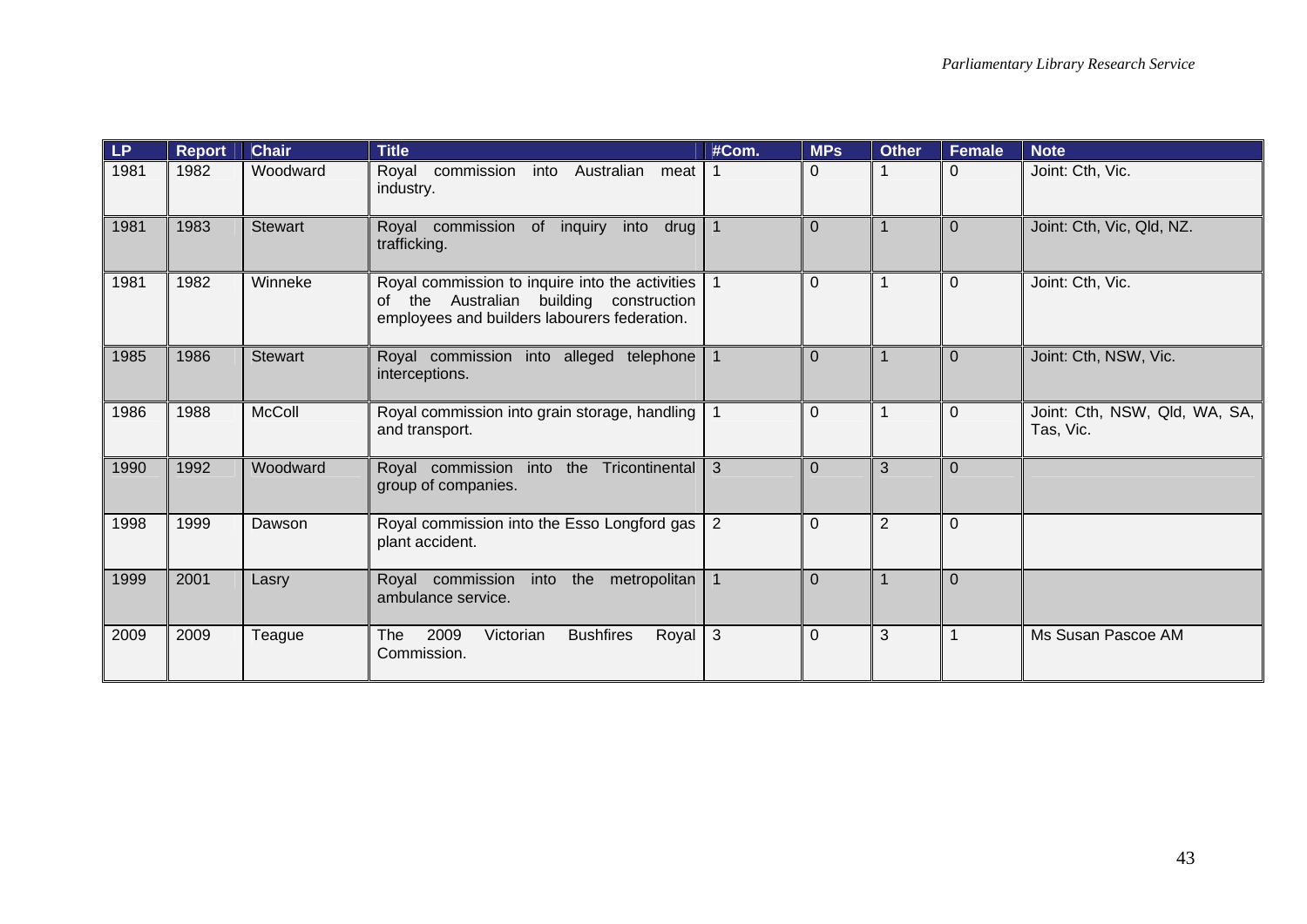| LP | Report | Chair | Title | #Com. | MPs | Other | Female | Note |
|---|---|---|---|---|---|---|---|---|
| 1981 | 1982 | Woodward | Royal commission into Australian meat industry. | 1 | 0 | 1 | 0 | Joint: Cth, Vic. |
| 1981 | 1983 | Stewart | Royal commission of inquiry into drug trafficking. | 1 | 0 | 1 | 0 | Joint: Cth, Vic, Qld, NZ. |
| 1981 | 1982 | Winneke | Royal commission to inquire into the activities of the Australian building construction employees and builders labourers federation. | 1 | 0 | 1 | 0 | Joint: Cth, Vic. |
| 1985 | 1986 | Stewart | Royal commission into alleged telephone interceptions. | 1 | 0 | 1 | 0 | Joint: Cth, NSW, Vic. |
| 1986 | 1988 | McColl | Royal commission into grain storage, handling and transport. | 1 | 0 | 1 | 0 | Joint: Cth, NSW, Qld, WA, SA, Tas, Vic. |
| 1990 | 1992 | Woodward | Royal commission into the Tricontinental group of companies. | 3 | 0 | 3 | 0 | |
| 1998 | 1999 | Dawson | Royal commission into the Esso Longford gas plant accident. | 2 | 0 | 2 | 0 | |
| 1999 | 2001 | Lasry | Royal commission into the metropolitan ambulance service. | 1 | 0 | 1 | 0 | |
| 2009 | 2009 | Teague | The 2009 Victorian Bushfires Royal Commission. | 3 | 0 | 3 | 1 | Ms Susan Pascoe AM |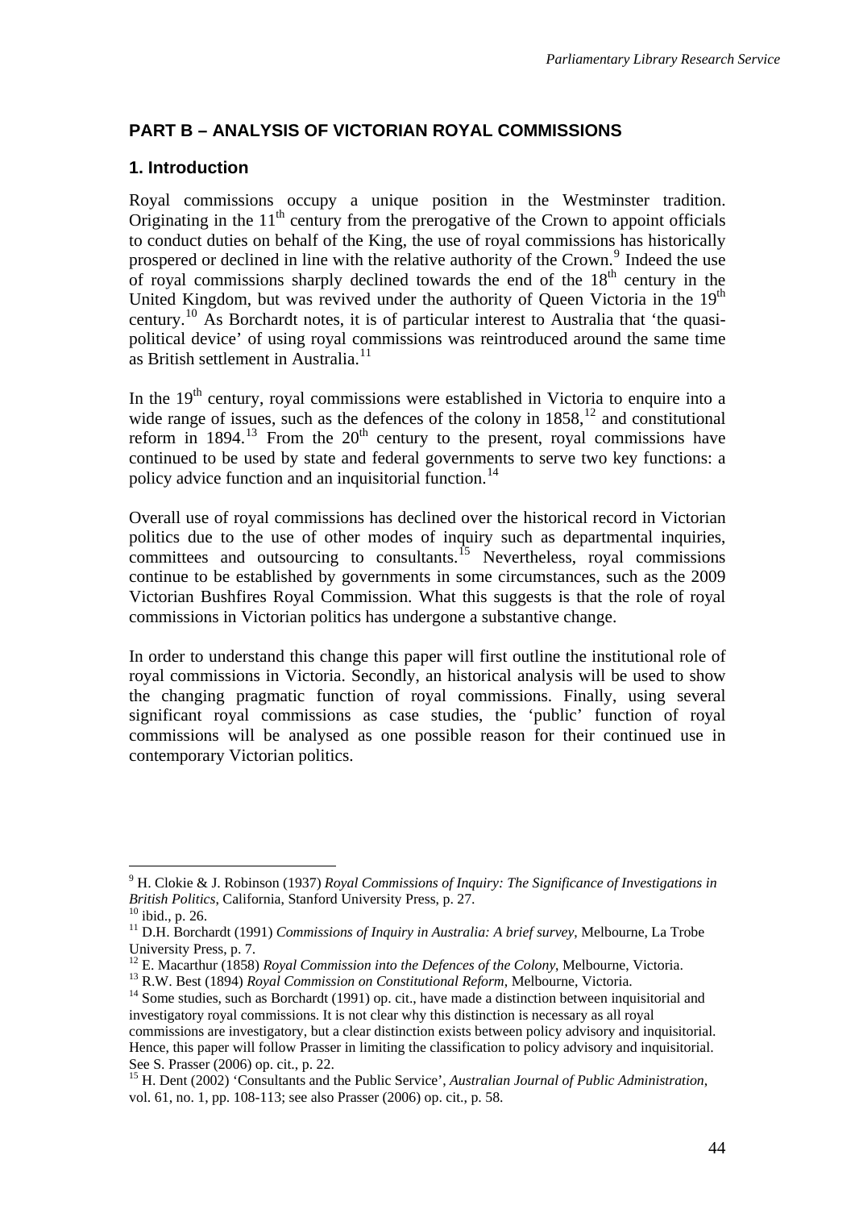## PART B – ANALYSIS OF VICTORIAN ROYAL COMMISSIONS

### 1. Introduction

Royal commissions occupy a unique position in the Westminster tradition. Originating in the 11th century from the prerogative of the Crown to appoint officials to conduct duties on behalf of the King, the use of royal commissions has historically prospered or declined in line with the relative authority of the Crown.[9] Indeed the use of royal commissions sharply declined towards the end of the 18th century in the United Kingdom, but was revived under the authority of Queen Victoria in the 19th century.[10] As Borchardt notes, it is of particular interest to Australia that 'the quasi-political device' of using royal commissions was reintroduced around the same time as British settlement in Australia.[11]

In the 19th century, royal commissions were established in Victoria to enquire into a wide range of issues, such as the defences of the colony in 1858,[12] and constitutional reform in 1894.[13] From the 20th century to the present, royal commissions have continued to be used by state and federal governments to serve two key functions: a policy advice function and an inquisitorial function.[14]

Overall use of royal commissions has declined over the historical record in Victorian politics due to the use of other modes of inquiry such as departmental inquiries, committees and outsourcing to consultants.[15] Nevertheless, royal commissions continue to be established by governments in some circumstances, such as the 2009 Victorian Bushfires Royal Commission. What this suggests is that the role of royal commissions in Victorian politics has undergone a substantive change.

In order to understand this change this paper will first outline the institutional role of royal commissions in Victoria. Secondly, an historical analysis will be used to show the changing pragmatic function of royal commissions. Finally, using several significant royal commissions as case studies, the 'public' function of royal commissions will be analysed as one possible reason for their continued use in contemporary Victorian politics.

---

[9] H. Clokie & J. Robinson (1937) *Royal Commissions of Inquiry: The Significance of Investigations in British Politics*, California, Stanford University Press, p. 27.

[10] ibid., p. 26.

[11] D.H. Borchardt (1991) *Commissions of Inquiry in Australia: A brief survey*, Melbourne, La Trobe University Press, p. 7.

[12] E. Macarthur (1858) *Royal Commission into the Defences of the Colony*, Melbourne, Victoria.

[13] R.W. Best (1894) *Royal Commission on Constitutional Reform*, Melbourne, Victoria.

[14] Some studies, such as Borchardt (1991) op. cit., have made a distinction between inquisitorial and investigatory royal commissions. It is not clear why this distinction is necessary as all royal commissions are investigatory, but a clear distinction exists between policy advisory and inquisitorial. Hence, this paper will follow Prasser in limiting the classification to policy advisory and inquisitorial. See S. Prasser (2006) op. cit., p. 22.

[15] H. Dent (2002) 'Consultants and the Public Service', *Australian Journal of Public Administration*, vol. 61, no. 1, pp. 108-113; see also Prasser (2006) op. cit., p. 58.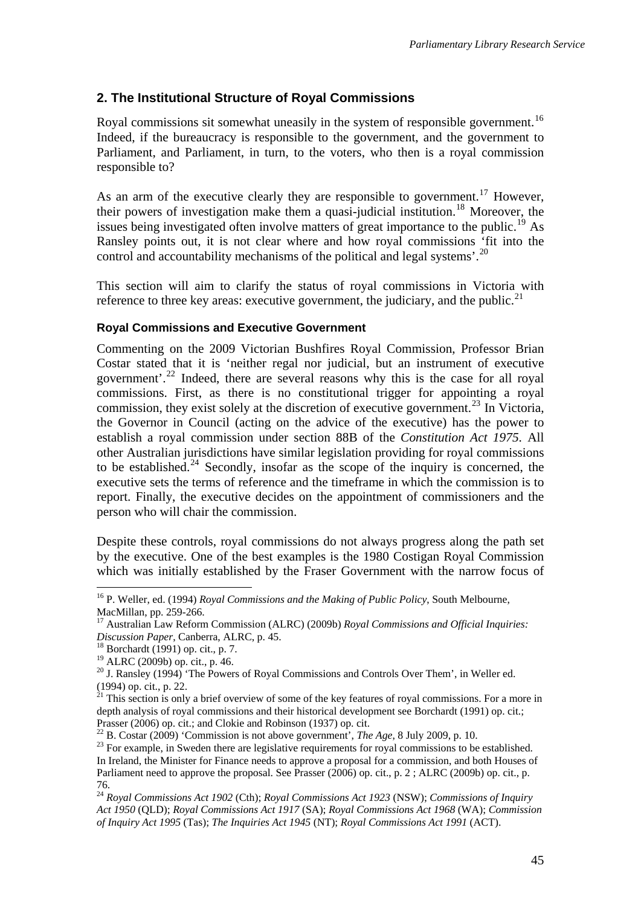## 2. The Institutional Structure of Royal Commissions

Royal commissions sit somewhat uneasily in the system of responsible government.[16] Indeed, if the bureaucracy is responsible to the government, and the government to Parliament, and Parliament, in turn, to the voters, who then is a royal commission responsible to?

As an arm of the executive clearly they are responsible to government.[17] However, their powers of investigation make them a quasi-judicial institution.[18] Moreover, the issues being investigated often involve matters of great importance to the public.[19] As Ransley points out, it is not clear where and how royal commissions 'fit into the control and accountability mechanisms of the political and legal systems'.[20]

This section will aim to clarify the status of royal commissions in Victoria with reference to three key areas: executive government, the judiciary, and the public.[21]

### Royal Commissions and Executive Government

Commenting on the 2009 Victorian Bushfires Royal Commission, Professor Brian Costar stated that it is 'neither regal nor judicial, but an instrument of executive government'.[22] Indeed, there are several reasons why this is the case for all royal commissions. First, as there is no constitutional trigger for appointing a royal commission, they exist solely at the discretion of executive government.[23] In Victoria, the Governor in Council (acting on the advice of the executive) has the power to establish a royal commission under section 88B of the *Constitution Act 1975*. All other Australian jurisdictions have similar legislation providing for royal commissions to be established.[24] Secondly, insofar as the scope of the inquiry is concerned, the executive sets the terms of reference and the timeframe in which the commission is to report. Finally, the executive decides on the appointment of commissioners and the person who will chair the commission.

Despite these controls, royal commissions do not always progress along the path set by the executive. One of the best examples is the 1980 Costigan Royal Commission which was initially established by the Fraser Government with the narrow focus of

---

[16] P. Weller, ed. (1994) *Royal Commissions and the Making of Public Policy*, South Melbourne, MacMillan, pp. 259-266.

[17] Australian Law Reform Commission (ALRC) (2009b) *Royal Commissions and Official Inquiries: Discussion Paper*, Canberra, ALRC, p. 45.

[18] Borchardt (1991) op. cit., p. 7.

[19] ALRC (2009b) op. cit., p. 46.

[20] J. Ransley (1994) 'The Powers of Royal Commissions and Controls Over Them', in Weller ed. (1994) op. cit., p. 22.

[21] This section is only a brief overview of some of the key features of royal commissions. For a more in depth analysis of royal commissions and their historical development see Borchardt (1991) op. cit.; Prasser (2006) op. cit.; and Clokie and Robinson (1937) op. cit.

[22] B. Costar (2009) 'Commission is not above government', *The Age*, 8 July 2009, p. 10.

[23] For example, in Sweden there are legislative requirements for royal commissions to be established. In Ireland, the Minister for Finance needs to approve a proposal for a commission, and both Houses of Parliament need to approve the proposal. See Prasser (2006) op. cit., p. 2 ; ALRC (2009b) op. cit., p. 76.

[24] *Royal Commissions Act 1902* (Cth); *Royal Commissions Act 1923* (NSW); *Commissions of Inquiry Act 1950* (QLD); *Royal Commissions Act 1917* (SA); *Royal Commissions Act 1968* (WA); *Commission of Inquiry Act 1995* (Tas); *The Inquiries Act 1945* (NT); *Royal Commissions Act 1991* (ACT).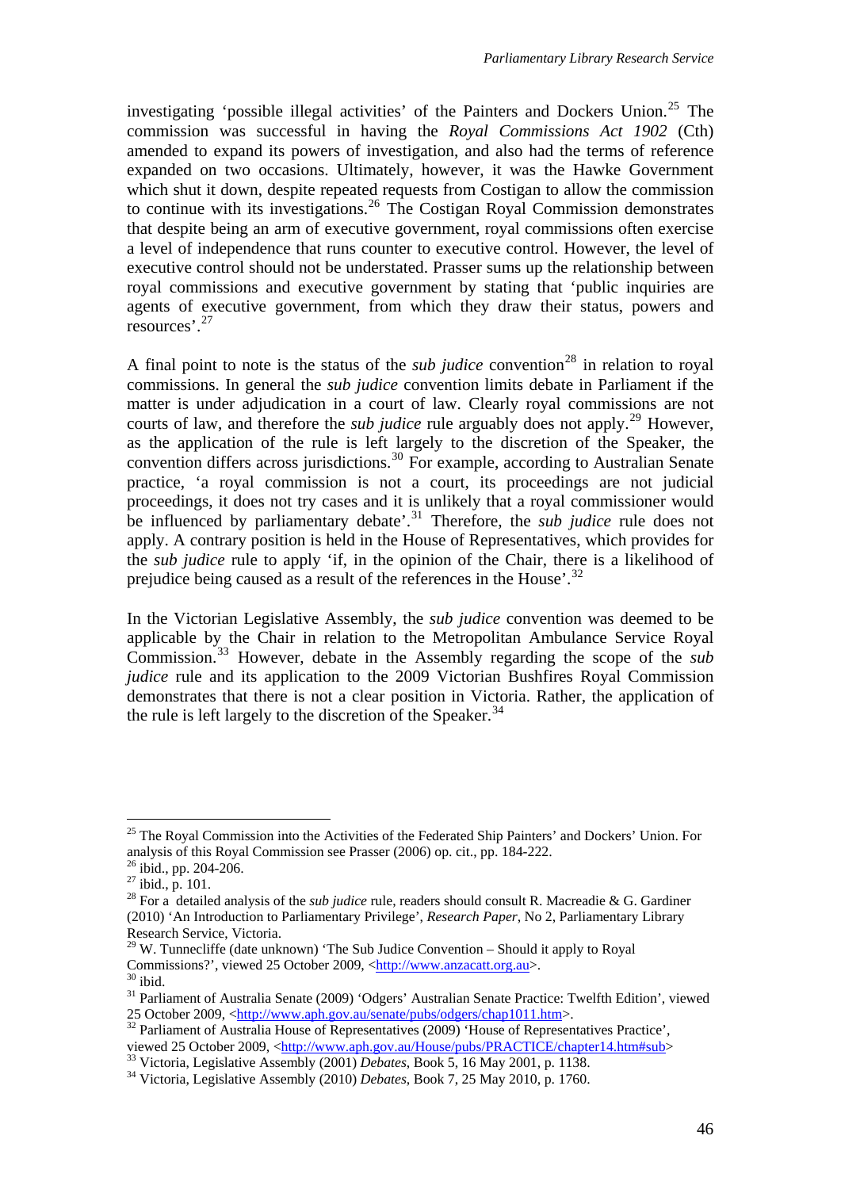investigating 'possible illegal activities' of the Painters and Dockers Union.[25] The commission was successful in having the *Royal Commissions Act 1902* (Cth) amended to expand its powers of investigation, and also had the terms of reference expanded on two occasions. Ultimately, however, it was the Hawke Government which shut it down, despite repeated requests from Costigan to allow the commission to continue with its investigations.[26] The Costigan Royal Commission demonstrates that despite being an arm of executive government, royal commissions often exercise a level of independence that runs counter to executive control. However, the level of executive control should not be understated. Prasser sums up the relationship between royal commissions and executive government by stating that 'public inquiries are agents of executive government, from which they draw their status, powers and resources'.[27]

A final point to note is the status of the *sub judice* convention[28] in relation to royal commissions. In general the *sub judice* convention limits debate in Parliament if the matter is under adjudication in a court of law. Clearly royal commissions are not courts of law, and therefore the *sub judice* rule arguably does not apply.[29] However, as the application of the rule is left largely to the discretion of the Speaker, the convention differs across jurisdictions.[30] For example, according to Australian Senate practice, 'a royal commission is not a court, its proceedings are not judicial proceedings, it does not try cases and it is unlikely that a royal commissioner would be influenced by parliamentary debate'.[31] Therefore, the *sub judice* rule does not apply. A contrary position is held in the House of Representatives, which provides for the *sub judice* rule to apply 'if, in the opinion of the Chair, there is a likelihood of prejudice being caused as a result of the references in the House'.[32]

In the Victorian Legislative Assembly, the *sub judice* convention was deemed to be applicable by the Chair in relation to the Metropolitan Ambulance Service Royal Commission.[33] However, debate in the Assembly regarding the scope of the *sub judice* rule and its application to the 2009 Victorian Bushfires Royal Commission demonstrates that there is not a clear position in Victoria. Rather, the application of the rule is left largely to the discretion of the Speaker.[34]

---

[25] The Royal Commission into the Activities of the Federated Ship Painters' and Dockers' Union. For analysis of this Royal Commission see Prasser (2006) op. cit., pp. 184-222.

[26] ibid., pp. 204-206.

[27] ibid., p. 101.

[28] For a detailed analysis of the *sub judice* rule, readers should consult R. Macreadie & G. Gardiner (2010) 'An Introduction to Parliamentary Privilege', *Research Paper*, No 2, Parliamentary Library Research Service, Victoria.

[29] W. Tunnecliffe (date unknown) 'The Sub Judice Convention – Should it apply to Royal Commissions?', viewed 25 October 2009, <http://www.anzacatt.org.au>.

[30] ibid.

[31] Parliament of Australia Senate (2009) 'Odgers' Australian Senate Practice: Twelfth Edition', viewed 25 October 2009, <http://www.aph.gov.au/senate/pubs/odgers/chap1011.htm>.

[32] Parliament of Australia House of Representatives (2009) 'House of Representatives Practice', viewed 25 October 2009, <http://www.aph.gov.au/House/pubs/PRACTICE/chapter14.htm#sub>

[33] Victoria, Legislative Assembly (2001) *Debates*, Book 5, 16 May 2001, p. 1138.

[34] Victoria, Legislative Assembly (2010) *Debates*, Book 7, 25 May 2010, p. 1760.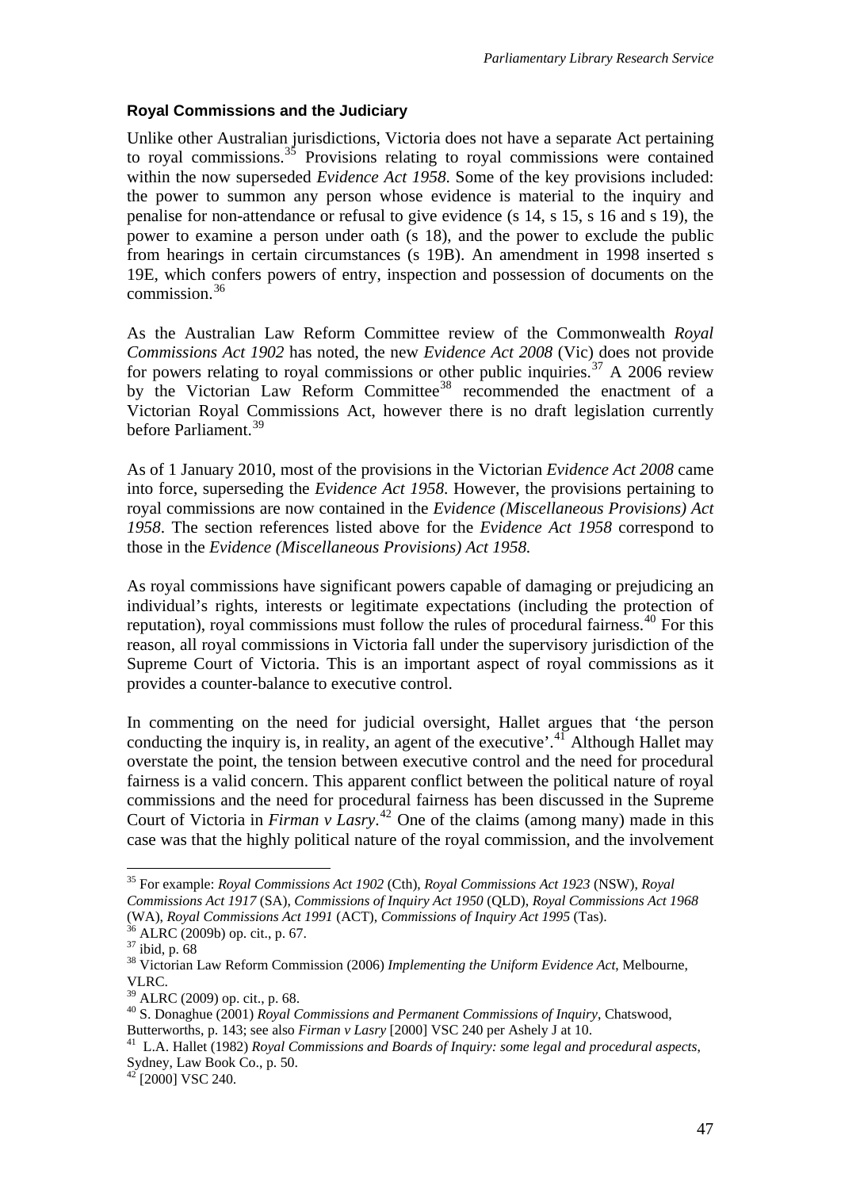### Royal Commissions and the Judiciary

Unlike other Australian jurisdictions, Victoria does not have a separate Act pertaining to royal commissions.[35] Provisions relating to royal commissions were contained within the now superseded *Evidence Act 1958*. Some of the key provisions included: the power to summon any person whose evidence is material to the inquiry and penalise for non-attendance or refusal to give evidence (s 14, s 15, s 16 and s 19), the power to examine a person under oath (s 18), and the power to exclude the public from hearings in certain circumstances (s 19B). An amendment in 1998 inserted s 19E, which confers powers of entry, inspection and possession of documents on the commission.[36]

As the Australian Law Reform Committee review of the Commonwealth *Royal Commissions Act 1902* has noted, the new *Evidence Act 2008* (Vic) does not provide for powers relating to royal commissions or other public inquiries.[37] A 2006 review by the Victorian Law Reform Committee[38] recommended the enactment of a Victorian Royal Commissions Act, however there is no draft legislation currently before Parliament.[39]

As of 1 January 2010, most of the provisions in the Victorian *Evidence Act 2008* came into force, superseding the *Evidence Act 1958*. However, the provisions pertaining to royal commissions are now contained in the *Evidence (Miscellaneous Provisions) Act 1958*. The section references listed above for the *Evidence Act 1958* correspond to those in the *Evidence (Miscellaneous Provisions) Act 1958.*

As royal commissions have significant powers capable of damaging or prejudicing an individual's rights, interests or legitimate expectations (including the protection of reputation), royal commissions must follow the rules of procedural fairness.[40] For this reason, all royal commissions in Victoria fall under the supervisory jurisdiction of the Supreme Court of Victoria. This is an important aspect of royal commissions as it provides a counter-balance to executive control.

In commenting on the need for judicial oversight, Hallet argues that 'the person conducting the inquiry is, in reality, an agent of the executive'.[41] Although Hallet may overstate the point, the tension between executive control and the need for procedural fairness is a valid concern. This apparent conflict between the political nature of royal commissions and the need for procedural fairness has been discussed in the Supreme Court of Victoria in *Firman v Lasry*.[42] One of the claims (among many) made in this case was that the highly political nature of the royal commission, and the involvement

---

[35] For example: *Royal Commissions Act 1902* (Cth), *Royal Commissions Act 1923* (NSW), *Royal Commissions Act 1917* (SA), *Commissions of Inquiry Act 1950* (QLD), *Royal Commissions Act 1968* (WA), *Royal Commissions Act 1991* (ACT), *Commissions of Inquiry Act 1995* (Tas).

[36] ALRC (2009b) op. cit., p. 67.

[37] ibid, p. 68

[38] Victorian Law Reform Commission (2006) *Implementing the Uniform Evidence Act*, Melbourne, VLRC.

[39] ALRC (2009) op. cit., p. 68.

[40] S. Donaghue (2001) *Royal Commissions and Permanent Commissions of Inquiry*, Chatswood, Butterworths, p. 143; see also *Firman v Lasry* [2000] VSC 240 per Ashely J at 10.

[41] L.A. Hallet (1982) *Royal Commissions and Boards of Inquiry: some legal and procedural aspects*, Sydney, Law Book Co., p. 50.

[42] [2000] VSC 240.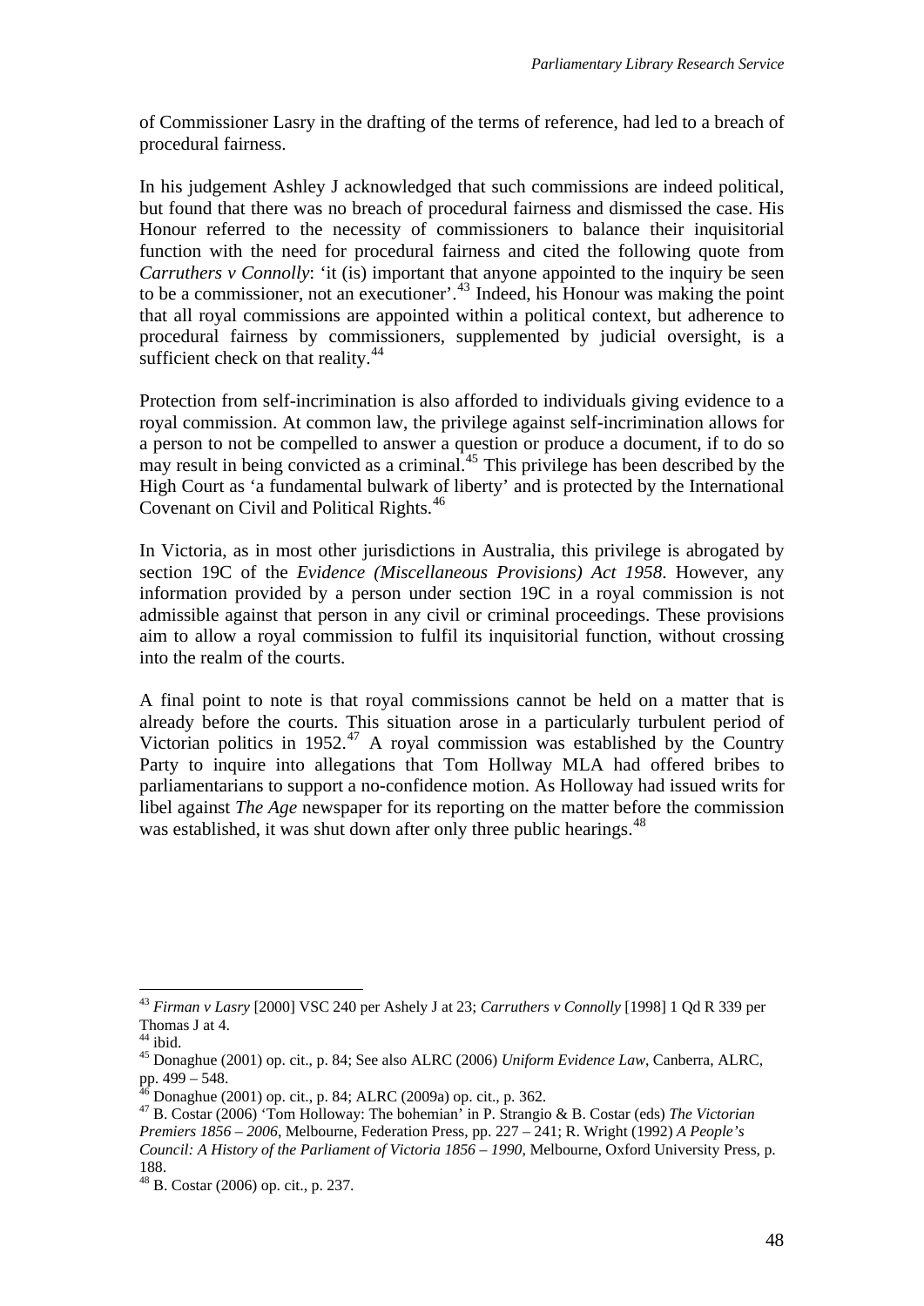of Commissioner Lasry in the drafting of the terms of reference, had led to a breach of procedural fairness.

In his judgement Ashley J acknowledged that such commissions are indeed political, but found that there was no breach of procedural fairness and dismissed the case. His Honour referred to the necessity of commissioners to balance their inquisitorial function with the need for procedural fairness and cited the following quote from *Carruthers v Connolly*: 'it (is) important that anyone appointed to the inquiry be seen to be a commissioner, not an executioner'.[43] Indeed, his Honour was making the point that all royal commissions are appointed within a political context, but adherence to procedural fairness by commissioners, supplemented by judicial oversight, is a sufficient check on that reality.[44]

Protection from self-incrimination is also afforded to individuals giving evidence to a royal commission. At common law, the privilege against self-incrimination allows for a person to not be compelled to answer a question or produce a document, if to do so may result in being convicted as a criminal.[45] This privilege has been described by the High Court as 'a fundamental bulwark of liberty' and is protected by the International Covenant on Civil and Political Rights.[46]

In Victoria, as in most other jurisdictions in Australia, this privilege is abrogated by section 19C of the *Evidence (Miscellaneous Provisions) Act 1958*. However, any information provided by a person under section 19C in a royal commission is not admissible against that person in any civil or criminal proceedings. These provisions aim to allow a royal commission to fulfil its inquisitorial function, without crossing into the realm of the courts.

A final point to note is that royal commissions cannot be held on a matter that is already before the courts. This situation arose in a particularly turbulent period of Victorian politics in 1952.[47] A royal commission was established by the Country Party to inquire into allegations that Tom Hollway MLA had offered bribes to parliamentarians to support a no-confidence motion. As Holloway had issued writs for libel against *The Age* newspaper for its reporting on the matter before the commission was established, it was shut down after only three public hearings.[48]

---

[43] *Firman v Lasry* [2000] VSC 240 per Ashely J at 23; *Carruthers v Connolly* [1998] 1 Qd R 339 per Thomas J at 4.

[44] ibid.

[45] Donaghue (2001) op. cit., p. 84; See also ALRC (2006) *Uniform Evidence Law*, Canberra, ALRC, pp. 499 – 548.

[46] Donaghue (2001) op. cit., p. 84; ALRC (2009a) op. cit., p. 362.

[47] B. Costar (2006) 'Tom Holloway: The bohemian' in P. Strangio & B. Costar (eds) *The Victorian Premiers 1856 – 2006*, Melbourne, Federation Press, pp. 227 – 241; R. Wright (1992) *A People's Council: A History of the Parliament of Victoria 1856 – 1990*, Melbourne, Oxford University Press, p. 188.

[48] B. Costar (2006) op. cit., p. 237.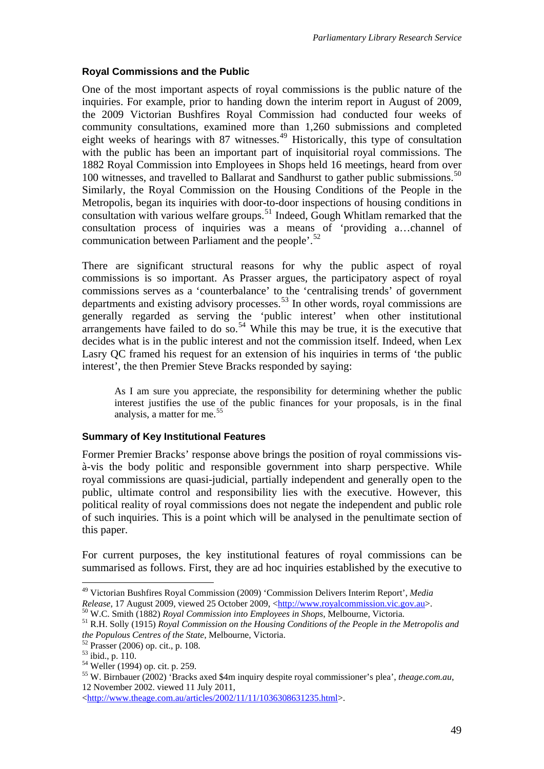### Royal Commissions and the Public

One of the most important aspects of royal commissions is the public nature of the inquiries. For example, prior to handing down the interim report in August of 2009, the 2009 Victorian Bushfires Royal Commission had conducted four weeks of community consultations, examined more than 1,260 submissions and completed eight weeks of hearings with 87 witnesses.[49] Historically, this type of consultation with the public has been an important part of inquisitorial royal commissions. The 1882 Royal Commission into Employees in Shops held 16 meetings, heard from over 100 witnesses, and travelled to Ballarat and Sandhurst to gather public submissions.[50] Similarly, the Royal Commission on the Housing Conditions of the People in the Metropolis, began its inquiries with door-to-door inspections of housing conditions in consultation with various welfare groups.[51] Indeed, Gough Whitlam remarked that the consultation process of inquiries was a means of 'providing a…channel of communication between Parliament and the people'.[52]

There are significant structural reasons for why the public aspect of royal commissions is so important. As Prasser argues, the participatory aspect of royal commissions serves as a 'counterbalance' to the 'centralising trends' of government departments and existing advisory processes.[53] In other words, royal commissions are generally regarded as serving the 'public interest' when other institutional arrangements have failed to do so.[54] While this may be true, it is the executive that decides what is in the public interest and not the commission itself. Indeed, when Lex Lasry QC framed his request for an extension of his inquiries in terms of 'the public interest', the then Premier Steve Bracks responded by saying:

> As I am sure you appreciate, the responsibility for determining whether the public interest justifies the use of the public finances for your proposals, is in the final analysis, a matter for me.[55]

### Summary of Key Institutional Features

Former Premier Bracks' response above brings the position of royal commissions vis-à-vis the body politic and responsible government into sharp perspective. While royal commissions are quasi-judicial, partially independent and generally open to the public, ultimate control and responsibility lies with the executive. However, this political reality of royal commissions does not negate the independent and public role of such inquiries. This is a point which will be analysed in the penultimate section of this paper.

For current purposes, the key institutional features of royal commissions can be summarised as follows. First, they are ad hoc inquiries established by the executive to

---

[49] Victorian Bushfires Royal Commission (2009) 'Commission Delivers Interim Report', *Media Release*, 17 August 2009, viewed 25 October 2009, <http://www.royalcommission.vic.gov.au>.

[50] W.C. Smith (1882) *Royal Commission into Employees in Shops*, Melbourne, Victoria.

[51] R.H. Solly (1915) *Royal Commission on the Housing Conditions of the People in the Metropolis and the Populous Centres of the State*, Melbourne, Victoria.

[52] Prasser (2006) op. cit., p. 108.

[53] ibid., p. 110.

[54] Weller (1994) op. cit. p. 259.

[55] W. Birnbauer (2002) 'Bracks axed $4m inquiry despite royal commissioner's plea', *theage.com.au*, 12 November 2002. viewed 11 July 2011, <http://www.theage.com.au/articles/2002/11/11/1036308631235.html>.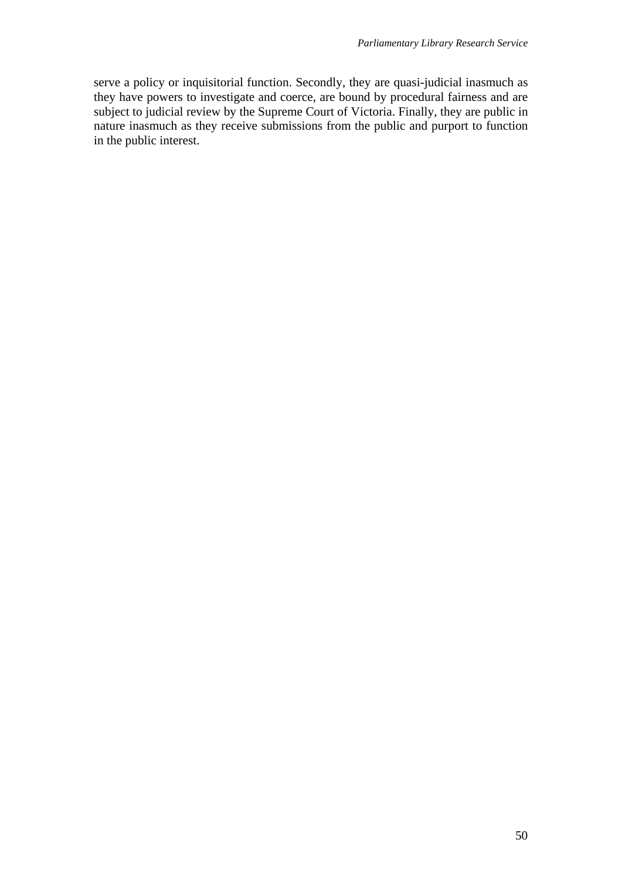serve a policy or inquisitorial function. Secondly, they are quasi-judicial inasmuch as they have powers to investigate and coerce, are bound by procedural fairness and are subject to judicial review by the Supreme Court of Victoria. Finally, they are public in nature inasmuch as they receive submissions from the public and purport to function in the public interest.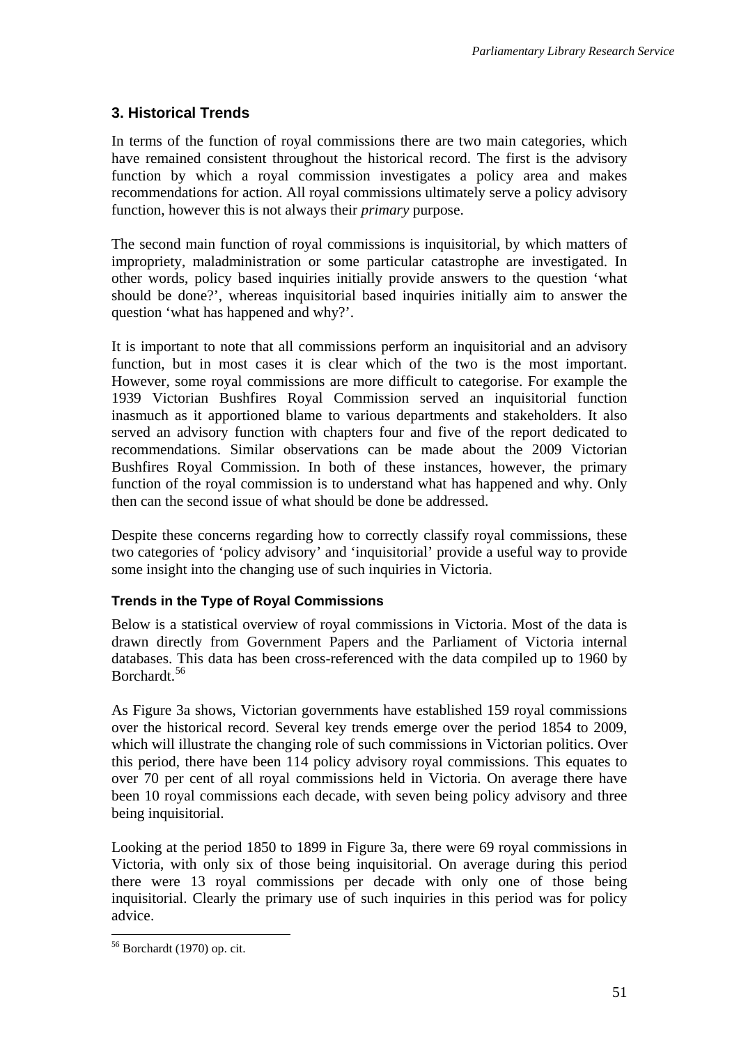## 3. Historical Trends

In terms of the function of royal commissions there are two main categories, which have remained consistent throughout the historical record. The first is the advisory function by which a royal commission investigates a policy area and makes recommendations for action. All royal commissions ultimately serve a policy advisory function, however this is not always their *primary* purpose.

The second main function of royal commissions is inquisitorial, by which matters of impropriety, maladministration or some particular catastrophe are investigated. In other words, policy based inquiries initially provide answers to the question 'what should be done?', whereas inquisitorial based inquiries initially aim to answer the question 'what has happened and why?'.

It is important to note that all commissions perform an inquisitorial and an advisory function, but in most cases it is clear which of the two is the most important. However, some royal commissions are more difficult to categorise. For example the 1939 Victorian Bushfires Royal Commission served an inquisitorial function inasmuch as it apportioned blame to various departments and stakeholders. It also served an advisory function with chapters four and five of the report dedicated to recommendations. Similar observations can be made about the 2009 Victorian Bushfires Royal Commission. In both of these instances, however, the primary function of the royal commission is to understand what has happened and why. Only then can the second issue of what should be done be addressed.

Despite these concerns regarding how to correctly classify royal commissions, these two categories of 'policy advisory' and 'inquisitorial' provide a useful way to provide some insight into the changing use of such inquiries in Victoria.

### Trends in the Type of Royal Commissions

Below is a statistical overview of royal commissions in Victoria. Most of the data is drawn directly from Government Papers and the Parliament of Victoria internal databases. This data has been cross-referenced with the data compiled up to 1960 by Borchardt.[56]

As Figure 3a shows, Victorian governments have established 159 royal commissions over the historical record. Several key trends emerge over the period 1854 to 2009, which will illustrate the changing role of such commissions in Victorian politics. Over this period, there have been 114 policy advisory royal commissions. This equates to over 70 per cent of all royal commissions held in Victoria. On average there have been 10 royal commissions each decade, with seven being policy advisory and three being inquisitorial.

Looking at the period 1850 to 1899 in Figure 3a, there were 69 royal commissions in Victoria, with only six of those being inquisitorial. On average during this period there were 13 royal commissions per decade with only one of those being inquisitorial. Clearly the primary use of such inquiries in this period was for policy advice.

[56] Borchardt (1970) op. cit.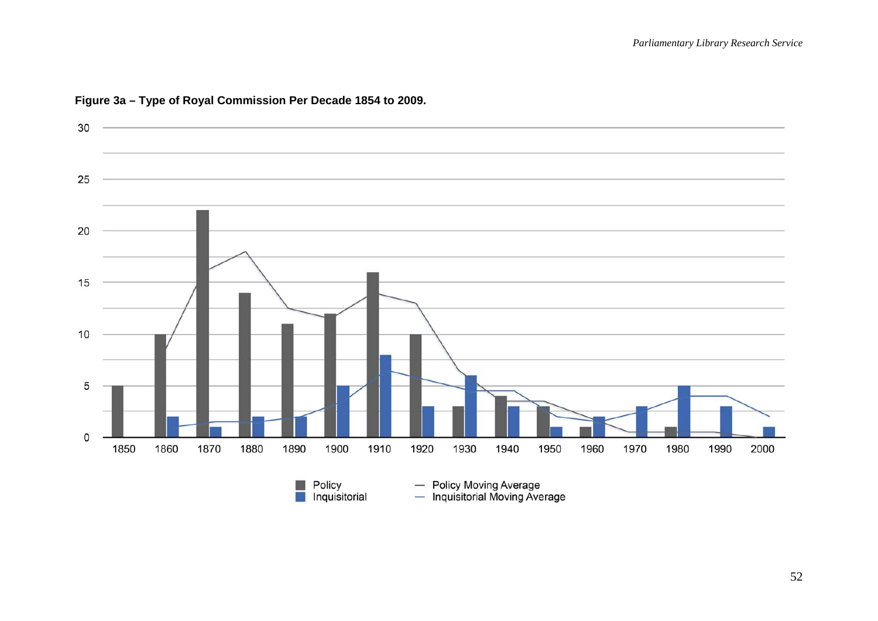**Figure 3a – Type of Royal Commission Per Decade 1854 to 2009.**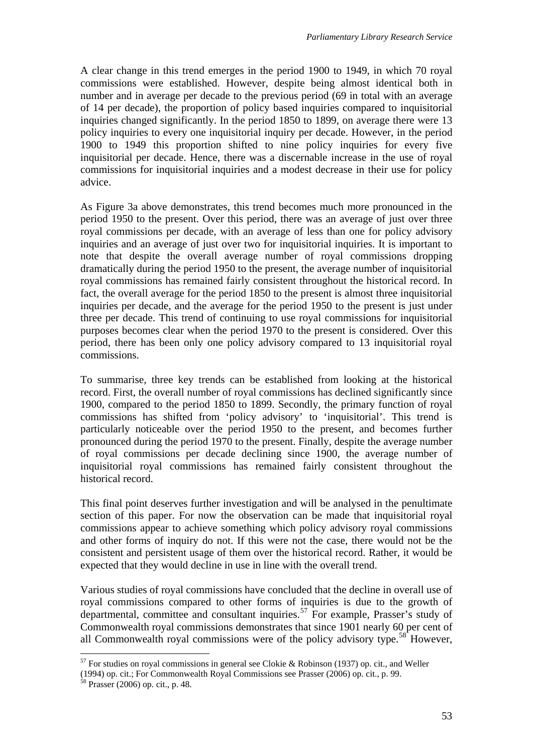A clear change in this trend emerges in the period 1900 to 1949, in which 70 royal commissions were established. However, despite being almost identical both in number and in average per decade to the previous period (69 in total with an average of 14 per decade), the proportion of policy based inquiries compared to inquisitorial inquiries changed significantly. In the period 1850 to 1899, on average there were 13 policy inquiries to every one inquisitorial inquiry per decade. However, in the period 1900 to 1949 this proportion shifted to nine policy inquiries for every five inquisitorial per decade. Hence, there was a discernable increase in the use of royal commissions for inquisitorial inquiries and a modest decrease in their use for policy advice.

As Figure 3a above demonstrates, this trend becomes much more pronounced in the period 1950 to the present. Over this period, there was an average of just over three royal commissions per decade, with an average of less than one for policy advisory inquiries and an average of just over two for inquisitorial inquiries. It is important to note that despite the overall average number of royal commissions dropping dramatically during the period 1950 to the present, the average number of inquisitorial royal commissions has remained fairly consistent throughout the historical record. In fact, the overall average for the period 1850 to the present is almost three inquisitorial inquiries per decade, and the average for the period 1950 to the present is just under three per decade. This trend of continuing to use royal commissions for inquisitorial purposes becomes clear when the period 1970 to the present is considered. Over this period, there has been only one policy advisory compared to 13 inquisitorial royal commissions.

To summarise, three key trends can be established from looking at the historical record. First, the overall number of royal commissions has declined significantly since 1900, compared to the period 1850 to 1899. Secondly, the primary function of royal commissions has shifted from 'policy advisory' to 'inquisitorial'. This trend is particularly noticeable over the period 1950 to the present, and becomes further pronounced during the period 1970 to the present. Finally, despite the average number of royal commissions per decade declining since 1900, the average number of inquisitorial royal commissions has remained fairly consistent throughout the historical record.

This final point deserves further investigation and will be analysed in the penultimate section of this paper. For now the observation can be made that inquisitorial royal commissions appear to achieve something which policy advisory royal commissions and other forms of inquiry do not. If this were not the case, there would not be the consistent and persistent usage of them over the historical record. Rather, it would be expected that they would decline in use in line with the overall trend.

Various studies of royal commissions have concluded that the decline in overall use of royal commissions compared to other forms of inquiries is due to the growth of departmental, committee and consultant inquiries.[57] For example, Prasser's study of Commonwealth royal commissions demonstrates that since 1901 nearly 60 per cent of all Commonwealth royal commissions were of the policy advisory type.[58] However,

[57] For studies on royal commissions in general see Clokie & Robinson (1937) op. cit., and Weller (1994) op. cit.; For Commonwealth Royal Commissions see Prasser (2006) op. cit., p. 99.

[58] Prasser (2006) op. cit., p. 48.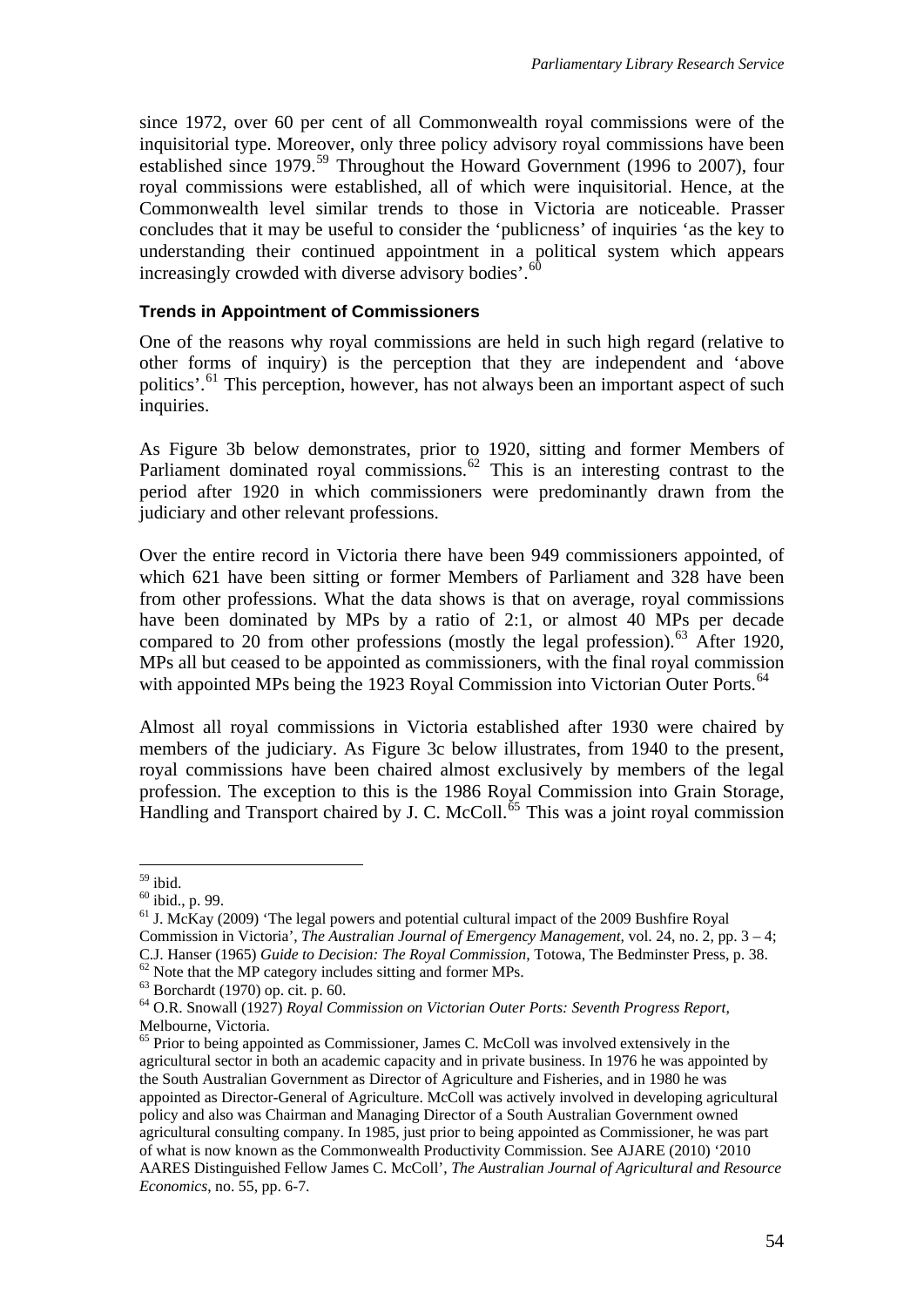since 1972, over 60 per cent of all Commonwealth royal commissions were of the inquisitorial type. Moreover, only three policy advisory royal commissions have been established since 1979.[59] Throughout the Howard Government (1996 to 2007), four royal commissions were established, all of which were inquisitorial. Hence, at the Commonwealth level similar trends to those in Victoria are noticeable. Prasser concludes that it may be useful to consider the 'publicness' of inquiries 'as the key to understanding their continued appointment in a political system which appears increasingly crowded with diverse advisory bodies'.[60]

#### Trends in Appointment of Commissioners

One of the reasons why royal commissions are held in such high regard (relative to other forms of inquiry) is the perception that they are independent and 'above politics'.[61] This perception, however, has not always been an important aspect of such inquiries.

As Figure 3b below demonstrates, prior to 1920, sitting and former Members of Parliament dominated royal commissions.[62] This is an interesting contrast to the period after 1920 in which commissioners were predominantly drawn from the judiciary and other relevant professions.

Over the entire record in Victoria there have been 949 commissioners appointed, of which 621 have been sitting or former Members of Parliament and 328 have been from other professions. What the data shows is that on average, royal commissions have been dominated by MPs by a ratio of 2:1, or almost 40 MPs per decade compared to 20 from other professions (mostly the legal profession).[63] After 1920, MPs all but ceased to be appointed as commissioners, with the final royal commission with appointed MPs being the 1923 Royal Commission into Victorian Outer Ports.[64]

Almost all royal commissions in Victoria established after 1930 were chaired by members of the judiciary. As Figure 3c below illustrates, from 1940 to the present, royal commissions have been chaired almost exclusively by members of the legal profession. The exception to this is the 1986 Royal Commission into Grain Storage, Handling and Transport chaired by J. C. McColl.[65] This was a joint royal commission

---

[59] ibid.

[60] ibid., p. 99.

[61] J. McKay (2009) 'The legal powers and potential cultural impact of the 2009 Bushfire Royal Commission in Victoria', *The Australian Journal of Emergency Management*, vol. 24, no. 2, pp. 3 – 4; C.J. Hanser (1965) *Guide to Decision: The Royal Commission*, Totowa, The Bedminster Press, p. 38.

[62] Note that the MP category includes sitting and former MPs.

[63] Borchardt (1970) op. cit. p. 60.

[64] O.R. Snowall (1927) *Royal Commission on Victorian Outer Ports: Seventh Progress Report*, Melbourne, Victoria.

[65] Prior to being appointed as Commissioner, James C. McColl was involved extensively in the agricultural sector in both an academic capacity and in private business. In 1976 he was appointed by the South Australian Government as Director of Agriculture and Fisheries, and in 1980 he was appointed as Director-General of Agriculture. McColl was actively involved in developing agricultural policy and also was Chairman and Managing Director of a South Australian Government owned agricultural consulting company. In 1985, just prior to being appointed as Commissioner, he was part of what is now known as the Commonwealth Productivity Commission. See AJARE (2010) '2010 AARES Distinguished Fellow James C. McColl', *The Australian Journal of Agricultural and Resource Economics*, no. 55, pp. 6-7.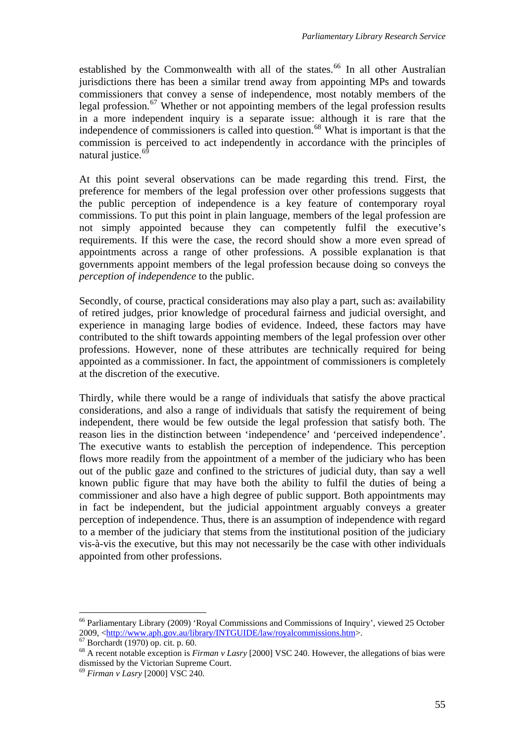established by the Commonwealth with all of the states.[66] In all other Australian jurisdictions there has been a similar trend away from appointing MPs and towards commissioners that convey a sense of independence, most notably members of the legal profession.[67] Whether or not appointing members of the legal profession results in a more independent inquiry is a separate issue: although it is rare that the independence of commissioners is called into question.[68] What is important is that the commission is perceived to act independently in accordance with the principles of natural justice.[69]

At this point several observations can be made regarding this trend. First, the preference for members of the legal profession over other professions suggests that the public perception of independence is a key feature of contemporary royal commissions. To put this point in plain language, members of the legal profession are not simply appointed because they can competently fulfil the executive's requirements. If this were the case, the record should show a more even spread of appointments across a range of other professions. A possible explanation is that governments appoint members of the legal profession because doing so conveys the *perception of independence* to the public.

Secondly, of course, practical considerations may also play a part, such as: availability of retired judges, prior knowledge of procedural fairness and judicial oversight, and experience in managing large bodies of evidence. Indeed, these factors may have contributed to the shift towards appointing members of the legal profession over other professions. However, none of these attributes are technically required for being appointed as a commissioner. In fact, the appointment of commissioners is completely at the discretion of the executive.

Thirdly, while there would be a range of individuals that satisfy the above practical considerations, and also a range of individuals that satisfy the requirement of being independent, there would be few outside the legal profession that satisfy both. The reason lies in the distinction between 'independence' and 'perceived independence'. The executive wants to establish the perception of independence. This perception flows more readily from the appointment of a member of the judiciary who has been out of the public gaze and confined to the strictures of judicial duty, than say a well known public figure that may have both the ability to fulfil the duties of being a commissioner and also have a high degree of public support. Both appointments may in fact be independent, but the judicial appointment arguably conveys a greater perception of independence. Thus, there is an assumption of independence with regard to a member of the judiciary that stems from the institutional position of the judiciary vis-à-vis the executive, but this may not necessarily be the case with other individuals appointed from other professions.

---

[66] Parliamentary Library (2009) 'Royal Commissions and Commissions of Inquiry', viewed 25 October 2009, <http://www.aph.gov.au/library/INTGUIDE/law/royalcommissions.htm>.

[67] Borchardt (1970) op. cit. p. 60.

[68] A recent notable exception is *Firman v Lasry* [2000] VSC 240. However, the allegations of bias were dismissed by the Victorian Supreme Court.

[69] *Firman v Lasry* [2000] VSC 240.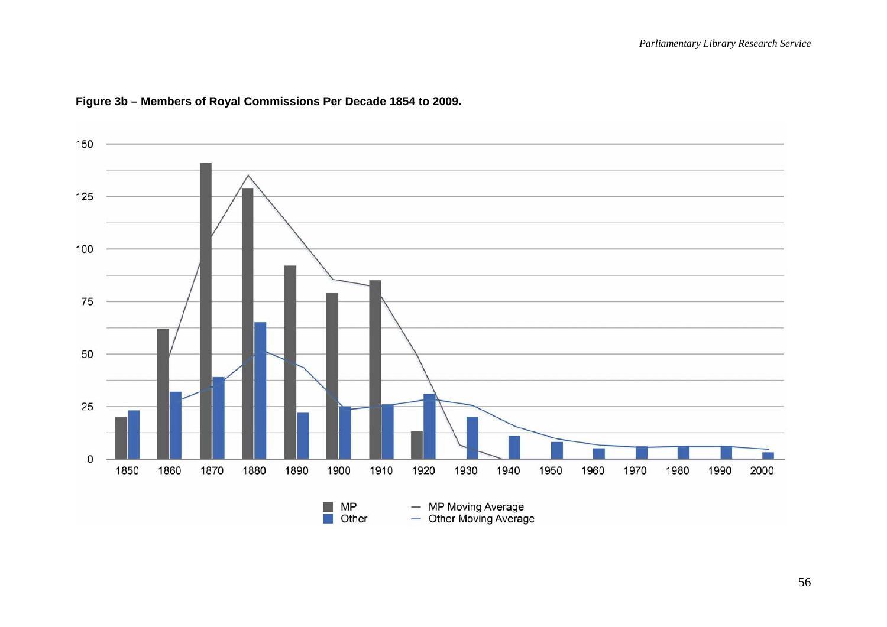**Figure 3b – Members of Royal Commissions Per Decade 1854 to 2009.**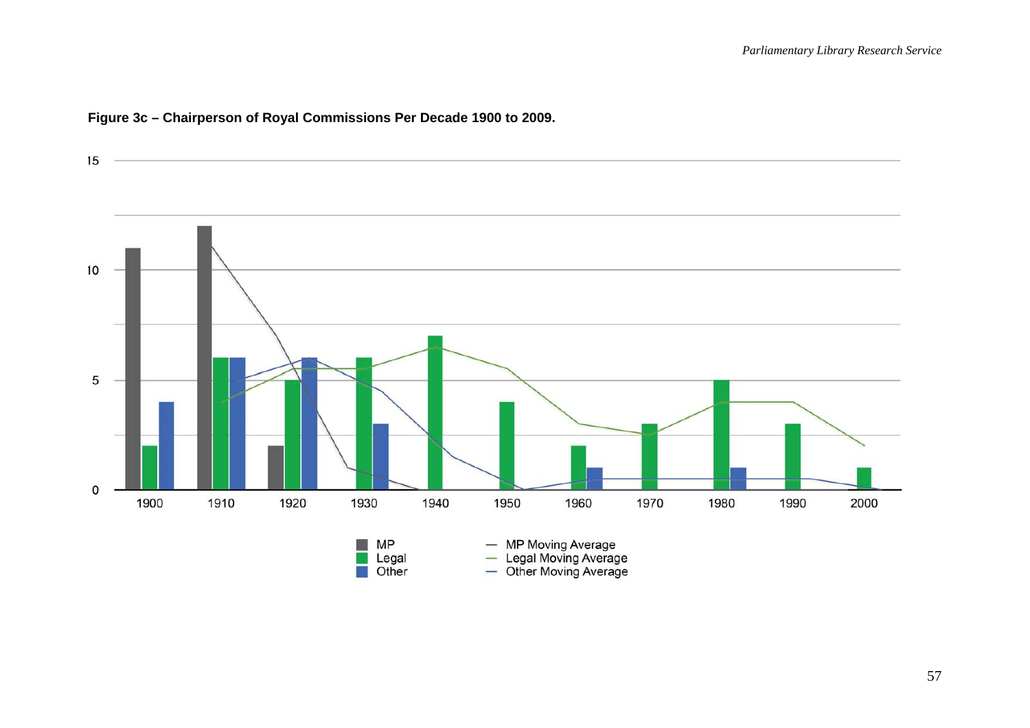**Figure 3c – Chairperson of Royal Commissions Per Decade 1900 to 2009.**

15

10

5

0

1900 1910 1920 1930 1940 1950 1960 1970 1980 1990 2000

MP
Legal
Other

MP Moving Average
Legal Moving Average
Other Moving Average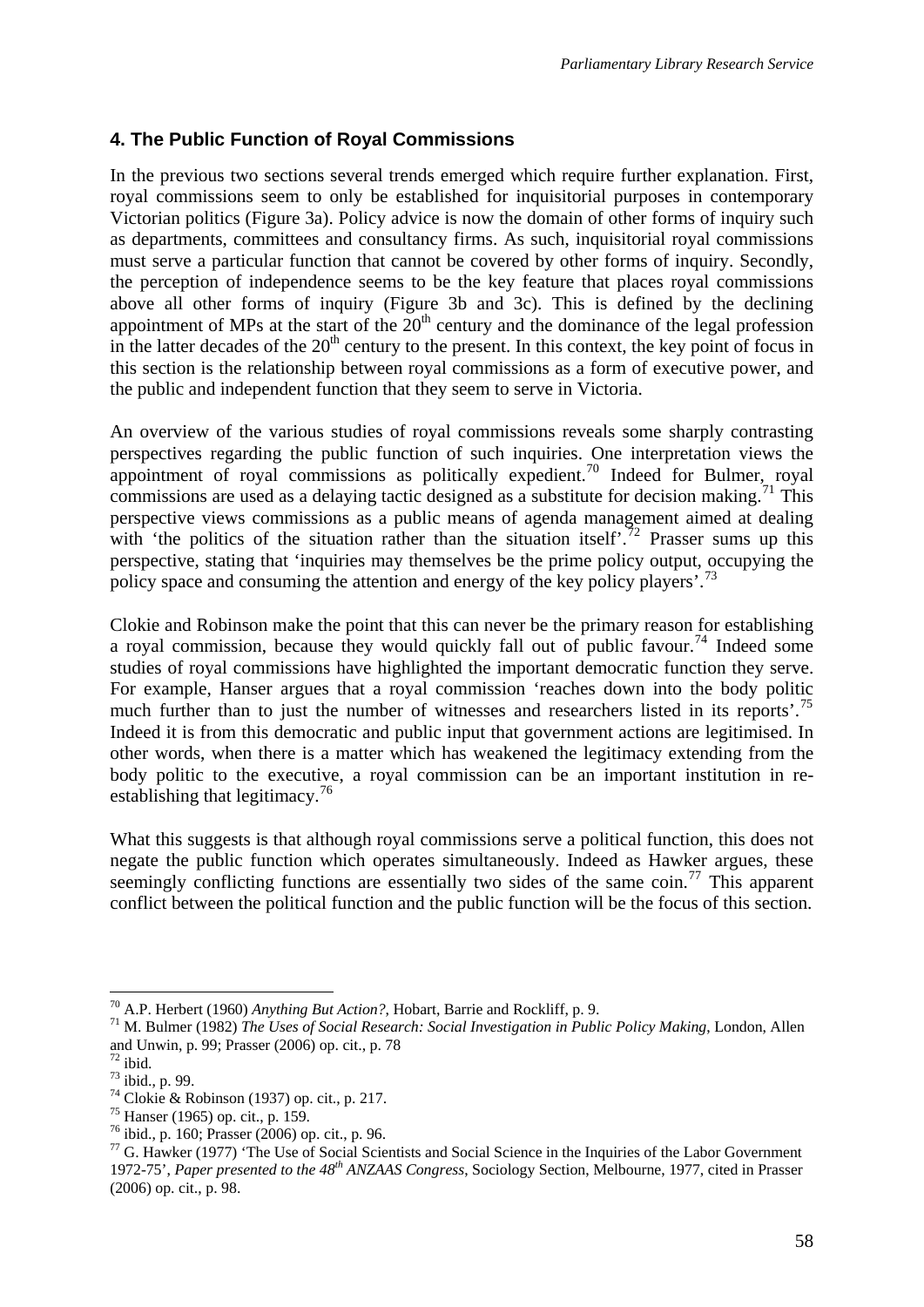## 4. The Public Function of Royal Commissions

In the previous two sections several trends emerged which require further explanation. First, royal commissions seem to only be established for inquisitorial purposes in contemporary Victorian politics (Figure 3a). Policy advice is now the domain of other forms of inquiry such as departments, committees and consultancy firms. As such, inquisitorial royal commissions must serve a particular function that cannot be covered by other forms of inquiry. Secondly, the perception of independence seems to be the key feature that places royal commissions above all other forms of inquiry (Figure 3b and 3c). This is defined by the declining appointment of MPs at the start of the 20th century and the dominance of the legal profession in the latter decades of the 20th century to the present. In this context, the key point of focus in this section is the relationship between royal commissions as a form of executive power, and the public and independent function that they seem to serve in Victoria.

An overview of the various studies of royal commissions reveals some sharply contrasting perspectives regarding the public function of such inquiries. One interpretation views the appointment of royal commissions as politically expedient.[70] Indeed for Bulmer, royal commissions are used as a delaying tactic designed as a substitute for decision making.[71] This perspective views commissions as a public means of agenda management aimed at dealing with 'the politics of the situation rather than the situation itself'.[72] Prasser sums up this perspective, stating that 'inquiries may themselves be the prime policy output, occupying the policy space and consuming the attention and energy of the key policy players'.[73]

Clokie and Robinson make the point that this can never be the primary reason for establishing a royal commission, because they would quickly fall out of public favour.[74] Indeed some studies of royal commissions have highlighted the important democratic function they serve. For example, Hanser argues that a royal commission 'reaches down into the body politic much further than to just the number of witnesses and researchers listed in its reports'.[75] Indeed it is from this democratic and public input that government actions are legitimised. In other words, when there is a matter which has weakened the legitimacy extending from the body politic to the executive, a royal commission can be an important institution in re-establishing that legitimacy.[76]

What this suggests is that although royal commissions serve a political function, this does not negate the public function which operates simultaneously. Indeed as Hawker argues, these seemingly conflicting functions are essentially two sides of the same coin.[77] This apparent conflict between the political function and the public function will be the focus of this section.

---

[70] A.P. Herbert (1960) *Anything But Action?*, Hobart, Barrie and Rockliff, p. 9.

[71] M. Bulmer (1982) *The Uses of Social Research: Social Investigation in Public Policy Making*, London, Allen and Unwin, p. 99; Prasser (2006) op. cit., p. 78

[72] ibid.

[73] ibid., p. 99.

[74] Clokie & Robinson (1937) op. cit., p. 217.

[75] Hanser (1965) op. cit., p. 159.

[76] ibid., p. 160; Prasser (2006) op. cit., p. 96.

[77] G. Hawker (1977) 'The Use of Social Scientists and Social Science in the Inquiries of the Labor Government 1972-75', *Paper presented to the 48th ANZAAS Congress*, Sociology Section, Melbourne, 1977, cited in Prasser (2006) op. cit., p. 98.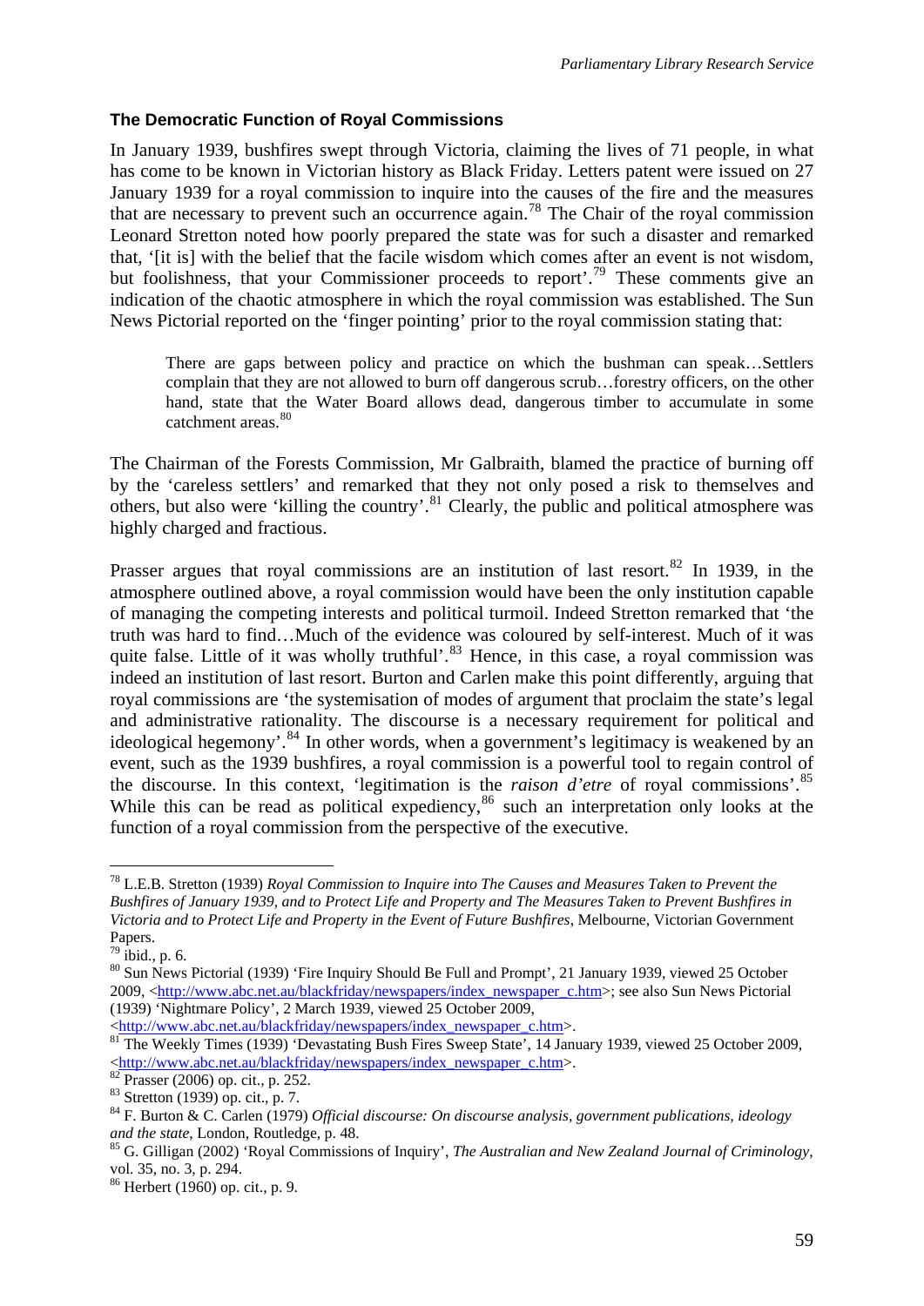### The Democratic Function of Royal Commissions

In January 1939, bushfires swept through Victoria, claiming the lives of 71 people, in what has come to be known in Victorian history as Black Friday. Letters patent were issued on 27 January 1939 for a royal commission to inquire into the causes of the fire and the measures that are necessary to prevent such an occurrence again.[78] The Chair of the royal commission Leonard Stretton noted how poorly prepared the state was for such a disaster and remarked that, '[it is] with the belief that the facile wisdom which comes after an event is not wisdom, but foolishness, that your Commissioner proceeds to report'.[79] These comments give an indication of the chaotic atmosphere in which the royal commission was established. The Sun News Pictorial reported on the 'finger pointing' prior to the royal commission stating that:

> There are gaps between policy and practice on which the bushman can speak…Settlers complain that they are not allowed to burn off dangerous scrub…forestry officers, on the other hand, state that the Water Board allows dead, dangerous timber to accumulate in some catchment areas.[80]

The Chairman of the Forests Commission, Mr Galbraith, blamed the practice of burning off by the 'careless settlers' and remarked that they not only posed a risk to themselves and others, but also were 'killing the country'.[81] Clearly, the public and political atmosphere was highly charged and fractious.

Prasser argues that royal commissions are an institution of last resort.[82] In 1939, in the atmosphere outlined above, a royal commission would have been the only institution capable of managing the competing interests and political turmoil. Indeed Stretton remarked that 'the truth was hard to find…Much of the evidence was coloured by self-interest. Much of it was quite false. Little of it was wholly truthful'.[83] Hence, in this case, a royal commission was indeed an institution of last resort. Burton and Carlen make this point differently, arguing that royal commissions are 'the systemisation of modes of argument that proclaim the state's legal and administrative rationality. The discourse is a necessary requirement for political and ideological hegemony'.[84] In other words, when a government's legitimacy is weakened by an event, such as the 1939 bushfires, a royal commission is a powerful tool to regain control of the discourse. In this context, 'legitimation is the *raison d'etre* of royal commissions'.[85] While this can be read as political expediency,[86] such an interpretation only looks at the function of a royal commission from the perspective of the executive.

---

[78] L.E.B. Stretton (1939) *Royal Commission to Inquire into The Causes and Measures Taken to Prevent the Bushfires of January 1939, and to Protect Life and Property and The Measures Taken to Prevent Bushfires in Victoria and to Protect Life and Property in the Event of Future Bushfires*, Melbourne, Victorian Government Papers.

[79] ibid., p. 6.

[80] Sun News Pictorial (1939) 'Fire Inquiry Should Be Full and Prompt', 21 January 1939, viewed 25 October 2009, <http://www.abc.net.au/blackfriday/newspapers/index_newspaper_c.htm>; see also Sun News Pictorial (1939) 'Nightmare Policy', 2 March 1939, viewed 25 October 2009, <http://www.abc.net.au/blackfriday/newspapers/index_newspaper_c.htm>.

[81] The Weekly Times (1939) 'Devastating Bush Fires Sweep State', 14 January 1939, viewed 25 October 2009, <http://www.abc.net.au/blackfriday/newspapers/index_newspaper_c.htm>.

[82] Prasser (2006) op. cit., p. 252.

[83] Stretton (1939) op. cit., p. 7.

[84] F. Burton & C. Carlen (1979) *Official discourse: On discourse analysis, government publications, ideology and the state*, London, Routledge, p. 48.

[85] G. Gilligan (2002) 'Royal Commissions of Inquiry', *The Australian and New Zealand Journal of Criminology*, vol. 35, no. 3, p. 294.

[86] Herbert (1960) op. cit., p. 9.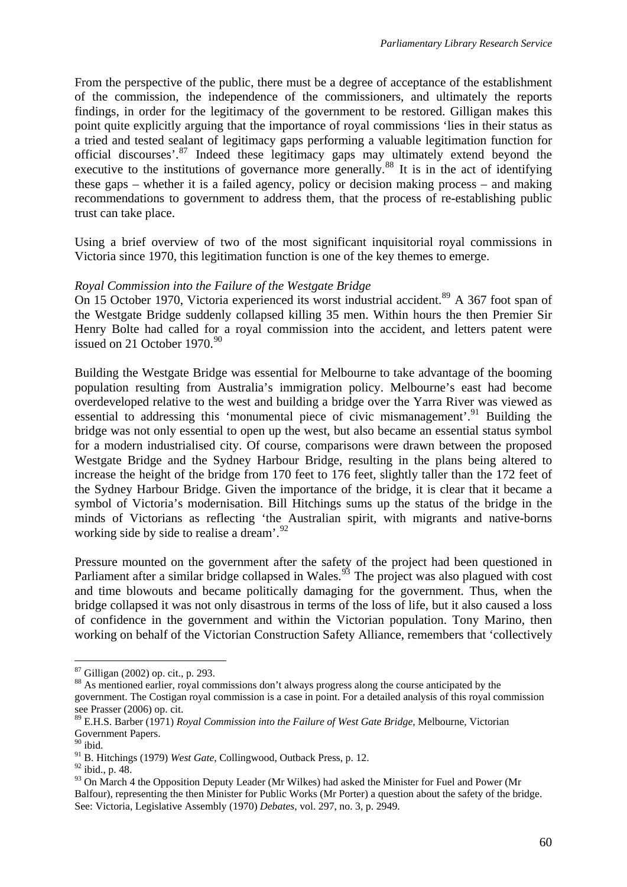From the perspective of the public, there must be a degree of acceptance of the establishment of the commission, the independence of the commissioners, and ultimately the reports findings, in order for the legitimacy of the government to be restored. Gilligan makes this point quite explicitly arguing that the importance of royal commissions 'lies in their status as a tried and tested sealant of legitimacy gaps performing a valuable legitimation function for official discourses'.[87] Indeed these legitimacy gaps may ultimately extend beyond the executive to the institutions of governance more generally.[88] It is in the act of identifying these gaps – whether it is a failed agency, policy or decision making process – and making recommendations to government to address them, that the process of re-establishing public trust can take place.

Using a brief overview of two of the most significant inquisitorial royal commissions in Victoria since 1970, this legitimation function is one of the key themes to emerge.

*Royal Commission into the Failure of the Westgate Bridge*

On 15 October 1970, Victoria experienced its worst industrial accident.[89] A 367 foot span of the Westgate Bridge suddenly collapsed killing 35 men. Within hours the then Premier Sir Henry Bolte had called for a royal commission into the accident, and letters patent were issued on 21 October 1970.[90]

Building the Westgate Bridge was essential for Melbourne to take advantage of the booming population resulting from Australia's immigration policy. Melbourne's east had become overdeveloped relative to the west and building a bridge over the Yarra River was viewed as essential to addressing this 'monumental piece of civic mismanagement'.[91] Building the bridge was not only essential to open up the west, but also became an essential status symbol for a modern industrialised city. Of course, comparisons were drawn between the proposed Westgate Bridge and the Sydney Harbour Bridge, resulting in the plans being altered to increase the height of the bridge from 170 feet to 176 feet, slightly taller than the 172 feet of the Sydney Harbour Bridge. Given the importance of the bridge, it is clear that it became a symbol of Victoria's modernisation. Bill Hitchings sums up the status of the bridge in the minds of Victorians as reflecting 'the Australian spirit, with migrants and native-borns working side by side to realise a dream'.[92]

Pressure mounted on the government after the safety of the project had been questioned in Parliament after a similar bridge collapsed in Wales.[93] The project was also plagued with cost and time blowouts and became politically damaging for the government. Thus, when the bridge collapsed it was not only disastrous in terms of the loss of life, but it also caused a loss of confidence in the government and within the Victorian population. Tony Marino, then working on behalf of the Victorian Construction Safety Alliance, remembers that 'collectively

---

[87] Gilligan (2002) op. cit., p. 293.

[88] As mentioned earlier, royal commissions don't always progress along the course anticipated by the government. The Costigan royal commission is a case in point. For a detailed analysis of this royal commission see Prasser (2006) op. cit.

[89] E.H.S. Barber (1971) *Royal Commission into the Failure of West Gate Bridge*, Melbourne, Victorian Government Papers.

[90] ibid.

[91] B. Hitchings (1979) *West Gate*, Collingwood, Outback Press, p. 12.

[92] ibid., p. 48.

[93] On March 4 the Opposition Deputy Leader (Mr Wilkes) had asked the Minister for Fuel and Power (Mr Balfour), representing the then Minister for Public Works (Mr Porter) a question about the safety of the bridge. See: Victoria, Legislative Assembly (1970) *Debates*, vol. 297, no. 3, p. 2949.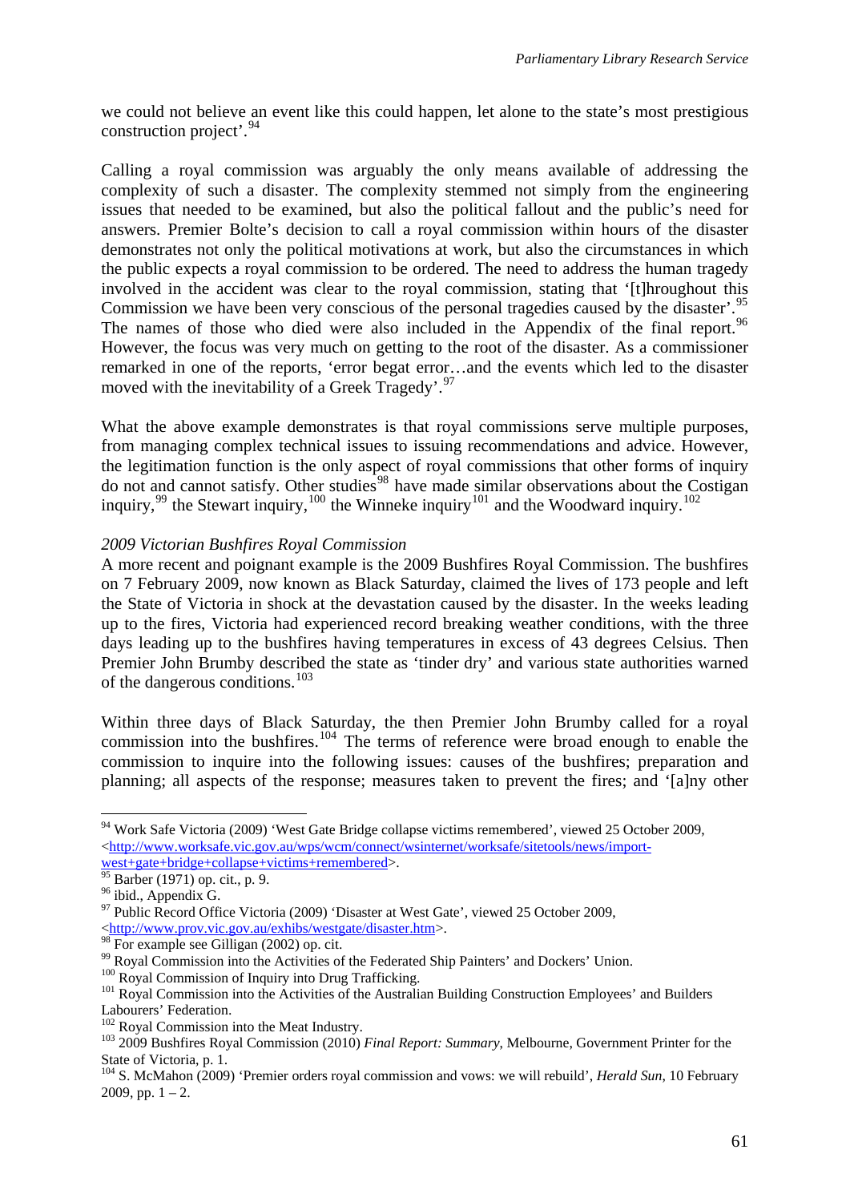we could not believe an event like this could happen, let alone to the state's most prestigious construction project'.[94]

Calling a royal commission was arguably the only means available of addressing the complexity of such a disaster. The complexity stemmed not simply from the engineering issues that needed to be examined, but also the political fallout and the public's need for answers. Premier Bolte's decision to call a royal commission within hours of the disaster demonstrates not only the political motivations at work, but also the circumstances in which the public expects a royal commission to be ordered. The need to address the human tragedy involved in the accident was clear to the royal commission, stating that '[t]hroughout this Commission we have been very conscious of the personal tragedies caused by the disaster'.[95] The names of those who died were also included in the Appendix of the final report.[96] However, the focus was very much on getting to the root of the disaster. As a commissioner remarked in one of the reports, 'error begat error…and the events which led to the disaster moved with the inevitability of a Greek Tragedy'.[97]

What the above example demonstrates is that royal commissions serve multiple purposes, from managing complex technical issues to issuing recommendations and advice. However, the legitimation function is the only aspect of royal commissions that other forms of inquiry do not and cannot satisfy. Other studies[98] have made similar observations about the Costigan inquiry,[99] the Stewart inquiry,[100] the Winneke inquiry[101] and the Woodward inquiry.[102]

*2009 Victorian Bushfires Royal Commission*

A more recent and poignant example is the 2009 Bushfires Royal Commission. The bushfires on 7 February 2009, now known as Black Saturday, claimed the lives of 173 people and left the State of Victoria in shock at the devastation caused by the disaster. In the weeks leading up to the fires, Victoria had experienced record breaking weather conditions, with the three days leading up to the bushfires having temperatures in excess of 43 degrees Celsius. Then Premier John Brumby described the state as 'tinder dry' and various state authorities warned of the dangerous conditions.[103]

Within three days of Black Saturday, the then Premier John Brumby called for a royal commission into the bushfires.[104] The terms of reference were broad enough to enable the commission to inquire into the following issues: causes of the bushfires; preparation and planning; all aspects of the response; measures taken to prevent the fires; and '[a]ny other

---

[94] Work Safe Victoria (2009) 'West Gate Bridge collapse victims remembered', viewed 25 October 2009, <http://www.worksafe.vic.gov.au/wps/wcm/connect/wsinternet/worksafe/sitetools/news/import-west+gate+bridge+collapse+victims+remembered>.

[95] Barber (1971) op. cit., p. 9.

[96] ibid., Appendix G.

[97] Public Record Office Victoria (2009) 'Disaster at West Gate', viewed 25 October 2009, <http://www.prov.vic.gov.au/exhibs/westgate/disaster.htm>.

[98] For example see Gilligan (2002) op. cit.

[99] Royal Commission into the Activities of the Federated Ship Painters' and Dockers' Union.

[100] Royal Commission of Inquiry into Drug Trafficking.

[101] Royal Commission into the Activities of the Australian Building Construction Employees' and Builders Labourers' Federation.

[102] Royal Commission into the Meat Industry.

[103] 2009 Bushfires Royal Commission (2010) *Final Report: Summary*, Melbourne, Government Printer for the State of Victoria, p. 1.

[104] S. McMahon (2009) 'Premier orders royal commission and vows: we will rebuild', *Herald Sun*, 10 February 2009, pp. 1 – 2.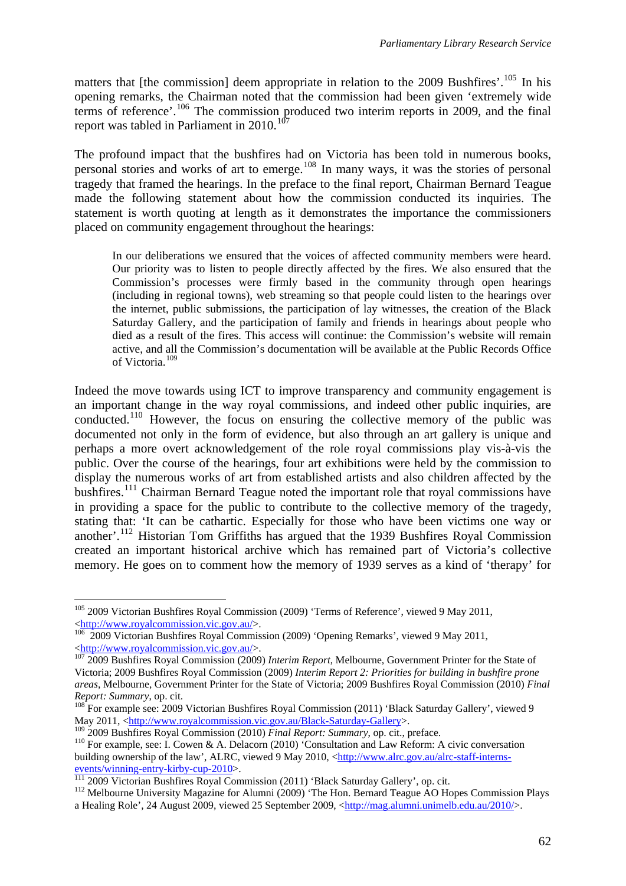matters that [the commission] deem appropriate in relation to the 2009 Bushfires'.[105] In his opening remarks, the Chairman noted that the commission had been given 'extremely wide terms of reference'.[106] The commission produced two interim reports in 2009, and the final report was tabled in Parliament in 2010.[107]

The profound impact that the bushfires had on Victoria has been told in numerous books, personal stories and works of art to emerge.[108] In many ways, it was the stories of personal tragedy that framed the hearings. In the preface to the final report, Chairman Bernard Teague made the following statement about how the commission conducted its inquiries. The statement is worth quoting at length as it demonstrates the importance the commissioners placed on community engagement throughout the hearings:

> In our deliberations we ensured that the voices of affected community members were heard. Our priority was to listen to people directly affected by the fires. We also ensured that the Commission's processes were firmly based in the community through open hearings (including in regional towns), web streaming so that people could listen to the hearings over the internet, public submissions, the participation of lay witnesses, the creation of the Black Saturday Gallery, and the participation of family and friends in hearings about people who died as a result of the fires. This access will continue: the Commission's website will remain active, and all the Commission's documentation will be available at the Public Records Office of Victoria.[109]

Indeed the move towards using ICT to improve transparency and community engagement is an important change in the way royal commissions, and indeed other public inquiries, are conducted.[110] However, the focus on ensuring the collective memory of the public was documented not only in the form of evidence, but also through an art gallery is unique and perhaps a more overt acknowledgement of the role royal commissions play vis-à-vis the public. Over the course of the hearings, four art exhibitions were held by the commission to display the numerous works of art from established artists and also children affected by the bushfires.[111] Chairman Bernard Teague noted the important role that royal commissions have in providing a space for the public to contribute to the collective memory of the tragedy, stating that: 'It can be cathartic. Especially for those who have been victims one way or another'.[112] Historian Tom Griffiths has argued that the 1939 Bushfires Royal Commission created an important historical archive which has remained part of Victoria's collective memory. He goes on to comment how the memory of 1939 serves as a kind of 'therapy' for

---

[105] 2009 Victorian Bushfires Royal Commission (2009) 'Terms of Reference', viewed 9 May 2011, <http://www.royalcommission.vic.gov.au/>.

[106] 2009 Victorian Bushfires Royal Commission (2009) 'Opening Remarks', viewed 9 May 2011, <http://www.royalcommission.vic.gov.au/>.

[107] 2009 Bushfires Royal Commission (2009) *Interim Report*, Melbourne, Government Printer for the State of Victoria; 2009 Bushfires Royal Commission (2009) *Interim Report 2: Priorities for building in bushfire prone areas*, Melbourne, Government Printer for the State of Victoria; 2009 Bushfires Royal Commission (2010) *Final Report: Summary*, op. cit.

[108] For example see: 2009 Victorian Bushfires Royal Commission (2011) 'Black Saturday Gallery', viewed 9 May 2011, <http://www.royalcommission.vic.gov.au/Black-Saturday-Gallery>.

[109] 2009 Bushfires Royal Commission (2010) *Final Report: Summary*, op. cit., preface.

[110] For example, see: I. Cowen & A. Delacorn (2010) 'Consultation and Law Reform: A civic conversation building ownership of the law', ALRC, viewed 9 May 2010, <http://www.alrc.gov.au/alrc-staff-interns-events/winning-entry-kirby-cup-2010>.

[111] 2009 Victorian Bushfires Royal Commission (2011) 'Black Saturday Gallery', op. cit.

[112] Melbourne University Magazine for Alumni (2009) 'The Hon. Bernard Teague AO Hopes Commission Plays a Healing Role', 24 August 2009, viewed 25 September 2009, <http://mag.alumni.unimelb.edu.au/2010/>.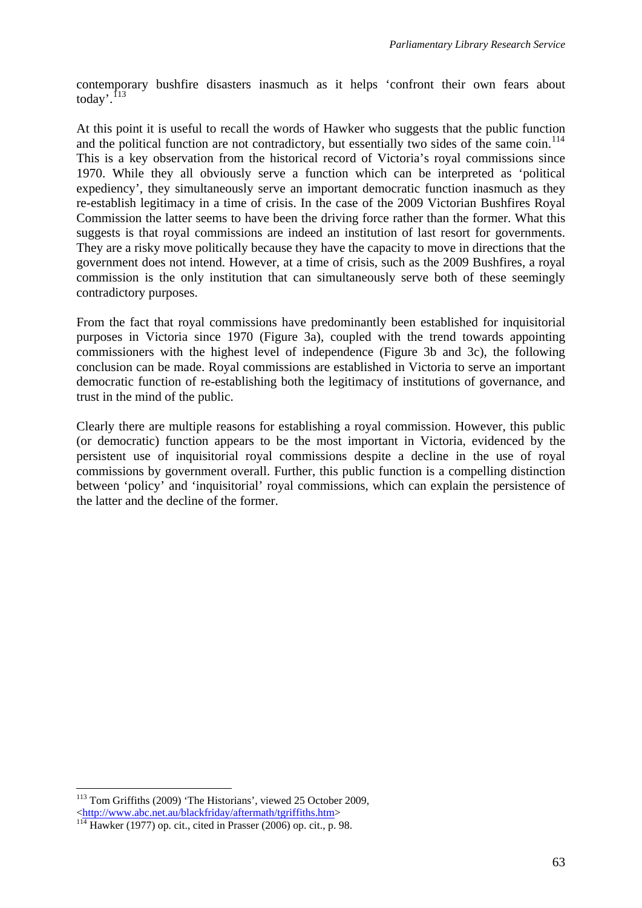contemporary bushfire disasters inasmuch as it helps 'confront their own fears about today'.[113]

At this point it is useful to recall the words of Hawker who suggests that the public function and the political function are not contradictory, but essentially two sides of the same coin.[114] This is a key observation from the historical record of Victoria's royal commissions since 1970. While they all obviously serve a function which can be interpreted as 'political expediency', they simultaneously serve an important democratic function inasmuch as they re-establish legitimacy in a time of crisis. In the case of the 2009 Victorian Bushfires Royal Commission the latter seems to have been the driving force rather than the former. What this suggests is that royal commissions are indeed an institution of last resort for governments. They are a risky move politically because they have the capacity to move in directions that the government does not intend. However, at a time of crisis, such as the 2009 Bushfires, a royal commission is the only institution that can simultaneously serve both of these seemingly contradictory purposes.

From the fact that royal commissions have predominantly been established for inquisitorial purposes in Victoria since 1970 (Figure 3a), coupled with the trend towards appointing commissioners with the highest level of independence (Figure 3b and 3c), the following conclusion can be made. Royal commissions are established in Victoria to serve an important democratic function of re-establishing both the legitimacy of institutions of governance, and trust in the mind of the public.

Clearly there are multiple reasons for establishing a royal commission. However, this public (or democratic) function appears to be the most important in Victoria, evidenced by the persistent use of inquisitorial royal commissions despite a decline in the use of royal commissions by government overall. Further, this public function is a compelling distinction between 'policy' and 'inquisitorial' royal commissions, which can explain the persistence of the latter and the decline of the former.

---

[113] Tom Griffiths (2009) 'The Historians', viewed 25 October 2009, <http://www.abc.net.au/blackfriday/aftermath/tgriffiths.htm>

[114] Hawker (1977) op. cit., cited in Prasser (2006) op. cit., p. 98.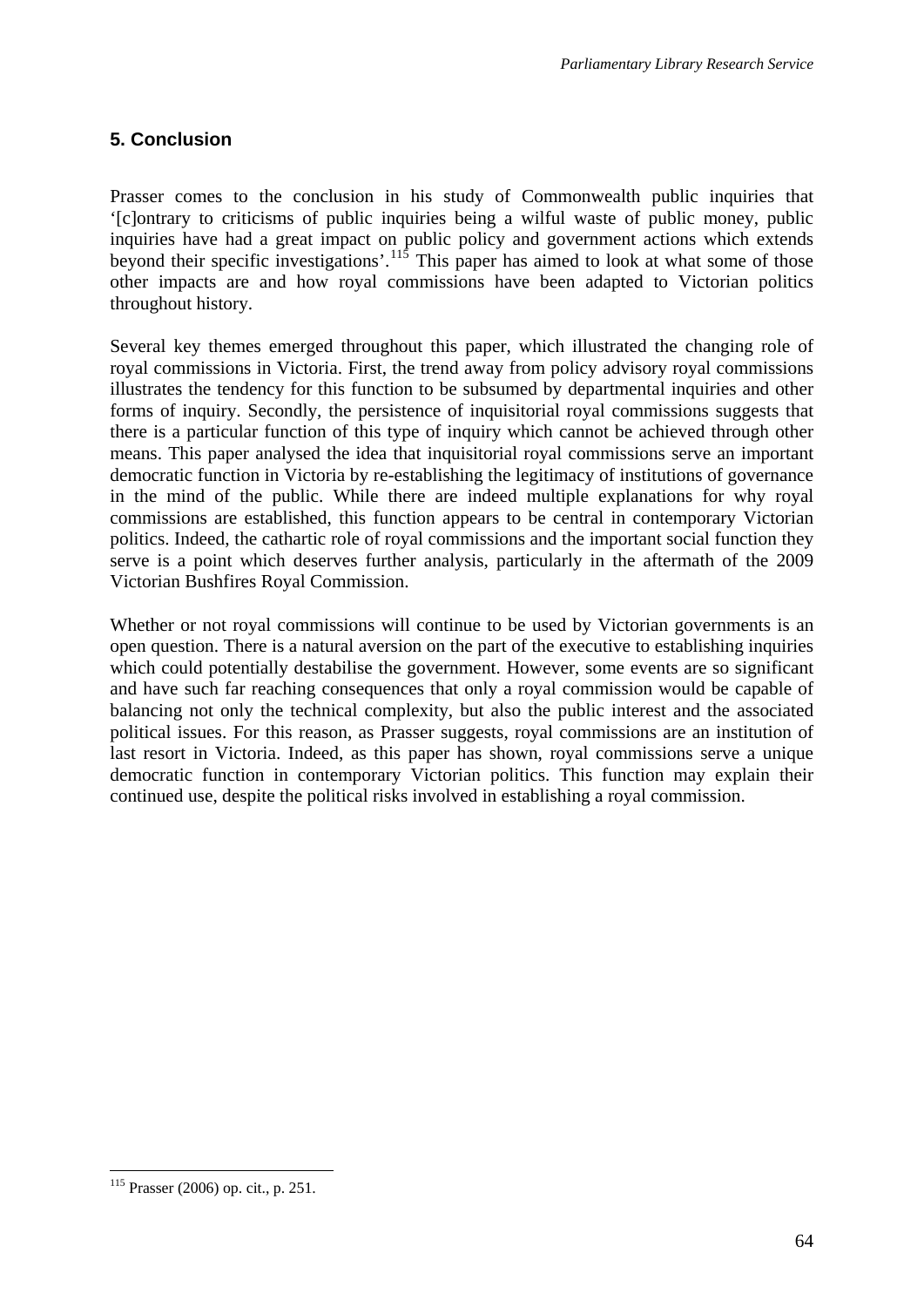## 5. Conclusion

Prasser comes to the conclusion in his study of Commonwealth public inquiries that '[c]ontrary to criticisms of public inquiries being a wilful waste of public money, public inquiries have had a great impact on public policy and government actions which extends beyond their specific investigations'.[115] This paper has aimed to look at what some of those other impacts are and how royal commissions have been adapted to Victorian politics throughout history.

Several key themes emerged throughout this paper, which illustrated the changing role of royal commissions in Victoria. First, the trend away from policy advisory royal commissions illustrates the tendency for this function to be subsumed by departmental inquiries and other forms of inquiry. Secondly, the persistence of inquisitorial royal commissions suggests that there is a particular function of this type of inquiry which cannot be achieved through other means. This paper analysed the idea that inquisitorial royal commissions serve an important democratic function in Victoria by re-establishing the legitimacy of institutions of governance in the mind of the public. While there are indeed multiple explanations for why royal commissions are established, this function appears to be central in contemporary Victorian politics. Indeed, the cathartic role of royal commissions and the important social function they serve is a point which deserves further analysis, particularly in the aftermath of the 2009 Victorian Bushfires Royal Commission.

Whether or not royal commissions will continue to be used by Victorian governments is an open question. There is a natural aversion on the part of the executive to establishing inquiries which could potentially destabilise the government. However, some events are so significant and have such far reaching consequences that only a royal commission would be capable of balancing not only the technical complexity, but also the public interest and the associated political issues. For this reason, as Prasser suggests, royal commissions are an institution of last resort in Victoria. Indeed, as this paper has shown, royal commissions serve a unique democratic function in contemporary Victorian politics. This function may explain their continued use, despite the political risks involved in establishing a royal commission.

---

[115] Prasser (2006) op. cit., p. 251.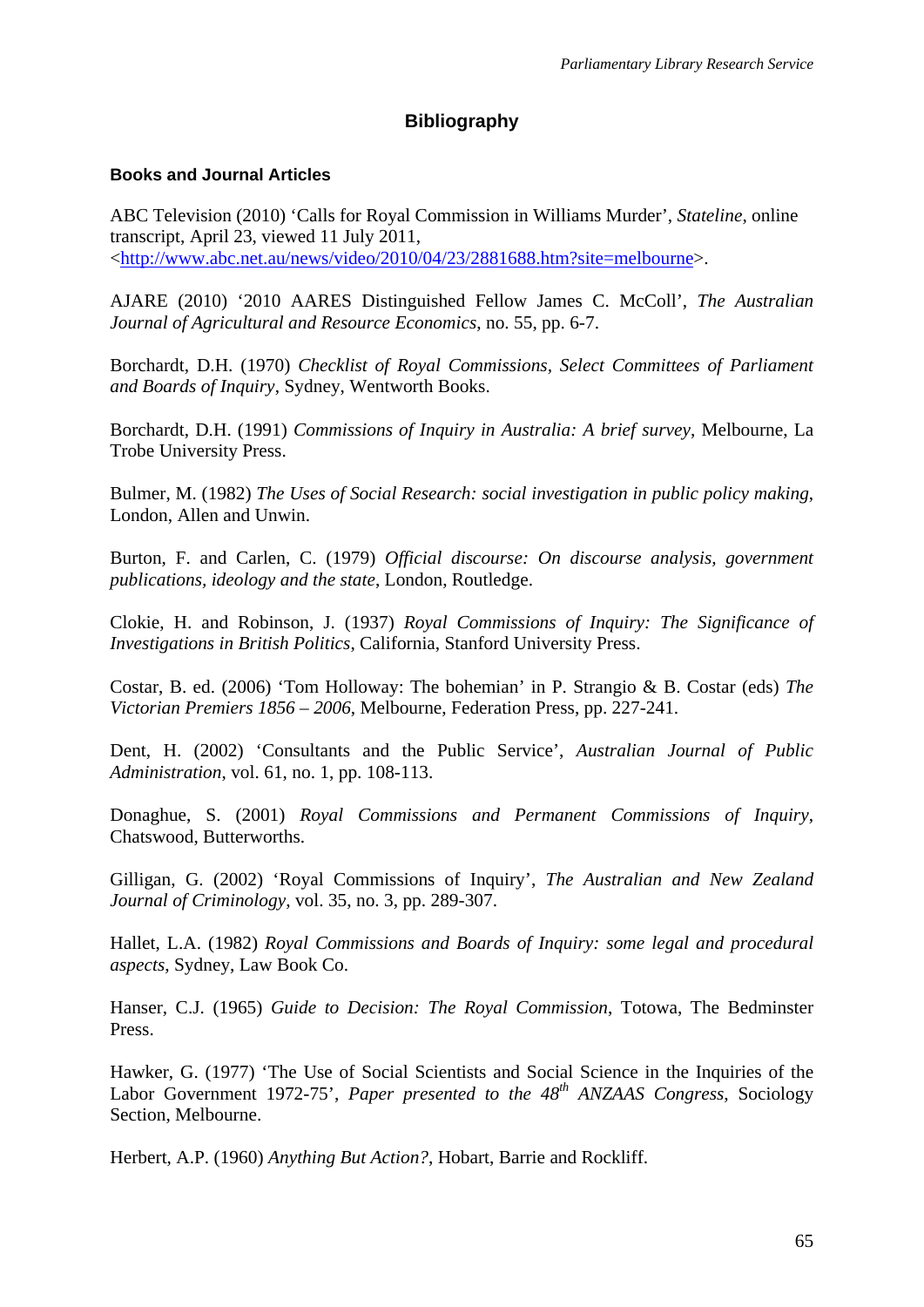# Bibliography

### Books and Journal Articles

ABC Television (2010) 'Calls for Royal Commission in Williams Murder', *Stateline*, online transcript, April 23, viewed 11 July 2011, <http://www.abc.net.au/news/video/2010/04/23/2881688.htm?site=melbourne>.

AJARE (2010) '2010 AARES Distinguished Fellow James C. McColl', *The Australian Journal of Agricultural and Resource Economics*, no. 55, pp. 6-7.

Borchardt, D.H. (1970) *Checklist of Royal Commissions, Select Committees of Parliament and Boards of Inquiry*, Sydney, Wentworth Books.

Borchardt, D.H. (1991) *Commissions of Inquiry in Australia: A brief survey*, Melbourne, La Trobe University Press.

Bulmer, M. (1982) *The Uses of Social Research: social investigation in public policy making*, London, Allen and Unwin.

Burton, F. and Carlen, C. (1979) *Official discourse: On discourse analysis, government publications, ideology and the state*, London, Routledge.

Clokie, H. and Robinson, J. (1937) *Royal Commissions of Inquiry: The Significance of Investigations in British Politics*, California, Stanford University Press.

Costar, B. ed. (2006) 'Tom Holloway: The bohemian' in P. Strangio & B. Costar (eds) *The Victorian Premiers 1856 – 2006*, Melbourne, Federation Press, pp. 227-241.

Dent, H. (2002) 'Consultants and the Public Service', *Australian Journal of Public Administration*, vol. 61, no. 1, pp. 108-113.

Donaghue, S. (2001) *Royal Commissions and Permanent Commissions of Inquiry*, Chatswood, Butterworths.

Gilligan, G. (2002) 'Royal Commissions of Inquiry', *The Australian and New Zealand Journal of Criminology*, vol. 35, no. 3, pp. 289-307.

Hallet, L.A. (1982) *Royal Commissions and Boards of Inquiry: some legal and procedural aspects*, Sydney, Law Book Co.

Hanser, C.J. (1965) *Guide to Decision: The Royal Commission*, Totowa, The Bedminster Press.

Hawker, G. (1977) 'The Use of Social Scientists and Social Science in the Inquiries of the Labor Government 1972-75', *Paper presented to the 48th ANZAAS Congress*, Sociology Section, Melbourne.

Herbert, A.P. (1960) *Anything But Action?*, Hobart, Barrie and Rockliff.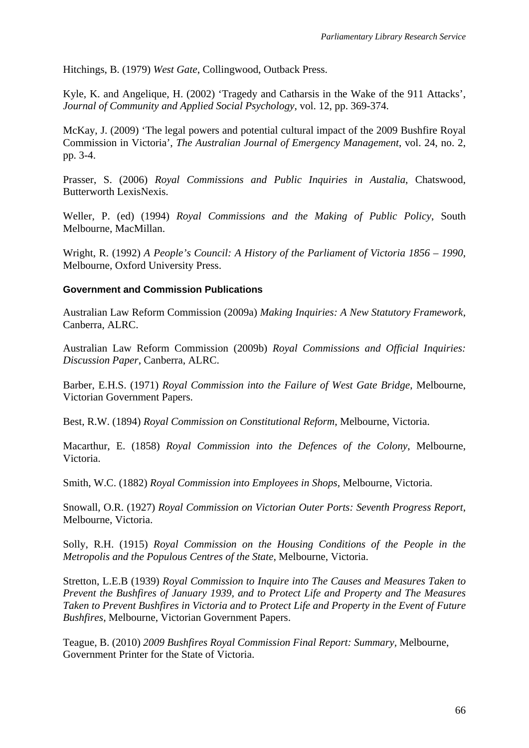Hitchings, B. (1979) *West Gate*, Collingwood, Outback Press.

Kyle, K. and Angelique, H. (2002) 'Tragedy and Catharsis in the Wake of the 911 Attacks', *Journal of Community and Applied Social Psychology*, vol. 12, pp. 369-374.

McKay, J. (2009) 'The legal powers and potential cultural impact of the 2009 Bushfire Royal Commission in Victoria', *The Australian Journal of Emergency Management*, vol. 24, no. 2, pp. 3-4.

Prasser, S. (2006) *Royal Commissions and Public Inquiries in Austalia*, Chatswood, Butterworth LexisNexis.

Weller, P. (ed) (1994) *Royal Commissions and the Making of Public Policy*, South Melbourne, MacMillan.

Wright, R. (1992) *A People's Council: A History of the Parliament of Victoria 1856 – 1990*, Melbourne, Oxford University Press.

#### Government and Commission Publications

Australian Law Reform Commission (2009a) *Making Inquiries: A New Statutory Framework*, Canberra, ALRC.

Australian Law Reform Commission (2009b) *Royal Commissions and Official Inquiries: Discussion Paper*, Canberra, ALRC.

Barber, E.H.S. (1971) *Royal Commission into the Failure of West Gate Bridge*, Melbourne, Victorian Government Papers.

Best, R.W. (1894) *Royal Commission on Constitutional Reform*, Melbourne, Victoria.

Macarthur, E. (1858) *Royal Commission into the Defences of the Colony*, Melbourne, Victoria.

Smith, W.C. (1882) *Royal Commission into Employees in Shops*, Melbourne, Victoria.

Snowall, O.R. (1927) *Royal Commission on Victorian Outer Ports: Seventh Progress Report*, Melbourne, Victoria.

Solly, R.H. (1915) *Royal Commission on the Housing Conditions of the People in the Metropolis and the Populous Centres of the State*, Melbourne, Victoria.

Stretton, L.E.B (1939) *Royal Commission to Inquire into The Causes and Measures Taken to Prevent the Bushfires of January 1939, and to Protect Life and Property and The Measures Taken to Prevent Bushfires in Victoria and to Protect Life and Property in the Event of Future Bushfires*, Melbourne, Victorian Government Papers.

Teague, B. (2010) *2009 Bushfires Royal Commission Final Report: Summary*, Melbourne, Government Printer for the State of Victoria.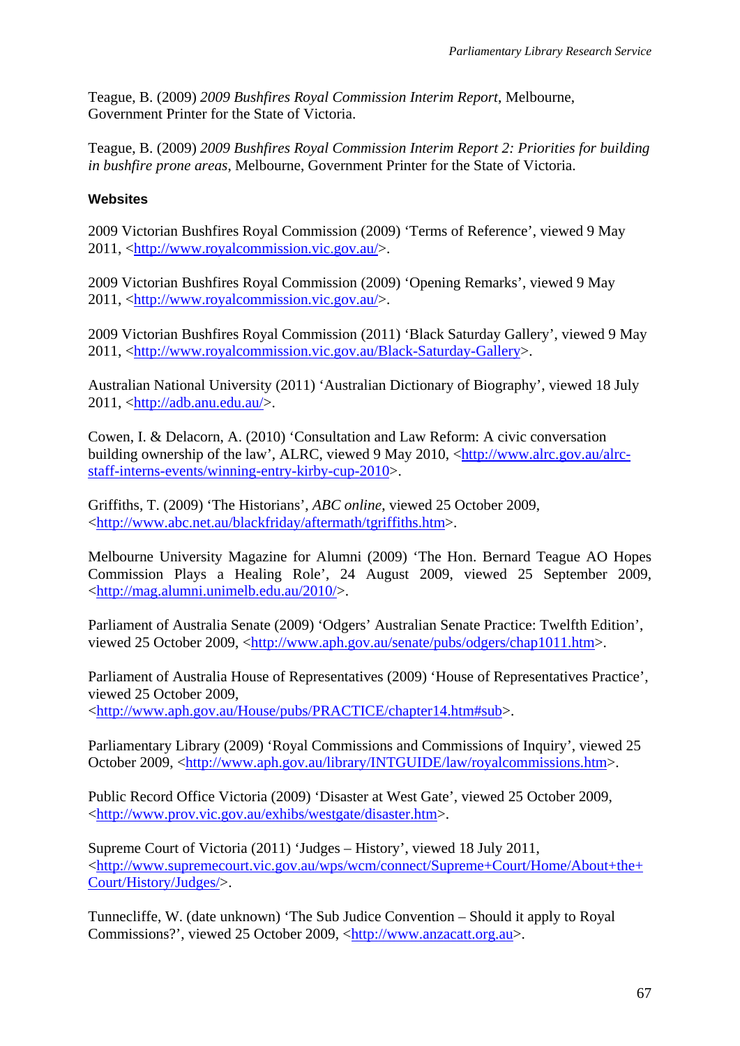Teague, B. (2009) *2009 Bushfires Royal Commission Interim Report*, Melbourne, Government Printer for the State of Victoria.

Teague, B. (2009) *2009 Bushfires Royal Commission Interim Report 2: Priorities for building in bushfire prone areas*, Melbourne, Government Printer for the State of Victoria.

**Websites**

2009 Victorian Bushfires Royal Commission (2009) 'Terms of Reference', viewed 9 May 2011, <http://www.royalcommission.vic.gov.au/>.

2009 Victorian Bushfires Royal Commission (2009) 'Opening Remarks', viewed 9 May 2011, <http://www.royalcommission.vic.gov.au/>.

2009 Victorian Bushfires Royal Commission (2011) 'Black Saturday Gallery', viewed 9 May 2011, <http://www.royalcommission.vic.gov.au/Black-Saturday-Gallery>.

Australian National University (2011) 'Australian Dictionary of Biography', viewed 18 July 2011, <http://adb.anu.edu.au/>.

Cowen, I. & Delacorn, A. (2010) 'Consultation and Law Reform: A civic conversation building ownership of the law', ALRC, viewed 9 May 2010, <http://www.alrc.gov.au/alrc-staff-interns-events/winning-entry-kirby-cup-2010>.

Griffiths, T. (2009) 'The Historians', *ABC online*, viewed 25 October 2009, <http://www.abc.net.au/blackfriday/aftermath/tgriffiths.htm>.

Melbourne University Magazine for Alumni (2009) 'The Hon. Bernard Teague AO Hopes Commission Plays a Healing Role', 24 August 2009, viewed 25 September 2009, <http://mag.alumni.unimelb.edu.au/2010/>.

Parliament of Australia Senate (2009) 'Odgers' Australian Senate Practice: Twelfth Edition', viewed 25 October 2009, <http://www.aph.gov.au/senate/pubs/odgers/chap1011.htm>.

Parliament of Australia House of Representatives (2009) 'House of Representatives Practice', viewed 25 October 2009, <http://www.aph.gov.au/House/pubs/PRACTICE/chapter14.htm#sub>.

Parliamentary Library (2009) 'Royal Commissions and Commissions of Inquiry', viewed 25 October 2009, <http://www.aph.gov.au/library/INTGUIDE/law/royalcommissions.htm>.

Public Record Office Victoria (2009) 'Disaster at West Gate', viewed 25 October 2009, <http://www.prov.vic.gov.au/exhibs/westgate/disaster.htm>.

Supreme Court of Victoria (2011) 'Judges – History', viewed 18 July 2011, <http://www.supremecourt.vic.gov.au/wps/wcm/connect/Supreme+Court/Home/About+the+Court/History/Judges/>.

Tunnecliffe, W. (date unknown) 'The Sub Judice Convention – Should it apply to Royal Commissions?', viewed 25 October 2009, <http://www.anzacatt.org.au>.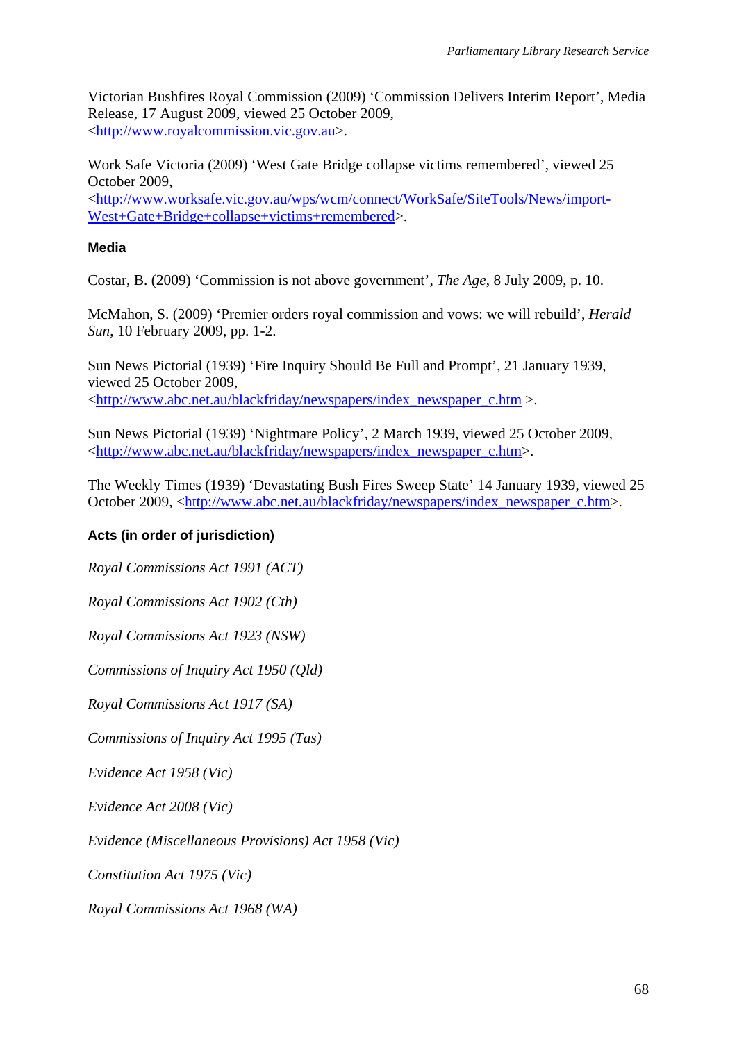Victorian Bushfires Royal Commission (2009) 'Commission Delivers Interim Report', Media Release, 17 August 2009, viewed 25 October 2009, <http://www.royalcommission.vic.gov.au>.

Work Safe Victoria (2009) 'West Gate Bridge collapse victims remembered', viewed 25 October 2009, <http://www.worksafe.vic.gov.au/wps/wcm/connect/WorkSafe/SiteTools/News/import-West+Gate+Bridge+collapse+victims+remembered>.

### Media

Costar, B. (2009) 'Commission is not above government', *The Age*, 8 July 2009, p. 10.

McMahon, S. (2009) 'Premier orders royal commission and vows: we will rebuild', *Herald Sun*, 10 February 2009, pp. 1-2.

Sun News Pictorial (1939) 'Fire Inquiry Should Be Full and Prompt', 21 January 1939, viewed 25 October 2009, <http://www.abc.net.au/blackfriday/newspapers/index_newspaper_c.htm >.

Sun News Pictorial (1939) 'Nightmare Policy', 2 March 1939, viewed 25 October 2009, <http://www.abc.net.au/blackfriday/newspapers/index_newspaper_c.htm>.

The Weekly Times (1939) 'Devastating Bush Fires Sweep State' 14 January 1939, viewed 25 October 2009, <http://www.abc.net.au/blackfriday/newspapers/index_newspaper_c.htm>.

### Acts (in order of jurisdiction)

*Royal Commissions Act 1991 (ACT)*

*Royal Commissions Act 1902 (Cth)*

*Royal Commissions Act 1923 (NSW)*

*Commissions of Inquiry Act 1950 (Qld)*

*Royal Commissions Act 1917 (SA)*

*Commissions of Inquiry Act 1995 (Tas)*

*Evidence Act 1958 (Vic)*

*Evidence Act 2008 (Vic)*

*Evidence (Miscellaneous Provisions) Act 1958 (Vic)*

*Constitution Act 1975 (Vic)*

*Royal Commissions Act 1968 (WA)*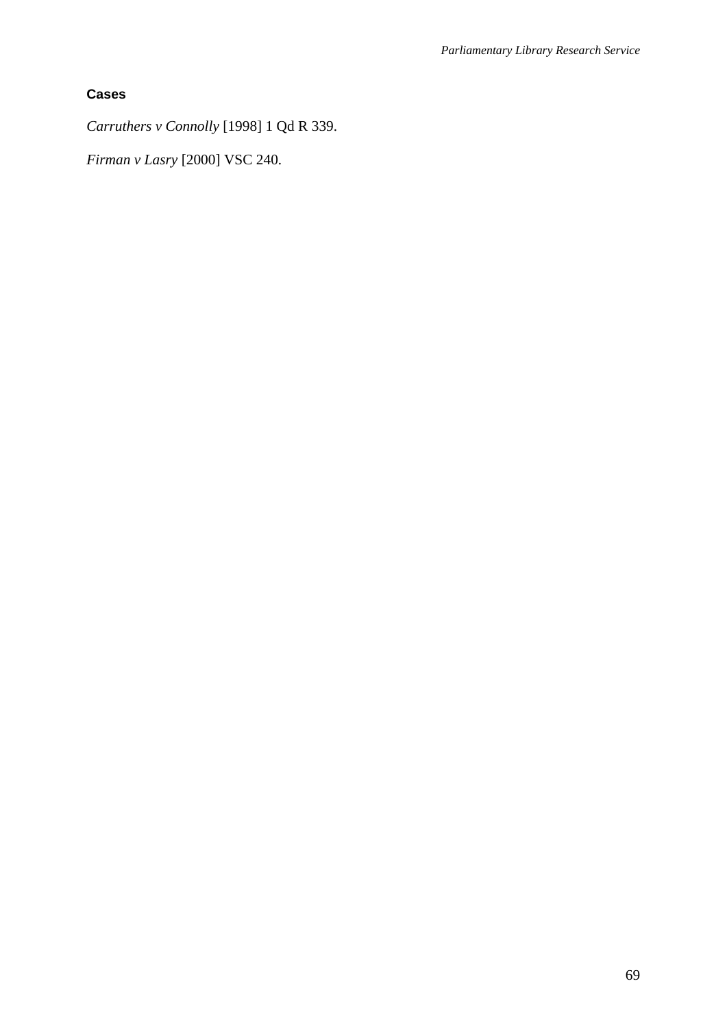### Cases

*Carruthers v Connolly* [1998] 1 Qd R 339.

*Firman v Lasry* [2000] VSC 240.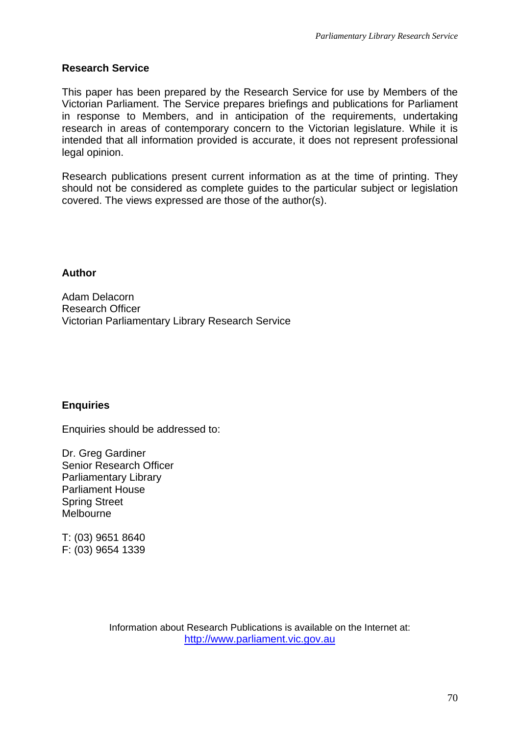### Research Service

This paper has been prepared by the Research Service for use by Members of the Victorian Parliament. The Service prepares briefings and publications for Parliament in response to Members, and in anticipation of the requirements, undertaking research in areas of contemporary concern to the Victorian legislature. While it is intended that all information provided is accurate, it does not represent professional legal opinion.

Research publications present current information as at the time of printing. They should not be considered as complete guides to the particular subject or legislation covered. The views expressed are those of the author(s).

### Author

Adam Delacorn
Research Officer
Victorian Parliamentary Library Research Service

### Enquiries

Enquiries should be addressed to:

Dr. Greg Gardiner
Senior Research Officer
Parliamentary Library
Parliament House
Spring Street
Melbourne

T: (03) 9651 8640
F: (03) 9654 1339

Information about Research Publications is available on the Internet at:
http://www.parliament.vic.gov.au